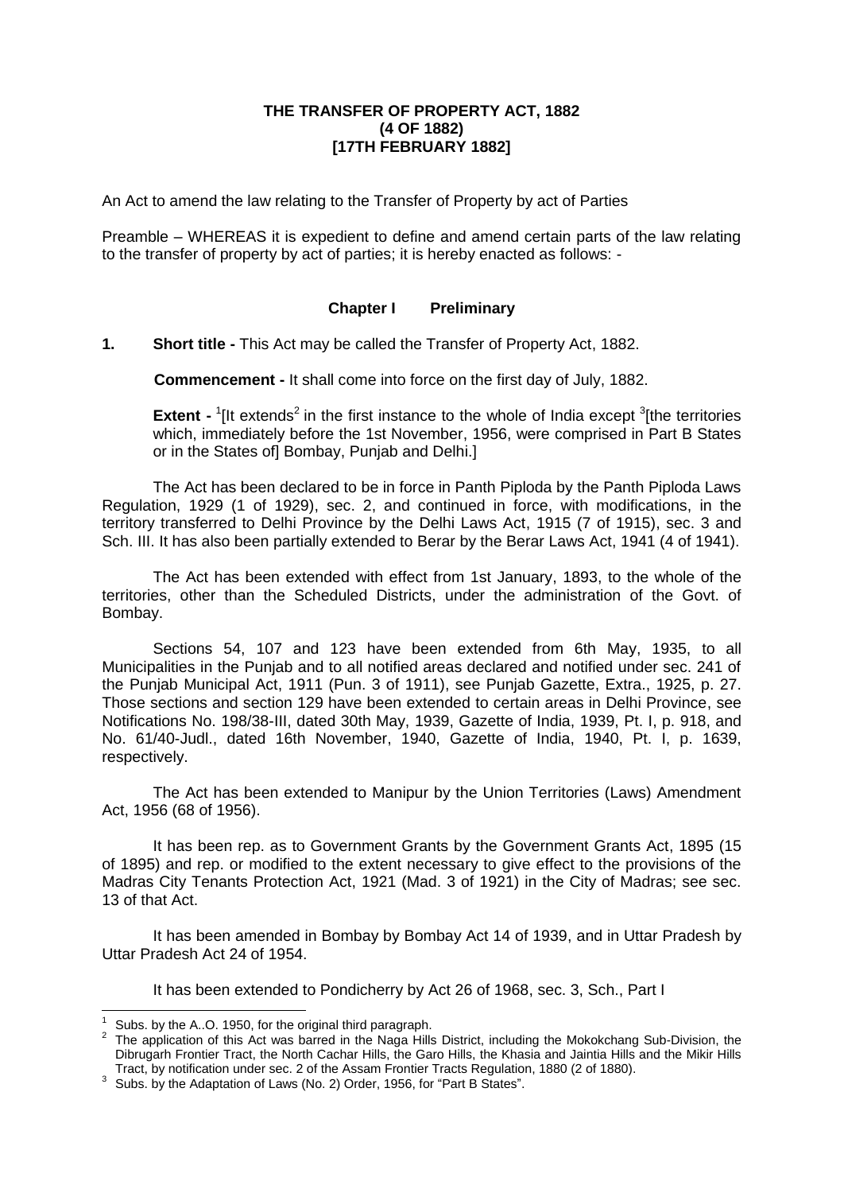**THE TRANSFER OF PROPERTY ACT, 1882**
**(4 OF 1882)**
**[17TH FEBRUARY 1882]**

An Act to amend the law relating to the Transfer of Property by act of Parties

Preamble – WHEREAS it is expedient to define and amend certain parts of the law relating to the transfer of property by act of parties; it is hereby enacted as follows: -

## Chapter I Preliminary

**1. Short title -** This Act may be called the Transfer of Property Act, 1882.

**Commencement -** It shall come into force on the first day of July, 1882.

**Extent -** [1][It extends[2] in the first instance to the whole of India except [3][the territories which, immediately before the 1st November, 1956, were comprised in Part B States or in the States of] Bombay, Punjab and Delhi.]

The Act has been declared to be in force in Panth Piploda by the Panth Piploda Laws Regulation, 1929 (1 of 1929), sec. 2, and continued in force, with modifications, in the territory transferred to Delhi Province by the Delhi Laws Act, 1915 (7 of 1915), sec. 3 and Sch. III. It has also been partially extended to Berar by the Berar Laws Act, 1941 (4 of 1941).

The Act has been extended with effect from 1st January, 1893, to the whole of the territories, other than the Scheduled Districts, under the administration of the Govt. of Bombay.

Sections 54, 107 and 123 have been extended from 6th May, 1935, to all Municipalities in the Punjab and to all notified areas declared and notified under sec. 241 of the Punjab Municipal Act, 1911 (Pun. 3 of 1911), see Punjab Gazette, Extra., 1925, p. 27. Those sections and section 129 have been extended to certain areas in Delhi Province, see Notifications No. 198/38-III, dated 30th May, 1939, Gazette of India, 1939, Pt. I, p. 918, and No. 61/40-Judl., dated 16th November, 1940, Gazette of India, 1940, Pt. I, p. 1639, respectively.

The Act has been extended to Manipur by the Union Territories (Laws) Amendment Act, 1956 (68 of 1956).

It has been rep. as to Government Grants by the Government Grants Act, 1895 (15 of 1895) and rep. or modified to the extent necessary to give effect to the provisions of the Madras City Tenants Protection Act, 1921 (Mad. 3 of 1921) in the City of Madras; see sec. 13 of that Act.

It has been amended in Bombay by Bombay Act 14 of 1939, and in Uttar Pradesh by Uttar Pradesh Act 24 of 1954.

It has been extended to Pondicherry by Act 26 of 1968, sec. 3, Sch., Part I

---

[1] Subs. by the A..O. 1950, for the original third paragraph.

[2] The application of this Act was barred in the Naga Hills District, including the Mokokchang Sub-Division, the Dibrugarh Frontier Tract, the North Cachar Hills, the Garo Hills, the Khasia and Jaintia Hills and the Mikir Hills Tract, by notification under sec. 2 of the Assam Frontier Tracts Regulation, 1880 (2 of 1880).

[3] Subs. by the Adaptation of Laws (No. 2) Order, 1956, for "Part B States".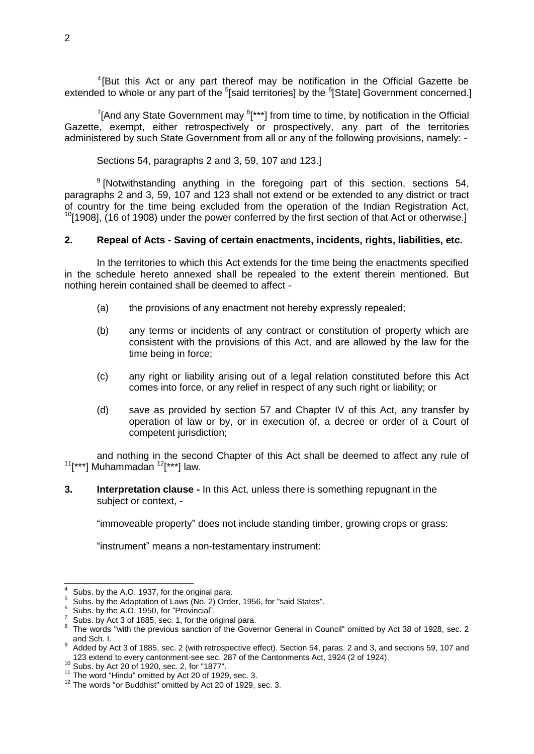[4][But this Act or any part thereof may be notification in the Official Gazette be extended to whole or any part of the [5][said territories] by the [6][State] Government concerned.]

[7][And any State Government may [8][***] from time to time, by notification in the Official Gazette, exempt, either retrospectively or prospectively, any part of the territories administered by such State Government from all or any of the following provisions, namely: -

Sections 54, paragraphs 2 and 3, 59, 107 and 123.]

[9][Notwithstanding anything in the foregoing part of this section, sections 54, paragraphs 2 and 3, 59, 107 and 123 shall not extend or be extended to any district or tract of country for the time being excluded from the operation of the Indian Registration Act, [10][1908], (16 of 1908) under the power conferred by the first section of that Act or otherwise.]

**2. Repeal of Acts - Saving of certain enactments, incidents, rights, liabilities, etc.**

In the territories to which this Act extends for the time being the enactments specified in the schedule hereto annexed shall be repealed to the extent therein mentioned. But nothing herein contained shall be deemed to affect -

(a) the provisions of any enactment not hereby expressly repealed;

(b) any terms or incidents of any contract or constitution of property which are consistent with the provisions of this Act, and are allowed by the law for the time being in force;

(c) any right or liability arising out of a legal relation constituted before this Act comes into force, or any relief in respect of any such right or liability; or

(d) save as provided by section 57 and Chapter IV of this Act, any transfer by operation of law or by, or in execution of, a decree or order of a Court of competent jurisdiction;

and nothing in the second Chapter of this Act shall be deemed to affect any rule of [11][***] Muhammadan [12][***] law.

**3. Interpretation clause -** In this Act, unless there is something repugnant in the subject or context, -

"immoveable property" does not include standing timber, growing crops or grass:

"instrument" means a non-testamentary instrument:

---

4 Subs. by the A.O. 1937, for the original para.

5 Subs. by the Adaptation of Laws (No. 2) Order, 1956, for "said States".

6 Subs. by the A.O. 1950, for "Provincial".

7 Subs. by Act 3 of 1885, sec. 1, for the original para.

8 The words "with the previous sanction of the Governor General in Council" omitted by Act 38 of 1928, sec. 2 and Sch. I.

9 Added by Act 3 of 1885, sec. 2 (with retrospective effect). Section 54, paras. 2 and 3, and sections 59, 107 and 123 extend to every cantonment-see sec. 287 of the Cantonments Act, 1924 (2 of 1924).

10 Subs. by Act 20 of 1920, sec. 2, for "1877".

11 The word "Hindu" omitted by Act 20 of 1929, sec. 3.

12 The words "or Buddhist" omitted by Act 20 of 1929, sec. 3.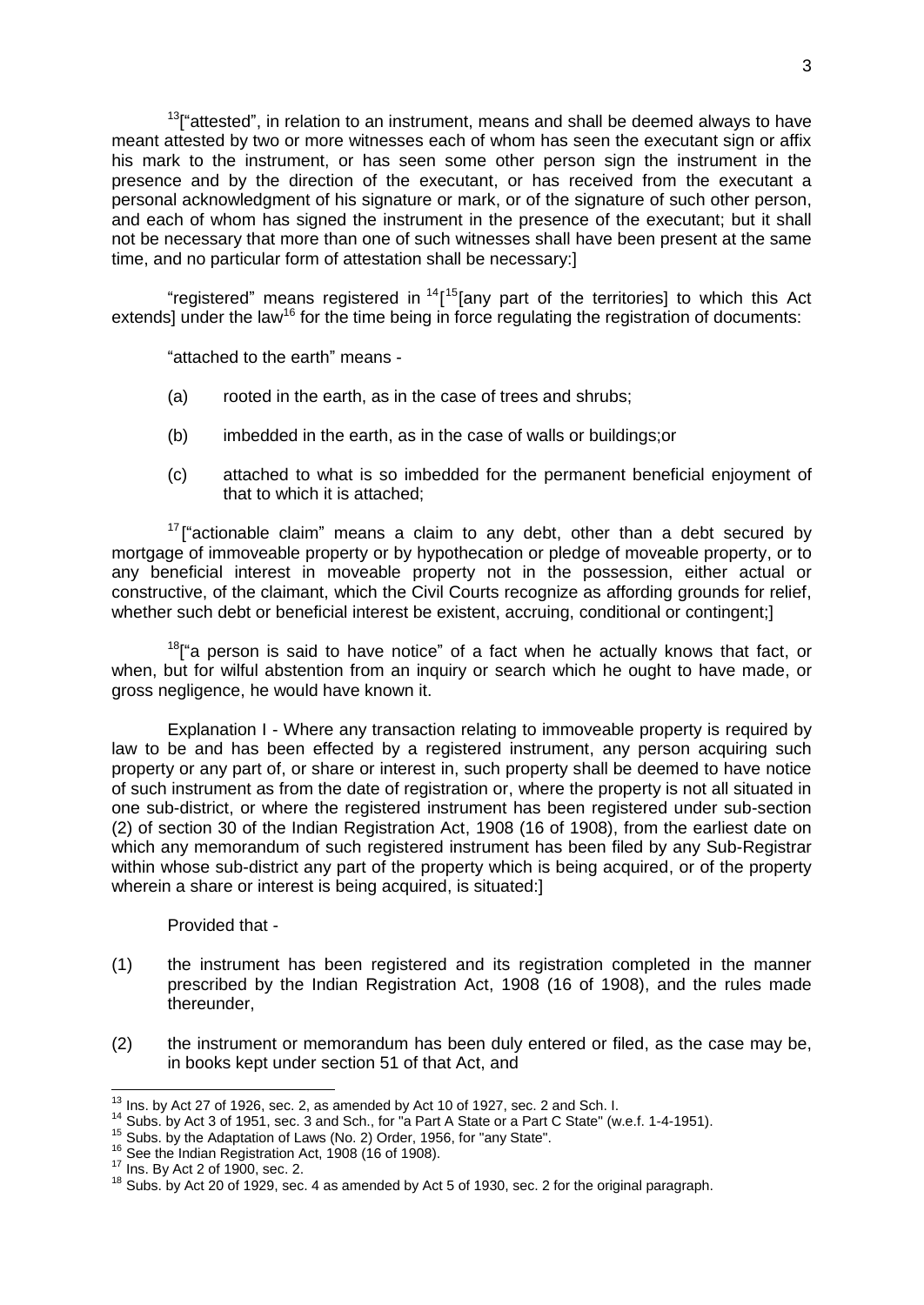[13]["attested", in relation to an instrument, means and shall be deemed always to have meant attested by two or more witnesses each of whom has seen the executant sign or affix his mark to the instrument, or has seen some other person sign the instrument in the presence and by the direction of the executant, or has received from the executant a personal acknowledgment of his signature or mark, or of the signature of such other person, and each of whom has signed the instrument in the presence of the executant; but it shall not be necessary that more than one of such witnesses shall have been present at the same time, and no particular form of attestation shall be necessary:]

"registered" means registered in [14][[15][any part of the territories] to which this Act extends] under the law[16] for the time being in force regulating the registration of documents:

"attached to the earth" means -

(a) rooted in the earth, as in the case of trees and shrubs;

(b) imbedded in the earth, as in the case of walls or buildings;or

(c) attached to what is so imbedded for the permanent beneficial enjoyment of that to which it is attached;

[17]["actionable claim" means a claim to any debt, other than a debt secured by mortgage of immoveable property or by hypothecation or pledge of moveable property, or to any beneficial interest in moveable property not in the possession, either actual or constructive, of the claimant, which the Civil Courts recognize as affording grounds for relief, whether such debt or beneficial interest be existent, accruing, conditional or contingent;]

[18]["a person is said to have notice" of a fact when he actually knows that fact, or when, but for wilful abstention from an inquiry or search which he ought to have made, or gross negligence, he would have known it.

Explanation I - Where any transaction relating to immoveable property is required by law to be and has been effected by a registered instrument, any person acquiring such property or any part of, or share or interest in, such property shall be deemed to have notice of such instrument as from the date of registration or, where the property is not all situated in one sub-district, or where the registered instrument has been registered under sub-section (2) of section 30 of the Indian Registration Act, 1908 (16 of 1908), from the earliest date on which any memorandum of such registered instrument has been filed by any Sub-Registrar within whose sub-district any part of the property which is being acquired, or of the property wherein a share or interest is being acquired, is situated:]

Provided that -

(1) the instrument has been registered and its registration completed in the manner prescribed by the Indian Registration Act, 1908 (16 of 1908), and the rules made thereunder,

(2) the instrument or memorandum has been duly entered or filed, as the case may be, in books kept under section 51 of that Act, and

---

[13] Ins. by Act 27 of 1926, sec. 2, as amended by Act 10 of 1927, sec. 2 and Sch. I.

[14] Subs. by Act 3 of 1951, sec. 3 and Sch., for "a Part A State or a Part C State" (w.e.f. 1-4-1951).

[15] Subs. by the Adaptation of Laws (No. 2) Order, 1956, for "any State".

[16] See the Indian Registration Act, 1908 (16 of 1908).

[17] Ins. By Act 2 of 1900, sec. 2.

[18] Subs. by Act 20 of 1929, sec. 4 as amended by Act 5 of 1930, sec. 2 for the original paragraph.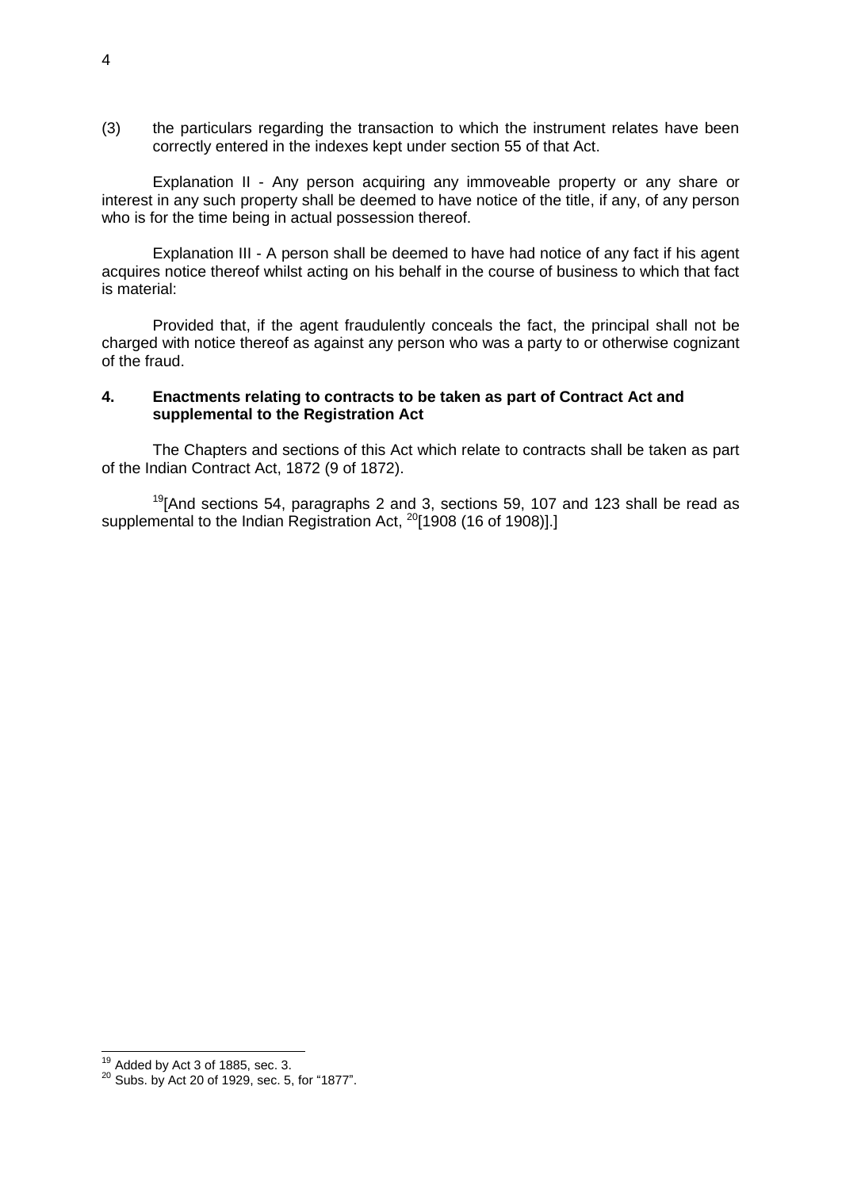(3) the particulars regarding the transaction to which the instrument relates have been correctly entered in the indexes kept under section 55 of that Act.

Explanation II - Any person acquiring any immoveable property or any share or interest in any such property shall be deemed to have notice of the title, if any, of any person who is for the time being in actual possession thereof.

Explanation III - A person shall be deemed to have had notice of any fact if his agent acquires notice thereof whilst acting on his behalf in the course of business to which that fact is material:

Provided that, if the agent fraudulently conceals the fact, the principal shall not be charged with notice thereof as against any person who was a party to or otherwise cognizant of the fraud.

### 4. Enactments relating to contracts to be taken as part of Contract Act and supplemental to the Registration Act

The Chapters and sections of this Act which relate to contracts shall be taken as part of the Indian Contract Act, 1872 (9 of 1872).

[19][And sections 54, paragraphs 2 and 3, sections 59, 107 and 123 shall be read as supplemental to the Indian Registration Act, [20][1908 (16 of 1908)].]

---

[19] Added by Act 3 of 1885, sec. 3.

[20] Subs. by Act 20 of 1929, sec. 5, for "1877".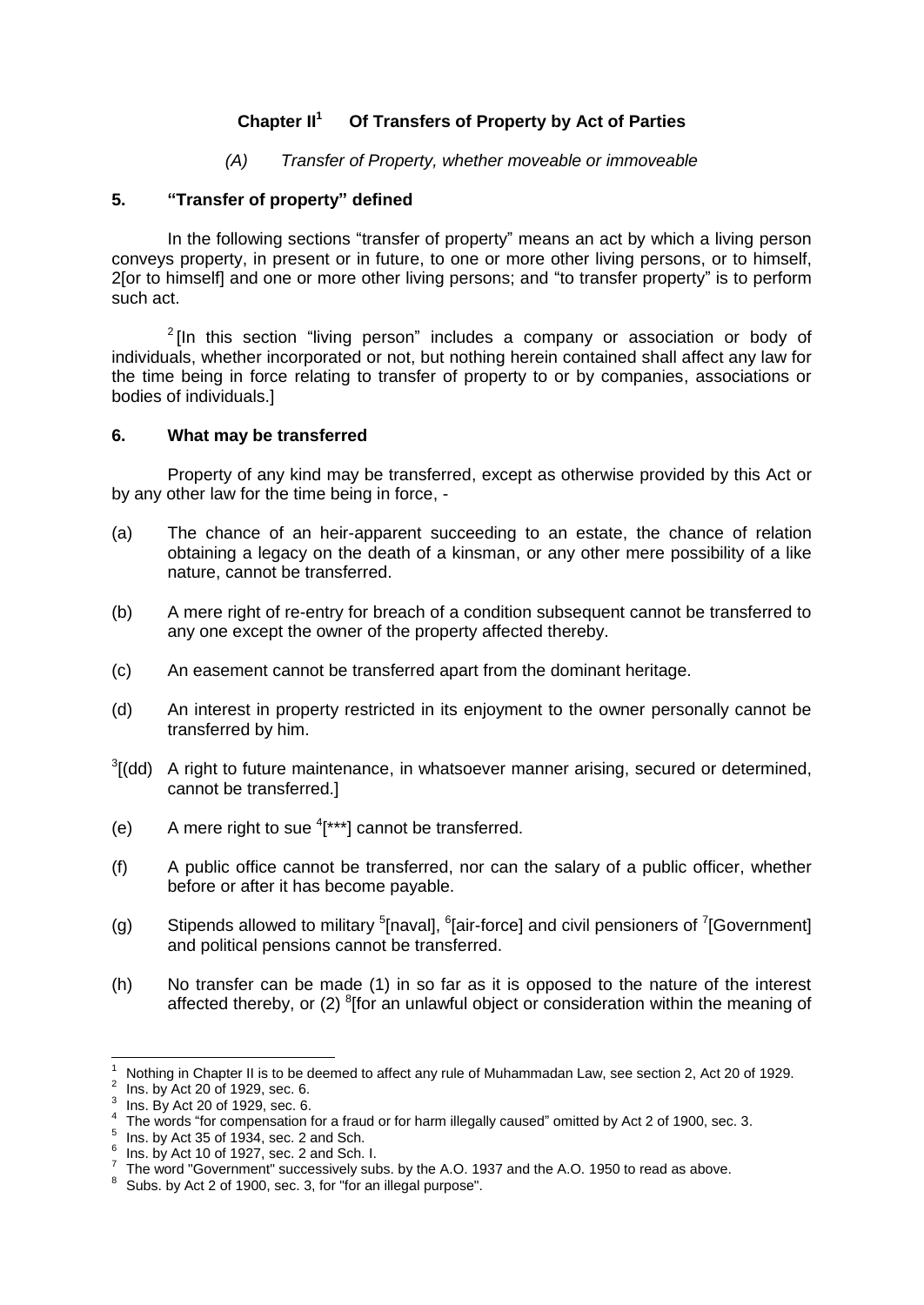## Chapter II[1] Of Transfers of Property by Act of Parties

*(A) Transfer of Property, whether moveable or immoveable*

### 5. "Transfer of property" defined

In the following sections "transfer of property" means an act by which a living person conveys property, in present or in future, to one or more other living persons, or to himself, 2[or to himself] and one or more other living persons; and "to transfer property" is to perform such act.

[2][In this section "living person" includes a company or association or body of individuals, whether incorporated or not, but nothing herein contained shall affect any law for the time being in force relating to transfer of property to or by companies, associations or bodies of individuals.]

### 6. What may be transferred

Property of any kind may be transferred, except as otherwise provided by this Act or by any other law for the time being in force, -

(a) The chance of an heir-apparent succeeding to an estate, the chance of relation obtaining a legacy on the death of a kinsman, or any other mere possibility of a like nature, cannot be transferred.

(b) A mere right of re-entry for breach of a condition subsequent cannot be transferred to any one except the owner of the property affected thereby.

(c) An easement cannot be transferred apart from the dominant heritage.

(d) An interest in property restricted in its enjoyment to the owner personally cannot be transferred by him.

[3][(dd) A right to future maintenance, in whatsoever manner arising, secured or determined, cannot be transferred.]

(e) A mere right to sue [4][***] cannot be transferred.

(f) A public office cannot be transferred, nor can the salary of a public officer, whether before or after it has become payable.

(g) Stipends allowed to military [5][naval], [6][air-force] and civil pensioners of [7][Government] and political pensions cannot be transferred.

(h) No transfer can be made (1) in so far as it is opposed to the nature of the interest affected thereby, or (2) [8][for an unlawful object or consideration within the meaning of

---

1 Nothing in Chapter II is to be deemed to affect any rule of Muhammadan Law, see section 2, Act 20 of 1929.
2 Ins. by Act 20 of 1929, sec. 6.
3 Ins. By Act 20 of 1929, sec. 6.
4 The words "for compensation for a fraud or for harm illegally caused" omitted by Act 2 of 1900, sec. 3.
5 Ins. by Act 35 of 1934, sec. 2 and Sch.
6 Ins. by Act 10 of 1927, sec. 2 and Sch. I.
7 The word "Government" successively subs. by the A.O. 1937 and the A.O. 1950 to read as above.
8 Subs. by Act 2 of 1900, sec. 3, for "for an illegal purpose".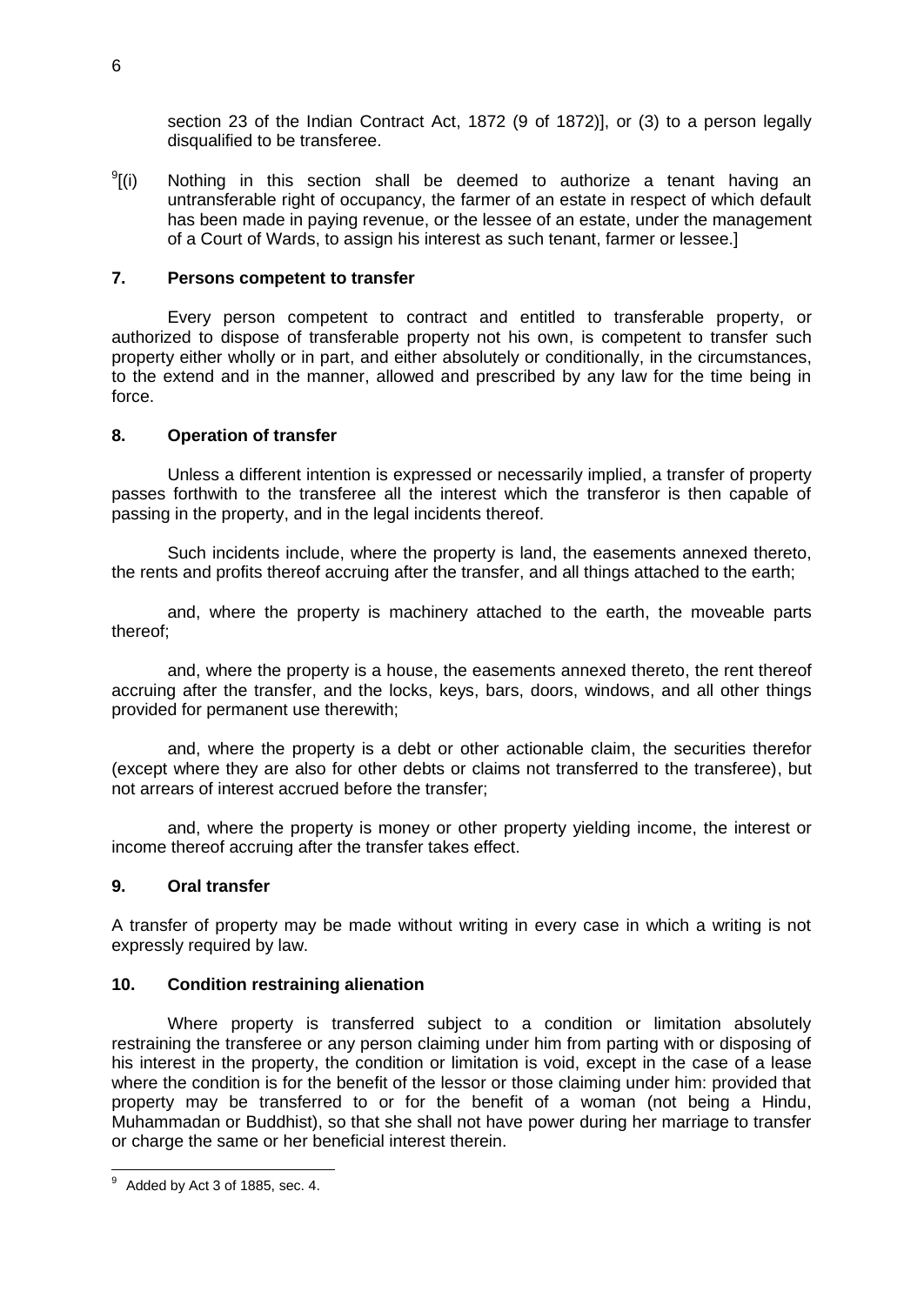section 23 of the Indian Contract Act, 1872 (9 of 1872)], or (3) to a person legally disqualified to be transferee.

[9][(i) Nothing in this section shall be deemed to authorize a tenant having an untransferable right of occupancy, the farmer of an estate in respect of which default has been made in paying revenue, or the lessee of an estate, under the management of a Court of Wards, to assign his interest as such tenant, farmer or lessee.]

### 7. Persons competent to transfer

Every person competent to contract and entitled to transferable property, or authorized to dispose of transferable property not his own, is competent to transfer such property either wholly or in part, and either absolutely or conditionally, in the circumstances, to the extend and in the manner, allowed and prescribed by any law for the time being in force.

### 8. Operation of transfer

Unless a different intention is expressed or necessarily implied, a transfer of property passes forthwith to the transferee all the interest which the transferor is then capable of passing in the property, and in the legal incidents thereof.

Such incidents include, where the property is land, the easements annexed thereto, the rents and profits thereof accruing after the transfer, and all things attached to the earth;

and, where the property is machinery attached to the earth, the moveable parts thereof;

and, where the property is a house, the easements annexed thereto, the rent thereof accruing after the transfer, and the locks, keys, bars, doors, windows, and all other things provided for permanent use therewith;

and, where the property is a debt or other actionable claim, the securities therefor (except where they are also for other debts or claims not transferred to the transferee), but not arrears of interest accrued before the transfer;

and, where the property is money or other property yielding income, the interest or income thereof accruing after the transfer takes effect.

### 9. Oral transfer

A transfer of property may be made without writing in every case in which a writing is not expressly required by law.

### 10. Condition restraining alienation

Where property is transferred subject to a condition or limitation absolutely restraining the transferee or any person claiming under him from parting with or disposing of his interest in the property, the condition or limitation is void, except in the case of a lease where the condition is for the benefit of the lessor or those claiming under him: provided that property may be transferred to or for the benefit of a woman (not being a Hindu, Muhammadan or Buddhist), so that she shall not have power during her marriage to transfer or charge the same or her beneficial interest therein.

---

[9] Added by Act 3 of 1885, sec. 4.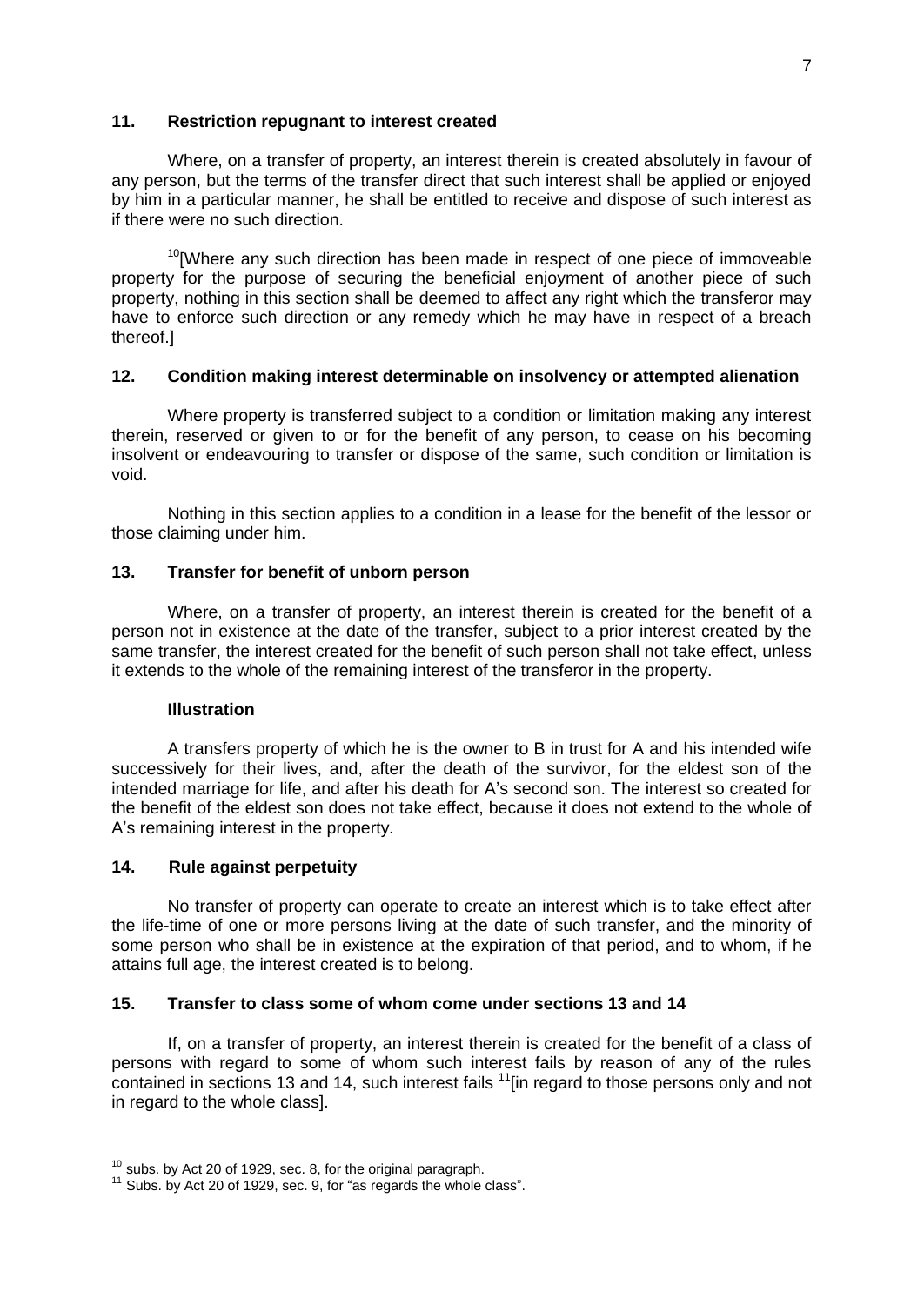### 11. Restriction repugnant to interest created

Where, on a transfer of property, an interest therein is created absolutely in favour of any person, but the terms of the transfer direct that such interest shall be applied or enjoyed by him in a particular manner, he shall be entitled to receive and dispose of such interest as if there were no such direction.

[10][Where any such direction has been made in respect of one piece of immoveable property for the purpose of securing the beneficial enjoyment of another piece of such property, nothing in this section shall be deemed to affect any right which the transferor may have to enforce such direction or any remedy which he may have in respect of a breach thereof.]

### 12. Condition making interest determinable on insolvency or attempted alienation

Where property is transferred subject to a condition or limitation making any interest therein, reserved or given to or for the benefit of any person, to cease on his becoming insolvent or endeavouring to transfer or dispose of the same, such condition or limitation is void.

Nothing in this section applies to a condition in a lease for the benefit of the lessor or those claiming under him.

### 13. Transfer for benefit of unborn person

Where, on a transfer of property, an interest therein is created for the benefit of a person not in existence at the date of the transfer, subject to a prior interest created by the same transfer, the interest created for the benefit of such person shall not take effect, unless it extends to the whole of the remaining interest of the transferor in the property.

**Illustration**

A transfers property of which he is the owner to B in trust for A and his intended wife successively for their lives, and, after the death of the survivor, for the eldest son of the intended marriage for life, and after his death for A's second son. The interest so created for the benefit of the eldest son does not take effect, because it does not extend to the whole of A's remaining interest in the property.

### 14. Rule against perpetuity

No transfer of property can operate to create an interest which is to take effect after the life-time of one or more persons living at the date of such transfer, and the minority of some person who shall be in existence at the expiration of that period, and to whom, if he attains full age, the interest created is to belong.

### 15. Transfer to class some of whom come under sections 13 and 14

If, on a transfer of property, an interest therein is created for the benefit of a class of persons with regard to some of whom such interest fails by reason of any of the rules contained in sections 13 and 14, such interest fails [11][in regard to those persons only and not in regard to the whole class].

---

[10] subs. by Act 20 of 1929, sec. 8, for the original paragraph.

[11] Subs. by Act 20 of 1929, sec. 9, for "as regards the whole class".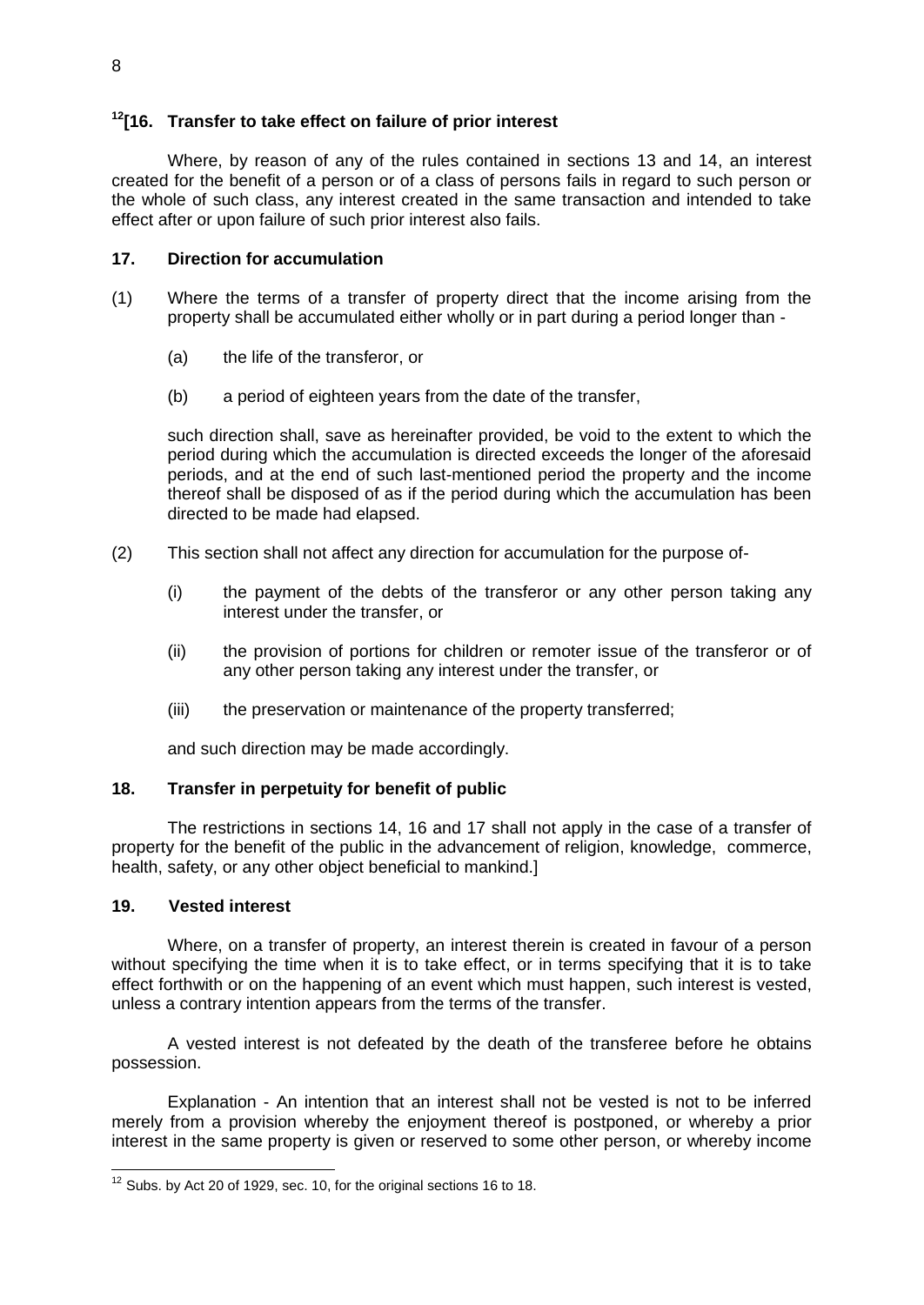### [12][16. Transfer to take effect on failure of prior interest

Where, by reason of any of the rules contained in sections 13 and 14, an interest created for the benefit of a person or of a class of persons fails in regard to such person or the whole of such class, any interest created in the same transaction and intended to take effect after or upon failure of such prior interest also fails.

### 17. Direction for accumulation

(1) Where the terms of a transfer of property direct that the income arising from the property shall be accumulated either wholly or in part during a period longer than -

(a) the life of the transferor, or

(b) a period of eighteen years from the date of the transfer,

such direction shall, save as hereinafter provided, be void to the extent to which the period during which the accumulation is directed exceeds the longer of the aforesaid periods, and at the end of such last-mentioned period the property and the income thereof shall be disposed of as if the period during which the accumulation has been directed to be made had elapsed.

(2) This section shall not affect any direction for accumulation for the purpose of-

(i) the payment of the debts of the transferor or any other person taking any interest under the transfer, or

(ii) the provision of portions for children or remoter issue of the transferor or of any other person taking any interest under the transfer, or

(iii) the preservation or maintenance of the property transferred;

and such direction may be made accordingly.

### 18. Transfer in perpetuity for benefit of public

The restrictions in sections 14, 16 and 17 shall not apply in the case of a transfer of property for the benefit of the public in the advancement of religion, knowledge, commerce, health, safety, or any other object beneficial to mankind.]

### 19. Vested interest

Where, on a transfer of property, an interest therein is created in favour of a person without specifying the time when it is to take effect, or in terms specifying that it is to take effect forthwith or on the happening of an event which must happen, such interest is vested, unless a contrary intention appears from the terms of the transfer.

A vested interest is not defeated by the death of the transferee before he obtains possession.

Explanation - An intention that an interest shall not be vested is not to be inferred merely from a provision whereby the enjoyment thereof is postponed, or whereby a prior interest in the same property is given or reserved to some other person, or whereby income

---

[12] Subs. by Act 20 of 1929, sec. 10, for the original sections 16 to 18.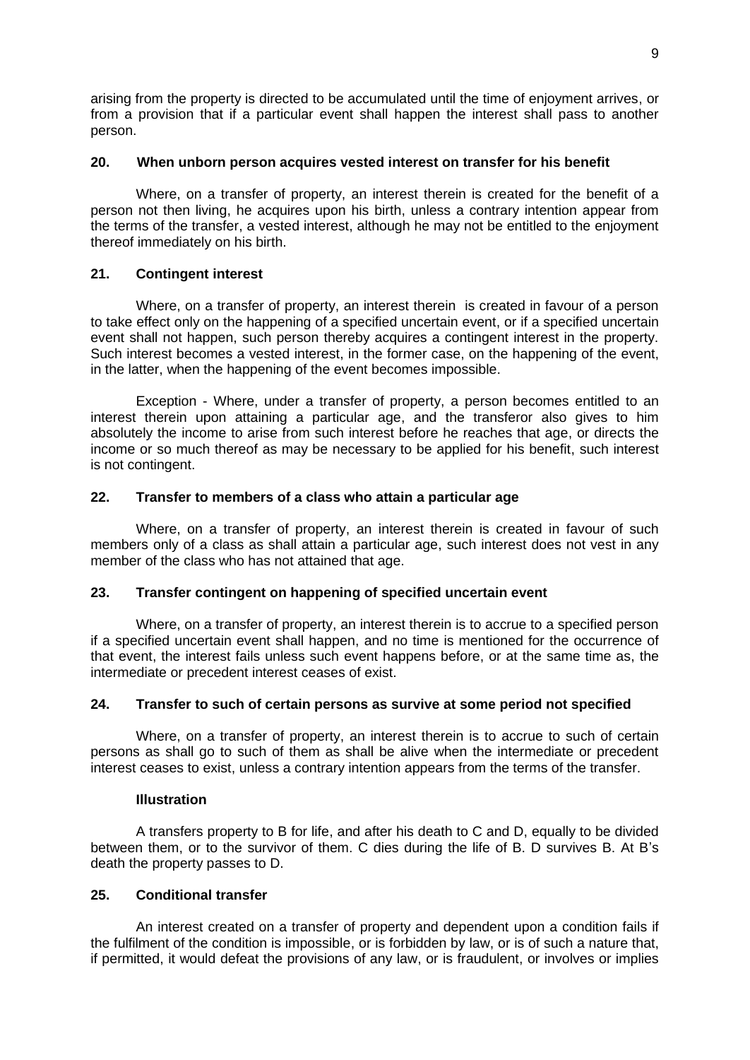arising from the property is directed to be accumulated until the time of enjoyment arrives, or from a provision that if a particular event shall happen the interest shall pass to another person.

### 20. When unborn person acquires vested interest on transfer for his benefit

Where, on a transfer of property, an interest therein is created for the benefit of a person not then living, he acquires upon his birth, unless a contrary intention appear from the terms of the transfer, a vested interest, although he may not be entitled to the enjoyment thereof immediately on his birth.

### 21. Contingent interest

Where, on a transfer of property, an interest therein is created in favour of a person to take effect only on the happening of a specified uncertain event, or if a specified uncertain event shall not happen, such person thereby acquires a contingent interest in the property. Such interest becomes a vested interest, in the former case, on the happening of the event, in the latter, when the happening of the event becomes impossible.

Exception - Where, under a transfer of property, a person becomes entitled to an interest therein upon attaining a particular age, and the transferor also gives to him absolutely the income to arise from such interest before he reaches that age, or directs the income or so much thereof as may be necessary to be applied for his benefit, such interest is not contingent.

### 22. Transfer to members of a class who attain a particular age

Where, on a transfer of property, an interest therein is created in favour of such members only of a class as shall attain a particular age, such interest does not vest in any member of the class who has not attained that age.

### 23. Transfer contingent on happening of specified uncertain event

Where, on a transfer of property, an interest therein is to accrue to a specified person if a specified uncertain event shall happen, and no time is mentioned for the occurrence of that event, the interest fails unless such event happens before, or at the same time as, the intermediate or precedent interest ceases of exist.

### 24. Transfer to such of certain persons as survive at some period not specified

Where, on a transfer of property, an interest therein is to accrue to such of certain persons as shall go to such of them as shall be alive when the intermediate or precedent interest ceases to exist, unless a contrary intention appears from the terms of the transfer.

**Illustration**

A transfers property to B for life, and after his death to C and D, equally to be divided between them, or to the survivor of them. C dies during the life of B. D survives B. At B's death the property passes to D.

### 25. Conditional transfer

An interest created on a transfer of property and dependent upon a condition fails if the fulfilment of the condition is impossible, or is forbidden by law, or is of such a nature that, if permitted, it would defeat the provisions of any law, or is fraudulent, or involves or implies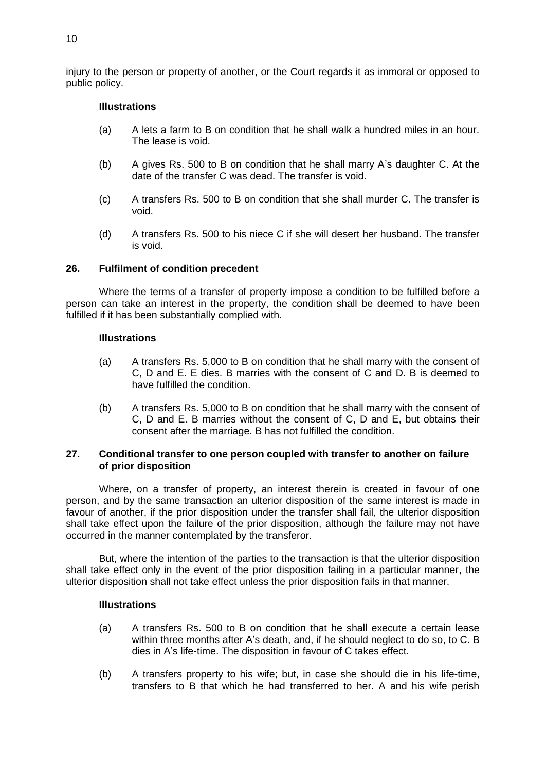injury to the person or property of another, or the Court regards it as immoral or opposed to public policy.

**Illustrations**

(a) A lets a farm to B on condition that he shall walk a hundred miles in an hour. The lease is void.

(b) A gives Rs. 500 to B on condition that he shall marry A's daughter C. At the date of the transfer C was dead. The transfer is void.

(c) A transfers Rs. 500 to B on condition that she shall murder C. The transfer is void.

(d) A transfers Rs. 500 to his niece C if she will desert her husband. The transfer is void.

### 26. Fulfilment of condition precedent

Where the terms of a transfer of property impose a condition to be fulfilled before a person can take an interest in the property, the condition shall be deemed to have been fulfilled if it has been substantially complied with.

**Illustrations**

(a) A transfers Rs. 5,000 to B on condition that he shall marry with the consent of C, D and E. E dies. B marries with the consent of C and D. B is deemed to have fulfilled the condition.

(b) A transfers Rs. 5,000 to B on condition that he shall marry with the consent of C, D and E. B marries without the consent of C, D and E, but obtains their consent after the marriage. B has not fulfilled the condition.

### 27. Conditional transfer to one person coupled with transfer to another on failure of prior disposition

Where, on a transfer of property, an interest therein is created in favour of one person, and by the same transaction an ulterior disposition of the same interest is made in favour of another, if the prior disposition under the transfer shall fail, the ulterior disposition shall take effect upon the failure of the prior disposition, although the failure may not have occurred in the manner contemplated by the transferor.

But, where the intention of the parties to the transaction is that the ulterior disposition shall take effect only in the event of the prior disposition failing in a particular manner, the ulterior disposition shall not take effect unless the prior disposition fails in that manner.

**Illustrations**

(a) A transfers Rs. 500 to B on condition that he shall execute a certain lease within three months after A's death, and, if he should neglect to do so, to C. B dies in A's life-time. The disposition in favour of C takes effect.

(b) A transfers property to his wife; but, in case she should die in his life-time, transfers to B that which he had transferred to her. A and his wife perish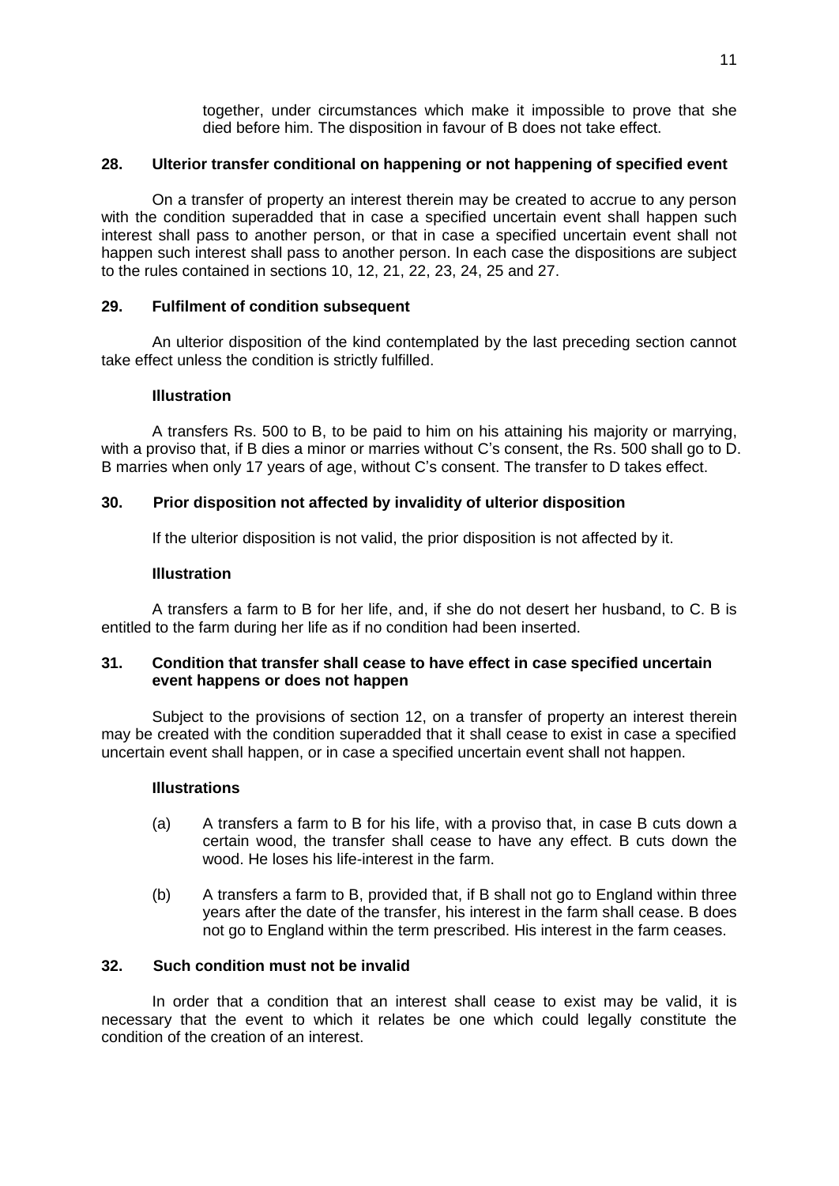together, under circumstances which make it impossible to prove that she died before him. The disposition in favour of B does not take effect.

### 28. Ulterior transfer conditional on happening or not happening of specified event

On a transfer of property an interest therein may be created to accrue to any person with the condition superadded that in case a specified uncertain event shall happen such interest shall pass to another person, or that in case a specified uncertain event shall not happen such interest shall pass to another person. In each case the dispositions are subject to the rules contained in sections 10, 12, 21, 22, 23, 24, 25 and 27.

### 29. Fulfilment of condition subsequent

An ulterior disposition of the kind contemplated by the last preceding section cannot take effect unless the condition is strictly fulfilled.

**Illustration**

A transfers Rs. 500 to B, to be paid to him on his attaining his majority or marrying, with a proviso that, if B dies a minor or marries without C's consent, the Rs. 500 shall go to D. B marries when only 17 years of age, without C's consent. The transfer to D takes effect.

### 30. Prior disposition not affected by invalidity of ulterior disposition

If the ulterior disposition is not valid, the prior disposition is not affected by it.

**Illustration**

A transfers a farm to B for her life, and, if she do not desert her husband, to C. B is entitled to the farm during her life as if no condition had been inserted.

### 31. Condition that transfer shall cease to have effect in case specified uncertain event happens or does not happen

Subject to the provisions of section 12, on a transfer of property an interest therein may be created with the condition superadded that it shall cease to exist in case a specified uncertain event shall happen, or in case a specified uncertain event shall not happen.

**Illustrations**

(a) A transfers a farm to B for his life, with a proviso that, in case B cuts down a certain wood, the transfer shall cease to have any effect. B cuts down the wood. He loses his life-interest in the farm.

(b) A transfers a farm to B, provided that, if B shall not go to England within three years after the date of the transfer, his interest in the farm shall cease. B does not go to England within the term prescribed. His interest in the farm ceases.

### 32. Such condition must not be invalid

In order that a condition that an interest shall cease to exist may be valid, it is necessary that the event to which it relates be one which could legally constitute the condition of the creation of an interest.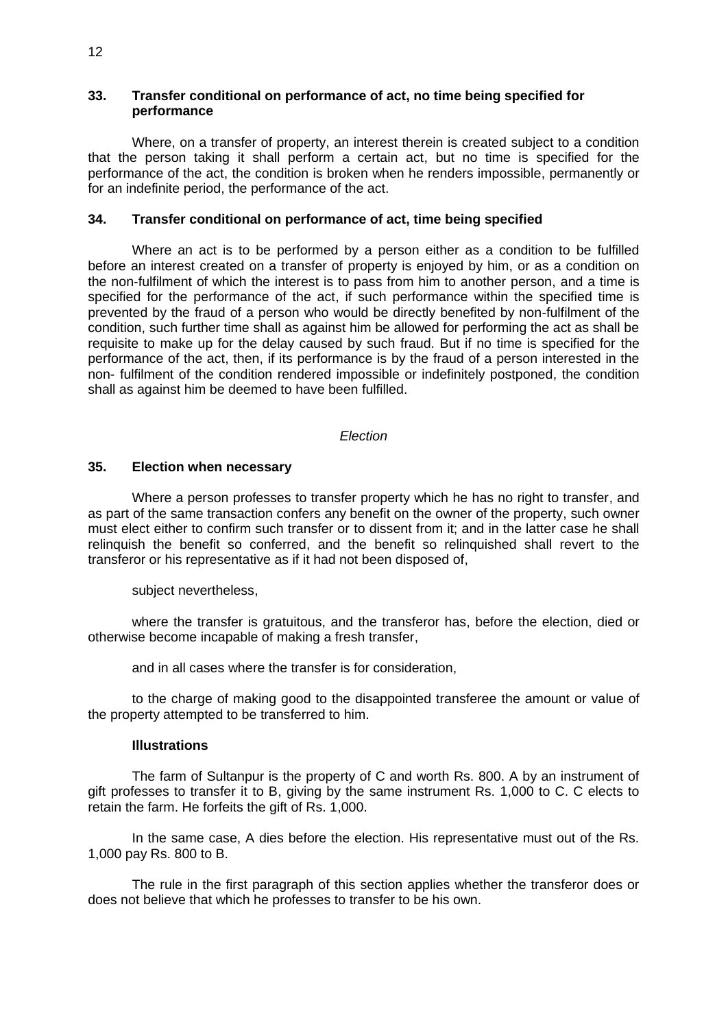### 33. Transfer conditional on performance of act, no time being specified for performance

Where, on a transfer of property, an interest therein is created subject to a condition that the person taking it shall perform a certain act, but no time is specified for the performance of the act, the condition is broken when he renders impossible, permanently or for an indefinite period, the performance of the act.

### 34. Transfer conditional on performance of act, time being specified

Where an act is to be performed by a person either as a condition to be fulfilled before an interest created on a transfer of property is enjoyed by him, or as a condition on the non-fulfilment of which the interest is to pass from him to another person, and a time is specified for the performance of the act, if such performance within the specified time is prevented by the fraud of a person who would be directly benefited by non-fulfilment of the condition, such further time shall as against him be allowed for performing the act as shall be requisite to make up for the delay caused by such fraud. But if no time is specified for the performance of the act, then, if its performance is by the fraud of a person interested in the non- fulfilment of the condition rendered impossible or indefinitely postponed, the condition shall as against him be deemed to have been fulfilled.

*Election*

### 35. Election when necessary

Where a person professes to transfer property which he has no right to transfer, and as part of the same transaction confers any benefit on the owner of the property, such owner must elect either to confirm such transfer or to dissent from it; and in the latter case he shall relinquish the benefit so conferred, and the benefit so relinquished shall revert to the transferor or his representative as if it had not been disposed of,

subject nevertheless,

where the transfer is gratuitous, and the transferor has, before the election, died or otherwise become incapable of making a fresh transfer,

and in all cases where the transfer is for consideration,

to the charge of making good to the disappointed transferee the amount or value of the property attempted to be transferred to him.

**Illustrations**

The farm of Sultanpur is the property of C and worth Rs. 800. A by an instrument of gift professes to transfer it to B, giving by the same instrument Rs. 1,000 to C. C elects to retain the farm. He forfeits the gift of Rs. 1,000.

In the same case, A dies before the election. His representative must out of the Rs. 1,000 pay Rs. 800 to B.

The rule in the first paragraph of this section applies whether the transferor does or does not believe that which he professes to transfer to be his own.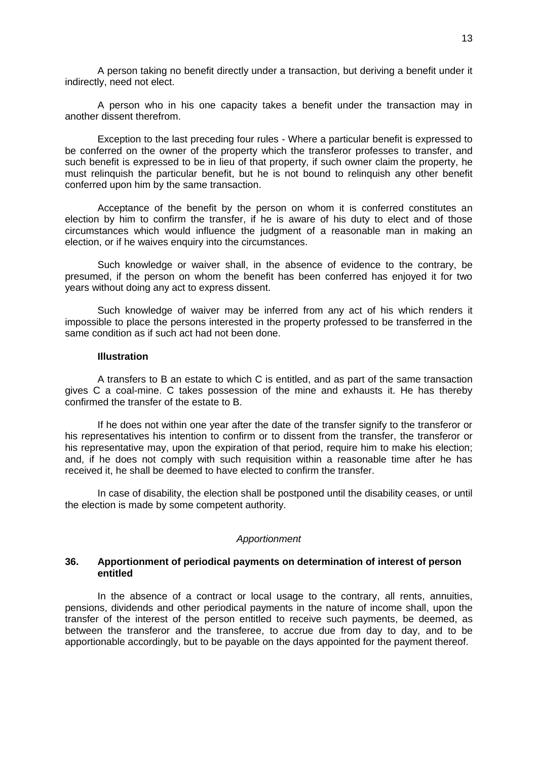A person taking no benefit directly under a transaction, but deriving a benefit under it indirectly, need not elect.

A person who in his one capacity takes a benefit under the transaction may in another dissent therefrom.

Exception to the last preceding four rules - Where a particular benefit is expressed to be conferred on the owner of the property which the transferor professes to transfer, and such benefit is expressed to be in lieu of that property, if such owner claim the property, he must relinquish the particular benefit, but he is not bound to relinquish any other benefit conferred upon him by the same transaction.

Acceptance of the benefit by the person on whom it is conferred constitutes an election by him to confirm the transfer, if he is aware of his duty to elect and of those circumstances which would influence the judgment of a reasonable man in making an election, or if he waives enquiry into the circumstances.

Such knowledge or waiver shall, in the absence of evidence to the contrary, be presumed, if the person on whom the benefit has been conferred has enjoyed it for two years without doing any act to express dissent.

Such knowledge of waiver may be inferred from any act of his which renders it impossible to place the persons interested in the property professed to be transferred in the same condition as if such act had not been done.

**Illustration**

A transfers to B an estate to which C is entitled, and as part of the same transaction gives C a coal-mine. C takes possession of the mine and exhausts it. He has thereby confirmed the transfer of the estate to B.

If he does not within one year after the date of the transfer signify to the transferor or his representatives his intention to confirm or to dissent from the transfer, the transferor or his representative may, upon the expiration of that period, require him to make his election; and, if he does not comply with such requisition within a reasonable time after he has received it, he shall be deemed to have elected to confirm the transfer.

In case of disability, the election shall be postponed until the disability ceases, or until the election is made by some competent authority.

*Apportionment*

### 36. Apportionment of periodical payments on determination of interest of person entitled

In the absence of a contract or local usage to the contrary, all rents, annuities, pensions, dividends and other periodical payments in the nature of income shall, upon the transfer of the interest of the person entitled to receive such payments, be deemed, as between the transferor and the transferee, to accrue due from day to day, and to be apportionable accordingly, but to be payable on the days appointed for the payment thereof.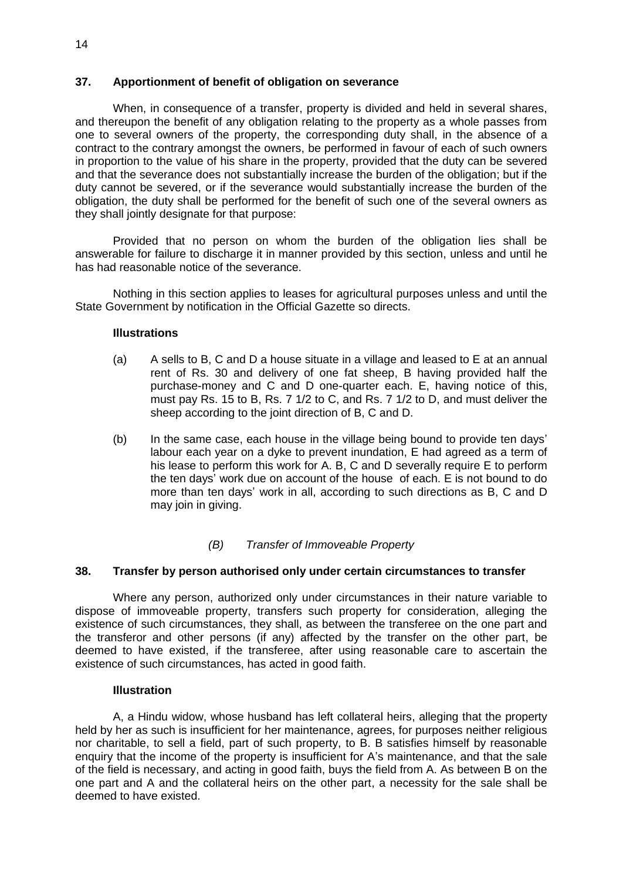## 37. Apportionment of benefit of obligation on severance

When, in consequence of a transfer, property is divided and held in several shares, and thereupon the benefit of any obligation relating to the property as a whole passes from one to several owners of the property, the corresponding duty shall, in the absence of a contract to the contrary amongst the owners, be performed in favour of each of such owners in proportion to the value of his share in the property, provided that the duty can be severed and that the severance does not substantially increase the burden of the obligation; but if the duty cannot be severed, or if the severance would substantially increase the burden of the obligation, the duty shall be performed for the benefit of such one of the several owners as they shall jointly designate for that purpose:

Provided that no person on whom the burden of the obligation lies shall be answerable for failure to discharge it in manner provided by this section, unless and until he has had reasonable notice of the severance.

Nothing in this section applies to leases for agricultural purposes unless and until the State Government by notification in the Official Gazette so directs.

**Illustrations**

(a) A sells to B, C and D a house situate in a village and leased to E at an annual rent of Rs. 30 and delivery of one fat sheep, B having provided half the purchase-money and C and D one-quarter each. E, having notice of this, must pay Rs. 15 to B, Rs. 7 1/2 to C, and Rs. 7 1/2 to D, and must deliver the sheep according to the joint direction of B, C and D.

(b) In the same case, each house in the village being bound to provide ten days' labour each year on a dyke to prevent inundation, E had agreed as a term of his lease to perform this work for A. B, C and D severally require E to perform the ten days' work due on account of the house of each. E is not bound to do more than ten days' work in all, according to such directions as B, C and D may join in giving.

### *(B) Transfer of Immoveable Property*

## 38. Transfer by person authorised only under certain circumstances to transfer

Where any person, authorized only under circumstances in their nature variable to dispose of immoveable property, transfers such property for consideration, alleging the existence of such circumstances, they shall, as between the transferee on the one part and the transferor and other persons (if any) affected by the transfer on the other part, be deemed to have existed, if the transferee, after using reasonable care to ascertain the existence of such circumstances, has acted in good faith.

**Illustration**

A, a Hindu widow, whose husband has left collateral heirs, alleging that the property held by her as such is insufficient for her maintenance, agrees, for purposes neither religious nor charitable, to sell a field, part of such property, to B. B satisfies himself by reasonable enquiry that the income of the property is insufficient for A's maintenance, and that the sale of the field is necessary, and acting in good faith, buys the field from A. As between B on the one part and A and the collateral heirs on the other part, a necessity for the sale shall be deemed to have existed.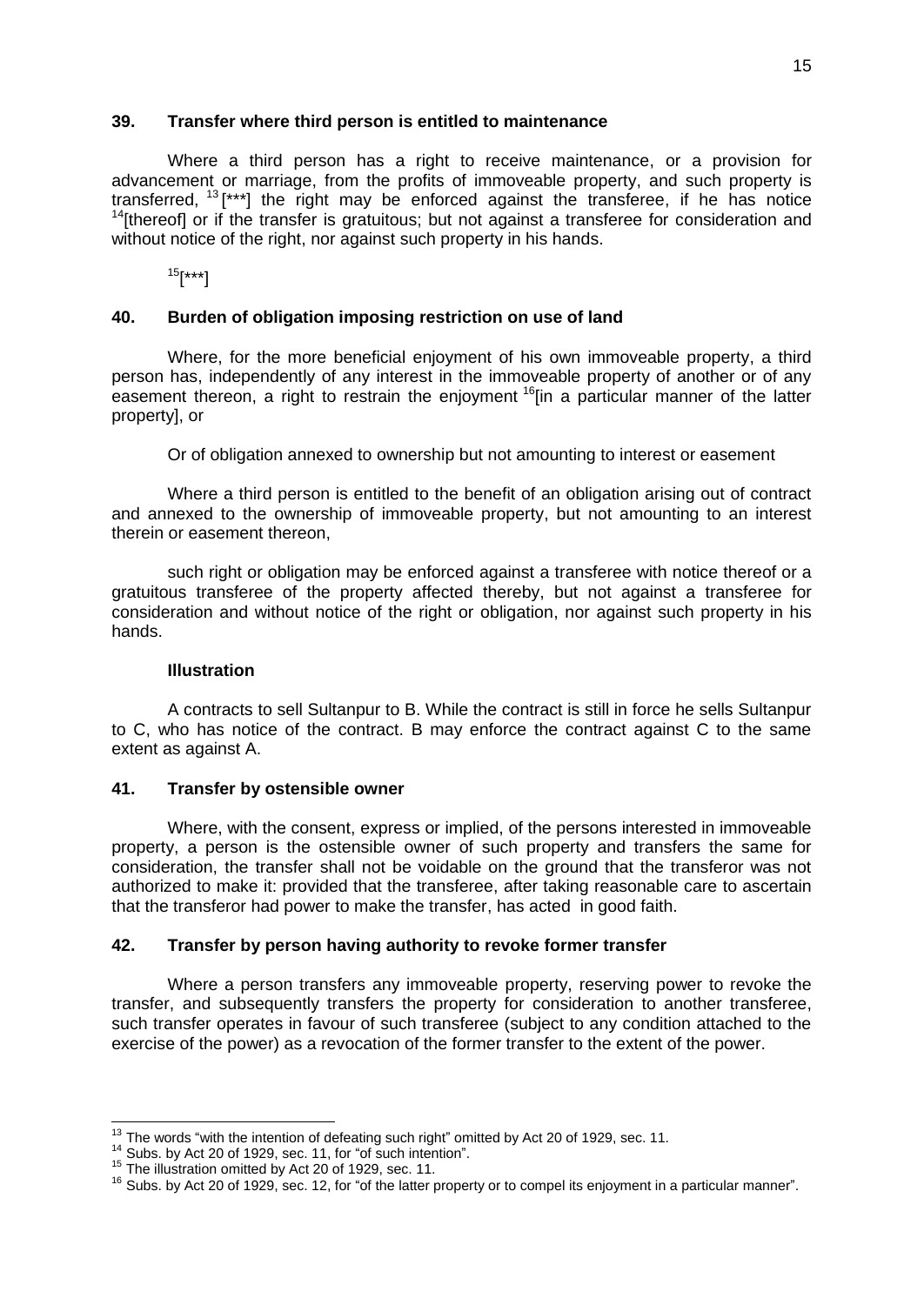### 39. Transfer where third person is entitled to maintenance

Where a third person has a right to receive maintenance, or a provision for advancement or marriage, from the profits of immoveable property, and such property is transferred, [13][***] the right may be enforced against the transferee, if he has notice [14][thereof] or if the transfer is gratuitous; but not against a transferee for consideration and without notice of the right, nor against such property in his hands.

[15][***]

### 40. Burden of obligation imposing restriction on use of land

Where, for the more beneficial enjoyment of his own immoveable property, a third person has, independently of any interest in the immoveable property of another or of any easement thereon, a right to restrain the enjoyment [16][in a particular manner of the latter property], or

Or of obligation annexed to ownership but not amounting to interest or easement

Where a third person is entitled to the benefit of an obligation arising out of contract and annexed to the ownership of immoveable property, but not amounting to an interest therein or easement thereon,

such right or obligation may be enforced against a transferee with notice thereof or a gratuitous transferee of the property affected thereby, but not against a transferee for consideration and without notice of the right or obligation, nor against such property in his hands.

**Illustration**

A contracts to sell Sultanpur to B. While the contract is still in force he sells Sultanpur to C, who has notice of the contract. B may enforce the contract against C to the same extent as against A.

### 41. Transfer by ostensible owner

Where, with the consent, express or implied, of the persons interested in immoveable property, a person is the ostensible owner of such property and transfers the same for consideration, the transfer shall not be voidable on the ground that the transferor was not authorized to make it: provided that the transferee, after taking reasonable care to ascertain that the transferor had power to make the transfer, has acted in good faith.

### 42. Transfer by person having authority to revoke former transfer

Where a person transfers any immoveable property, reserving power to revoke the transfer, and subsequently transfers the property for consideration to another transferee, such transfer operates in favour of such transferee (subject to any condition attached to the exercise of the power) as a revocation of the former transfer to the extent of the power.

---

[13] The words "with the intention of defeating such right" omitted by Act 20 of 1929, sec. 11.
[14] Subs. by Act 20 of 1929, sec. 11, for "of such intention".
[15] The illustration omitted by Act 20 of 1929, sec. 11.
[16] Subs. by Act 20 of 1929, sec. 12, for "of the latter property or to compel its enjoyment in a particular manner".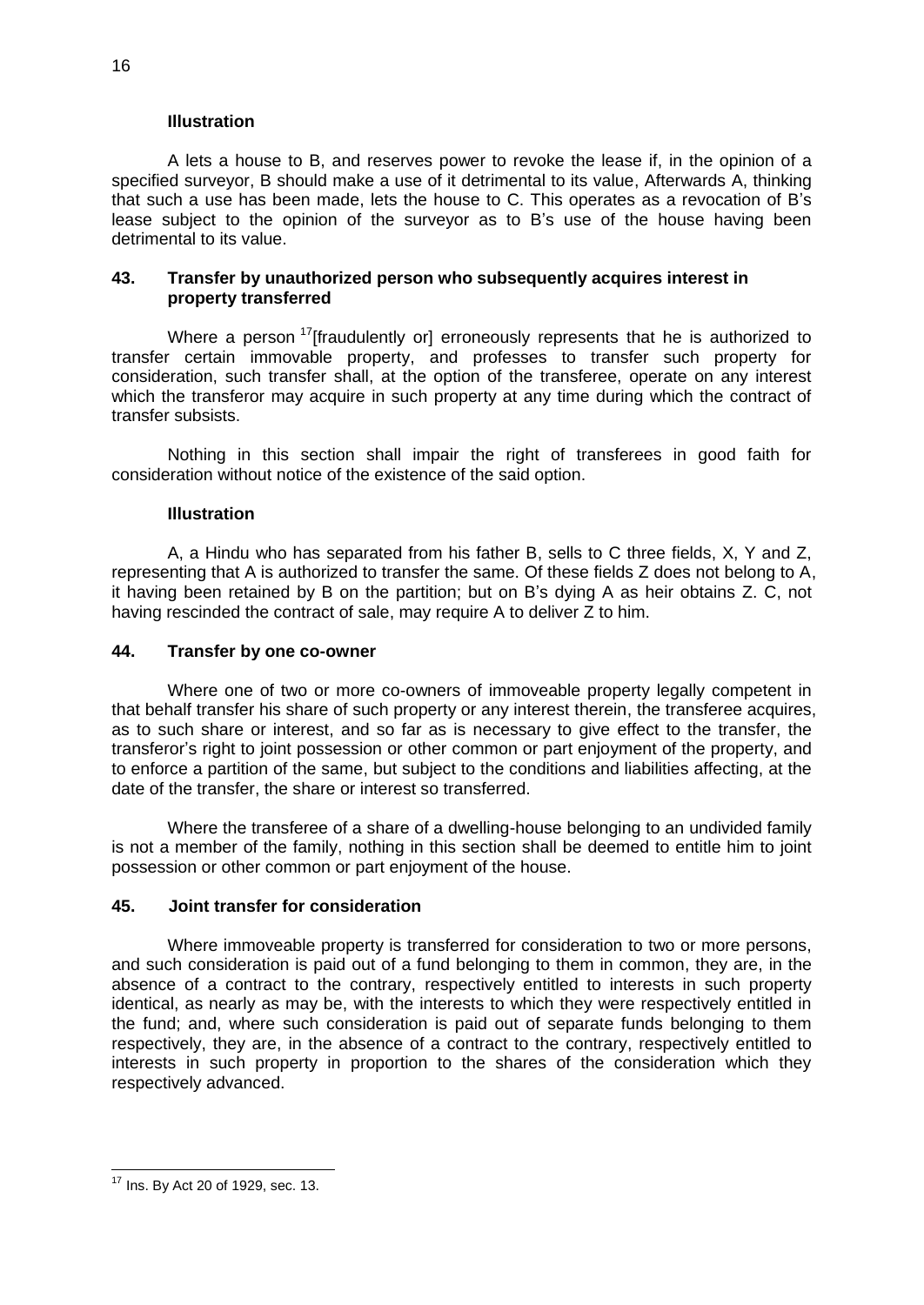#### Illustration

A lets a house to B, and reserves power to revoke the lease if, in the opinion of a specified surveyor, B should make a use of it detrimental to its value, Afterwards A, thinking that such a use has been made, lets the house to C. This operates as a revocation of B's lease subject to the opinion of the surveyor as to B's use of the house having been detrimental to its value.

### 43. Transfer by unauthorized person who subsequently acquires interest in property transferred

Where a person [17][fraudulently or] erroneously represents that he is authorized to transfer certain immovable property, and professes to transfer such property for consideration, such transfer shall, at the option of the transferee, operate on any interest which the transferor may acquire in such property at any time during which the contract of transfer subsists.

Nothing in this section shall impair the right of transferees in good faith for consideration without notice of the existence of the said option.

#### Illustration

A, a Hindu who has separated from his father B, sells to C three fields, X, Y and Z, representing that A is authorized to transfer the same. Of these fields Z does not belong to A, it having been retained by B on the partition; but on B's dying A as heir obtains Z. C, not having rescinded the contract of sale, may require A to deliver Z to him.

### 44. Transfer by one co-owner

Where one of two or more co-owners of immoveable property legally competent in that behalf transfer his share of such property or any interest therein, the transferee acquires, as to such share or interest, and so far as is necessary to give effect to the transfer, the transferor's right to joint possession or other common or part enjoyment of the property, and to enforce a partition of the same, but subject to the conditions and liabilities affecting, at the date of the transfer, the share or interest so transferred.

Where the transferee of a share of a dwelling-house belonging to an undivided family is not a member of the family, nothing in this section shall be deemed to entitle him to joint possession or other common or part enjoyment of the house.

### 45. Joint transfer for consideration

Where immoveable property is transferred for consideration to two or more persons, and such consideration is paid out of a fund belonging to them in common, they are, in the absence of a contract to the contrary, respectively entitled to interests in such property identical, as nearly as may be, with the interests to which they were respectively entitled in the fund; and, where such consideration is paid out of separate funds belonging to them respectively, they are, in the absence of a contract to the contrary, respectively entitled to interests in such property in proportion to the shares of the consideration which they respectively advanced.

---

[17] Ins. By Act 20 of 1929, sec. 13.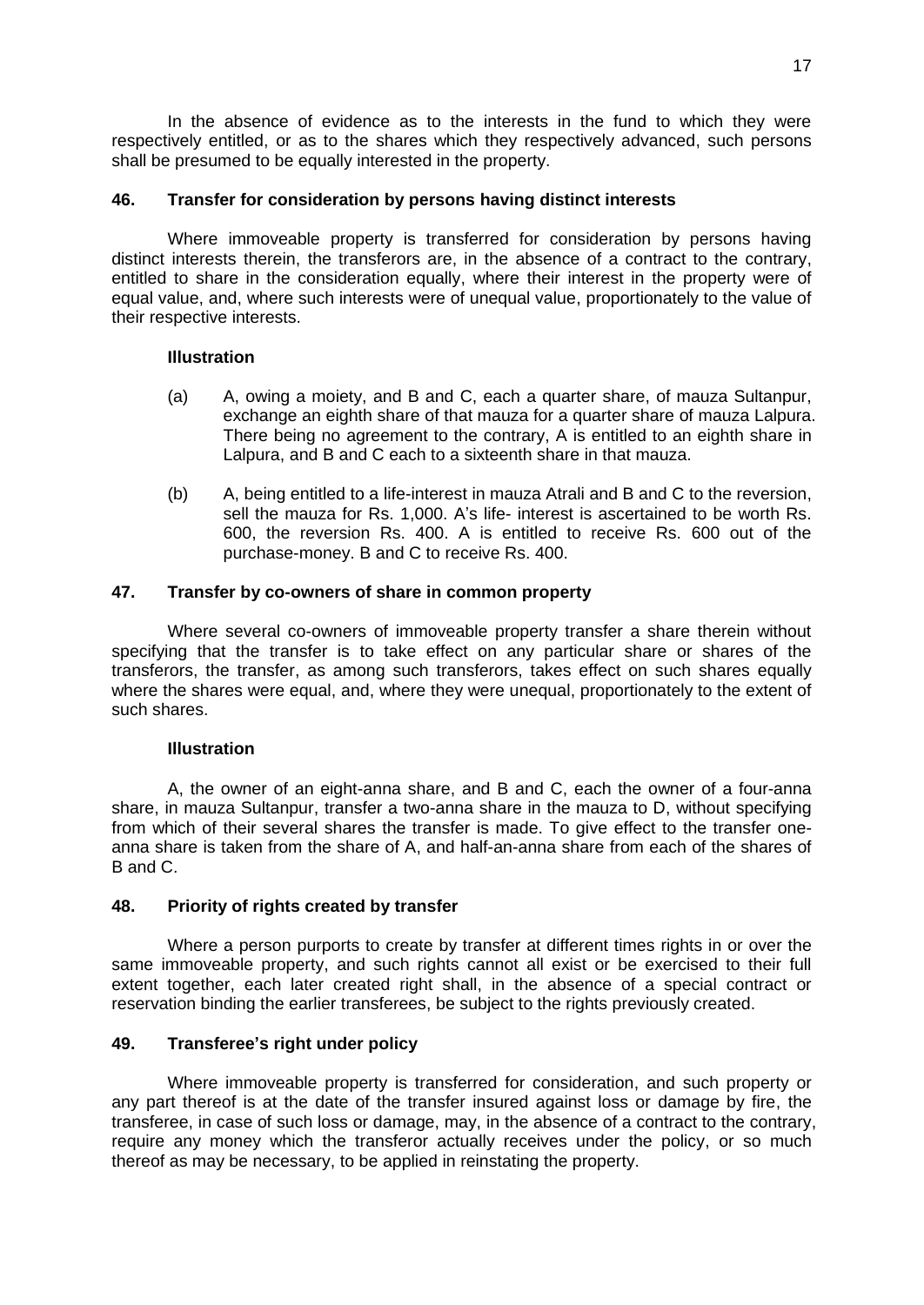In the absence of evidence as to the interests in the fund to which they were respectively entitled, or as to the shares which they respectively advanced, such persons shall be presumed to be equally interested in the property.

### 46. Transfer for consideration by persons having distinct interests

Where immoveable property is transferred for consideration by persons having distinct interests therein, the transferors are, in the absence of a contract to the contrary, entitled to share in the consideration equally, where their interest in the property were of equal value, and, where such interests were of unequal value, proportionately to the value of their respective interests.

**Illustration**

(a) A, owing a moiety, and B and C, each a quarter share, of mauza Sultanpur, exchange an eighth share of that mauza for a quarter share of mauza Lalpura. There being no agreement to the contrary, A is entitled to an eighth share in Lalpura, and B and C each to a sixteenth share in that mauza.

(b) A, being entitled to a life-interest in mauza Atrali and B and C to the reversion, sell the mauza for Rs. 1,000. A's life- interest is ascertained to be worth Rs. 600, the reversion Rs. 400. A is entitled to receive Rs. 600 out of the purchase-money. B and C to receive Rs. 400.

### 47. Transfer by co-owners of share in common property

Where several co-owners of immoveable property transfer a share therein without specifying that the transfer is to take effect on any particular share or shares of the transferors, the transfer, as among such transferors, takes effect on such shares equally where the shares were equal, and, where they were unequal, proportionately to the extent of such shares.

**Illustration**

A, the owner of an eight-anna share, and B and C, each the owner of a four-anna share, in mauza Sultanpur, transfer a two-anna share in the mauza to D, without specifying from which of their several shares the transfer is made. To give effect to the transfer one-anna share is taken from the share of A, and half-an-anna share from each of the shares of B and C.

### 48. Priority of rights created by transfer

Where a person purports to create by transfer at different times rights in or over the same immoveable property, and such rights cannot all exist or be exercised to their full extent together, each later created right shall, in the absence of a special contract or reservation binding the earlier transferees, be subject to the rights previously created.

### 49. Transferee's right under policy

Where immoveable property is transferred for consideration, and such property or any part thereof is at the date of the transfer insured against loss or damage by fire, the transferee, in case of such loss or damage, may, in the absence of a contract to the contrary, require any money which the transferor actually receives under the policy, or so much thereof as may be necessary, to be applied in reinstating the property.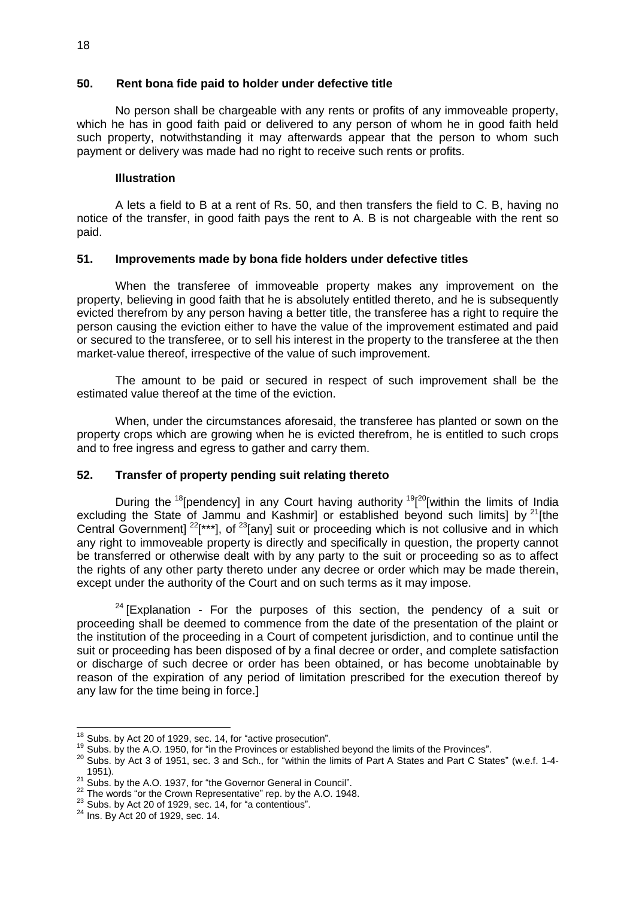### 50. Rent bona fide paid to holder under defective title

No person shall be chargeable with any rents or profits of any immoveable property, which he has in good faith paid or delivered to any person of whom he in good faith held such property, notwithstanding it may afterwards appear that the person to whom such payment or delivery was made had no right to receive such rents or profits.

#### Illustration

A lets a field to B at a rent of Rs. 50, and then transfers the field to C. B, having no notice of the transfer, in good faith pays the rent to A. B is not chargeable with the rent so paid.

### 51. Improvements made by bona fide holders under defective titles

When the transferee of immoveable property makes any improvement on the property, believing in good faith that he is absolutely entitled thereto, and he is subsequently evicted therefrom by any person having a better title, the transferee has a right to require the person causing the eviction either to have the value of the improvement estimated and paid or secured to the transferee, or to sell his interest in the property to the transferee at the then market-value thereof, irrespective of the value of such improvement.

The amount to be paid or secured in respect of such improvement shall be the estimated value thereof at the time of the eviction.

When, under the circumstances aforesaid, the transferee has planted or sown on the property crops which are growing when he is evicted therefrom, he is entitled to such crops and to free ingress and egress to gather and carry them.

### 52. Transfer of property pending suit relating thereto

During the [18][pendency] in any Court having authority [19][[20][within the limits of India excluding the State of Jammu and Kashmir] or established beyond such limits] by [21][the Central Government] [22][***], of [23][any] suit or proceeding which is not collusive and in which any right to immoveable property is directly and specifically in question, the property cannot be transferred or otherwise dealt with by any party to the suit or proceeding so as to affect the rights of any other party thereto under any decree or order which may be made therein, except under the authority of the Court and on such terms as it may impose.

[24] [Explanation - For the purposes of this section, the pendency of a suit or proceeding shall be deemed to commence from the date of the presentation of the plaint or the institution of the proceeding in a Court of competent jurisdiction, and to continue until the suit or proceeding has been disposed of by a final decree or order, and complete satisfaction or discharge of such decree or order has been obtained, or has become unobtainable by reason of the expiration of any period of limitation prescribed for the execution thereof by any law for the time being in force.]

---

[18] Subs. by Act 20 of 1929, sec. 14, for "active prosecution".
[19] Subs. by the A.O. 1950, for "in the Provinces or established beyond the limits of the Provinces".
[20] Subs. by Act 3 of 1951, sec. 3 and Sch., for "within the limits of Part A States and Part C States" (w.e.f. 1-4-1951).
[21] Subs. by the A.O. 1937, for "the Governor General in Council".
[22] The words "or the Crown Representative" rep. by the A.O. 1948.
[23] Subs. by Act 20 of 1929, sec. 14, for "a contentious".
[24] Ins. By Act 20 of 1929, sec. 14.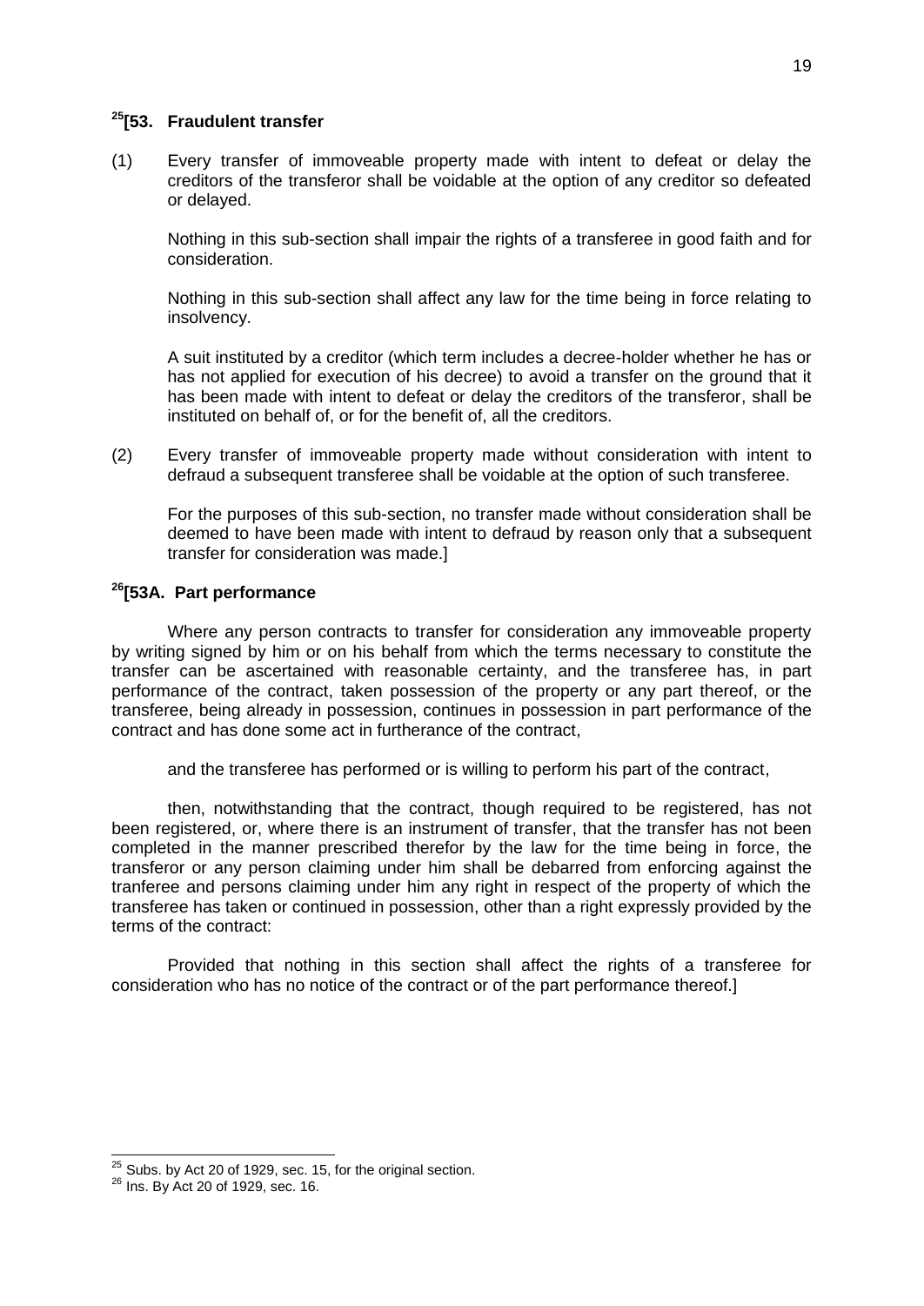### [25][53. Fraudulent transfer

(1) Every transfer of immoveable property made with intent to defeat or delay the creditors of the transferor shall be voidable at the option of any creditor so defeated or delayed.

Nothing in this sub-section shall impair the rights of a transferee in good faith and for consideration.

Nothing in this sub-section shall affect any law for the time being in force relating to insolvency.

A suit instituted by a creditor (which term includes a decree-holder whether he has or has not applied for execution of his decree) to avoid a transfer on the ground that it has been made with intent to defeat or delay the creditors of the transferor, shall be instituted on behalf of, or for the benefit of, all the creditors.

(2) Every transfer of immoveable property made without consideration with intent to defraud a subsequent transferee shall be voidable at the option of such transferee.

For the purposes of this sub-section, no transfer made without consideration shall be deemed to have been made with intent to defraud by reason only that a subsequent transfer for consideration was made.]

### [26][53A. Part performance

Where any person contracts to transfer for consideration any immoveable property by writing signed by him or on his behalf from which the terms necessary to constitute the transfer can be ascertained with reasonable certainty, and the transferee has, in part performance of the contract, taken possession of the property or any part thereof, or the transferee, being already in possession, continues in possession in part performance of the contract and has done some act in furtherance of the contract,

and the transferee has performed or is willing to perform his part of the contract,

then, notwithstanding that the contract, though required to be registered, has not been registered, or, where there is an instrument of transfer, that the transfer has not been completed in the manner prescribed therefor by the law for the time being in force, the transferor or any person claiming under him shall be debarred from enforcing against the tranferee and persons claiming under him any right in respect of the property of which the transferee has taken or continued in possession, other than a right expressly provided by the terms of the contract:

Provided that nothing in this section shall affect the rights of a transferee for consideration who has no notice of the contract or of the part performance thereof.]

---

[25] Subs. by Act 20 of 1929, sec. 15, for the original section.

[26] Ins. By Act 20 of 1929, sec. 16.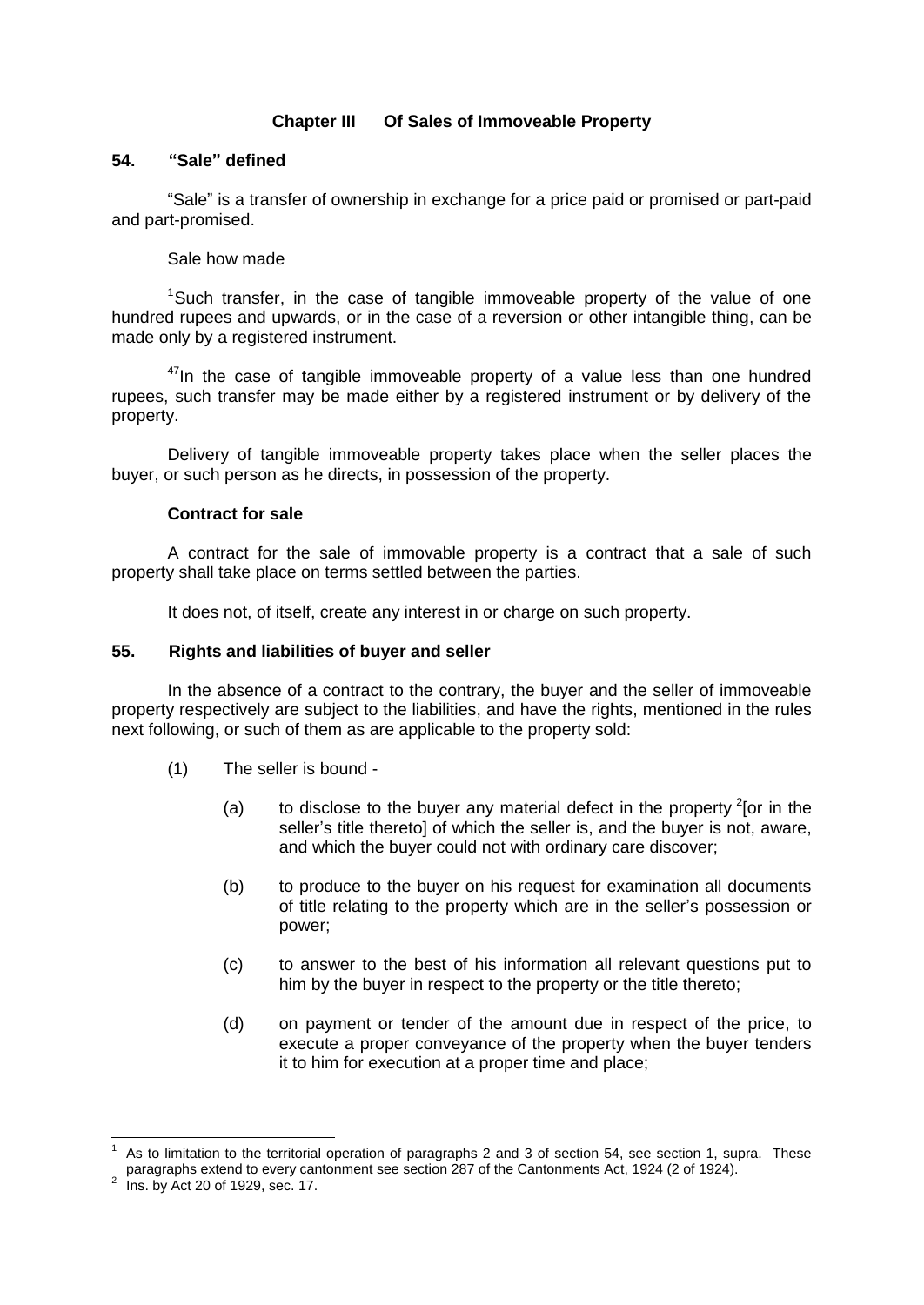### Chapter III Of Sales of Immoveable Property

#### 54. "Sale" defined

"Sale" is a transfer of ownership in exchange for a price paid or promised or part-paid and part-promised.

Sale how made

[1]Such transfer, in the case of tangible immoveable property of the value of one hundred rupees and upwards, or in the case of a reversion or other intangible thing, can be made only by a registered instrument.

[47]In the case of tangible immoveable property of a value less than one hundred rupees, such transfer may be made either by a registered instrument or by delivery of the property.

Delivery of tangible immoveable property takes place when the seller places the buyer, or such person as he directs, in possession of the property.

**Contract for sale**

A contract for the sale of immovable property is a contract that a sale of such property shall take place on terms settled between the parties.

It does not, of itself, create any interest in or charge on such property.

#### 55. Rights and liabilities of buyer and seller

In the absence of a contract to the contrary, the buyer and the seller of immoveable property respectively are subject to the liabilities, and have the rights, mentioned in the rules next following, or such of them as are applicable to the property sold:

(1) The seller is bound -

(a) to disclose to the buyer any material defect in the property [2][or in the seller's title thereto] of which the seller is, and the buyer is not, aware, and which the buyer could not with ordinary care discover;

(b) to produce to the buyer on his request for examination all documents of title relating to the property which are in the seller's possession or power;

(c) to answer to the best of his information all relevant questions put to him by the buyer in respect to the property or the title thereto;

(d) on payment or tender of the amount due in respect of the price, to execute a proper conveyance of the property when the buyer tenders it to him for execution at a proper time and place;

---

[1] As to limitation to the territorial operation of paragraphs 2 and 3 of section 54, see section 1, supra. These paragraphs extend to every cantonment see section 287 of the Cantonments Act, 1924 (2 of 1924).

[2] Ins. by Act 20 of 1929, sec. 17.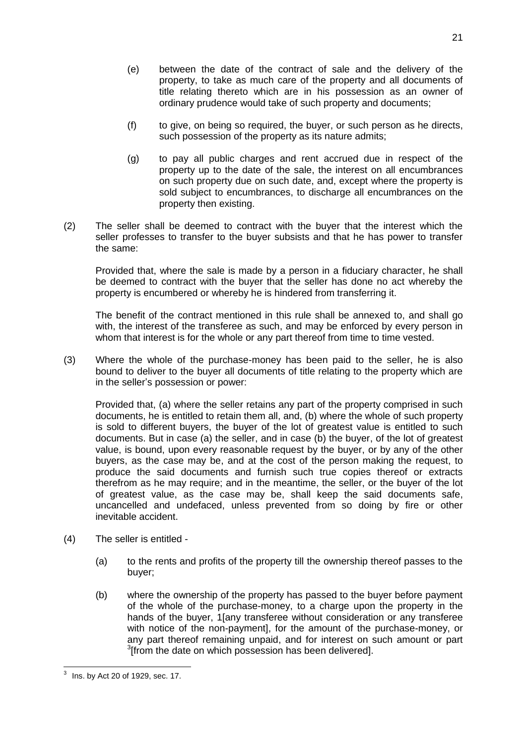(e) between the date of the contract of sale and the delivery of the property, to take as much care of the property and all documents of title relating thereto which are in his possession as an owner of ordinary prudence would take of such property and documents;

(f) to give, on being so required, the buyer, or such person as he directs, such possession of the property as its nature admits;

(g) to pay all public charges and rent accrued due in respect of the property up to the date of the sale, the interest on all encumbrances on such property due on such date, and, except where the property is sold subject to encumbrances, to discharge all encumbrances on the property then existing.

(2) The seller shall be deemed to contract with the buyer that the interest which the seller professes to transfer to the buyer subsists and that he has power to transfer the same:

Provided that, where the sale is made by a person in a fiduciary character, he shall be deemed to contract with the buyer that the seller has done no act whereby the property is encumbered or whereby he is hindered from transferring it.

The benefit of the contract mentioned in this rule shall be annexed to, and shall go with, the interest of the transferee as such, and may be enforced by every person in whom that interest is for the whole or any part thereof from time to time vested.

(3) Where the whole of the purchase-money has been paid to the seller, he is also bound to deliver to the buyer all documents of title relating to the property which are in the seller's possession or power:

Provided that, (a) where the seller retains any part of the property comprised in such documents, he is entitled to retain them all, and, (b) where the whole of such property is sold to different buyers, the buyer of the lot of greatest value is entitled to such documents. But in case (a) the seller, and in case (b) the buyer, of the lot of greatest value, is bound, upon every reasonable request by the buyer, or by any of the other buyers, as the case may be, and at the cost of the person making the request, to produce the said documents and furnish such true copies thereof or extracts therefrom as he may require; and in the meantime, the seller, or the buyer of the lot of greatest value, as the case may be, shall keep the said documents safe, uncancelled and undefaced, unless prevented from so doing by fire or other inevitable accident.

(4) The seller is entitled -

(a) to the rents and profits of the property till the ownership thereof passes to the buyer;

(b) where the ownership of the property has passed to the buyer before payment of the whole of the purchase-money, to a charge upon the property in the hands of the buyer, 1[any transferee without consideration or any transferee with notice of the non-payment], for the amount of the purchase-money, or any part thereof remaining unpaid, and for interest on such amount or part [3][from the date on which possession has been delivered].

---

[3] Ins. by Act 20 of 1929, sec. 17.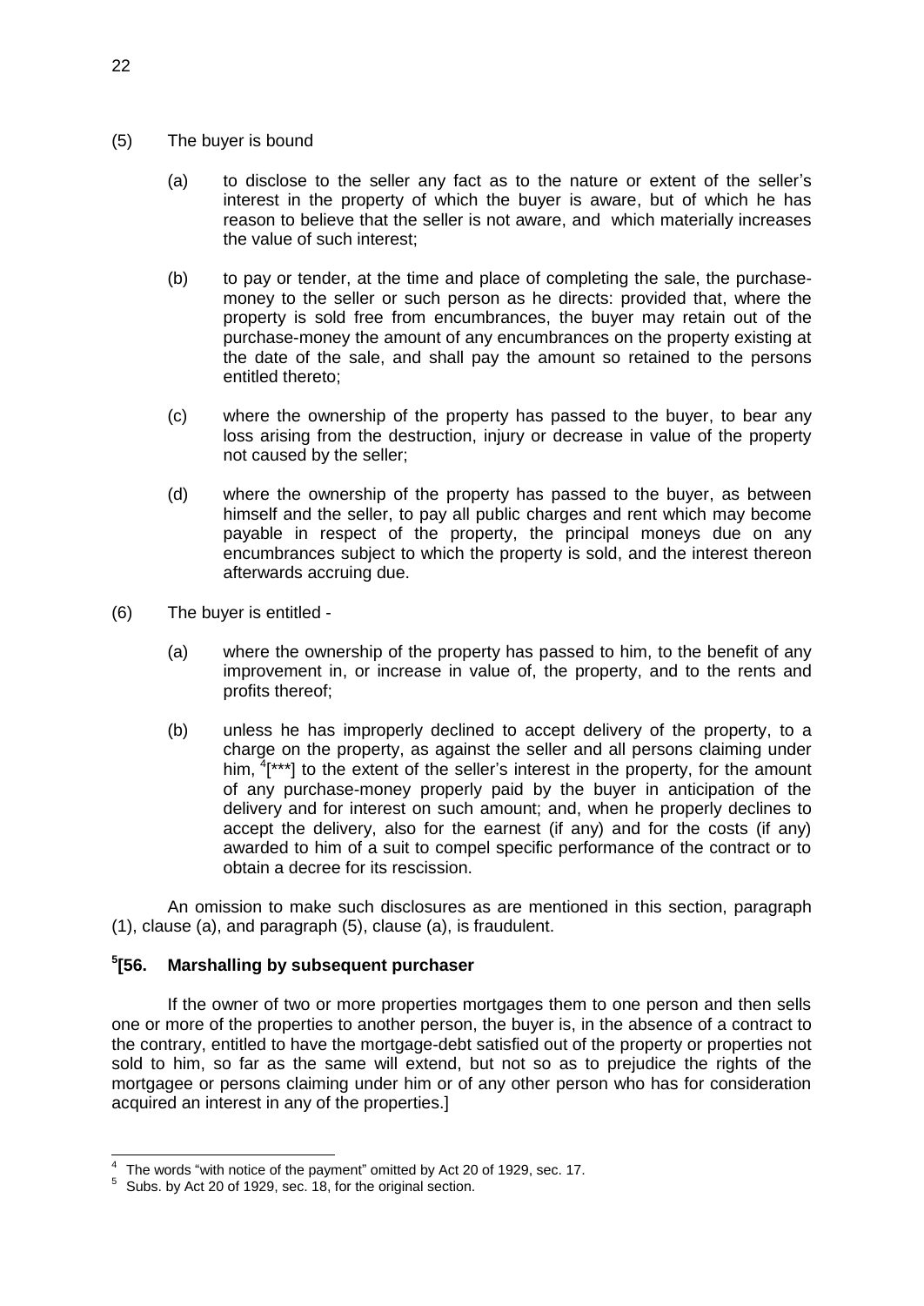(5) The buyer is bound

(a) to disclose to the seller any fact as to the nature or extent of the seller's interest in the property of which the buyer is aware, but of which he has reason to believe that the seller is not aware, and which materially increases the value of such interest;

(b) to pay or tender, at the time and place of completing the sale, the purchase-money to the seller or such person as he directs: provided that, where the property is sold free from encumbrances, the buyer may retain out of the purchase-money the amount of any encumbrances on the property existing at the date of the sale, and shall pay the amount so retained to the persons entitled thereto;

(c) where the ownership of the property has passed to the buyer, to bear any loss arising from the destruction, injury or decrease in value of the property not caused by the seller;

(d) where the ownership of the property has passed to the buyer, as between himself and the seller, to pay all public charges and rent which may become payable in respect of the property, the principal moneys due on any encumbrances subject to which the property is sold, and the interest thereon afterwards accruing due.

(6) The buyer is entitled -

(a) where the ownership of the property has passed to him, to the benefit of any improvement in, or increase in value of, the property, and to the rents and profits thereof;

(b) unless he has improperly declined to accept delivery of the property, to a charge on the property, as against the seller and all persons claiming under him, [4][***] to the extent of the seller's interest in the property, for the amount of any purchase-money properly paid by the buyer in anticipation of the delivery and for interest on such amount; and, when he properly declines to accept the delivery, also for the earnest (if any) and for the costs (if any) awarded to him of a suit to compel specific performance of the contract or to obtain a decree for its rescission.

An omission to make such disclosures as are mentioned in this section, paragraph (1), clause (a), and paragraph (5), clause (a), is fraudulent.

### [5][56. Marshalling by subsequent purchaser

If the owner of two or more properties mortgages them to one person and then sells one or more of the properties to another person, the buyer is, in the absence of a contract to the contrary, entitled to have the mortgage-debt satisfied out of the property or properties not sold to him, so far as the same will extend, but not so as to prejudice the rights of the mortgagee or persons claiming under him or of any other person who has for consideration acquired an interest in any of the properties.]

---

[4] The words "with notice of the payment" omitted by Act 20 of 1929, sec. 17.

[5] Subs. by Act 20 of 1929, sec. 18, for the original section.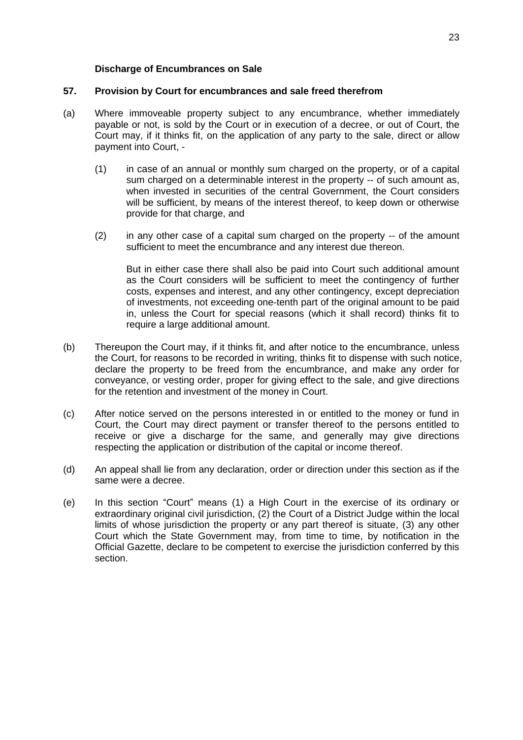### Discharge of Encumbrances on Sale

**57. Provision by Court for encumbrances and sale freed therefrom**

(a) Where immoveable property subject to any encumbrance, whether immediately payable or not, is sold by the Court or in execution of a decree, or out of Court, the Court may, if it thinks fit, on the application of any party to the sale, direct or allow payment into Court, -

(1) in case of an annual or monthly sum charged on the property, or of a capital sum charged on a determinable interest in the property -- of such amount as, when invested in securities of the central Government, the Court considers will be sufficient, by means of the interest thereof, to keep down or otherwise provide for that charge, and

(2) in any other case of a capital sum charged on the property -- of the amount sufficient to meet the encumbrance and any interest due thereon.

But in either case there shall also be paid into Court such additional amount as the Court considers will be sufficient to meet the contingency of further costs, expenses and interest, and any other contingency, except depreciation of investments, not exceeding one-tenth part of the original amount to be paid in, unless the Court for special reasons (which it shall record) thinks fit to require a large additional amount.

(b) Thereupon the Court may, if it thinks fit, and after notice to the encumbrance, unless the Court, for reasons to be recorded in writing, thinks fit to dispense with such notice, declare the property to be freed from the encumbrance, and make any order for conveyance, or vesting order, proper for giving effect to the sale, and give directions for the retention and investment of the money in Court.

(c) After notice served on the persons interested in or entitled to the money or fund in Court, the Court may direct payment or transfer thereof to the persons entitled to receive or give a discharge for the same, and generally may give directions respecting the application or distribution of the capital or income thereof.

(d) An appeal shall lie from any declaration, order or direction under this section as if the same were a decree.

(e) In this section "Court" means (1) a High Court in the exercise of its ordinary or extraordinary original civil jurisdiction, (2) the Court of a District Judge within the local limits of whose jurisdiction the property or any part thereof is situate, (3) any other Court which the State Government may, from time to time, by notification in the Official Gazette, declare to be competent to exercise the jurisdiction conferred by this section.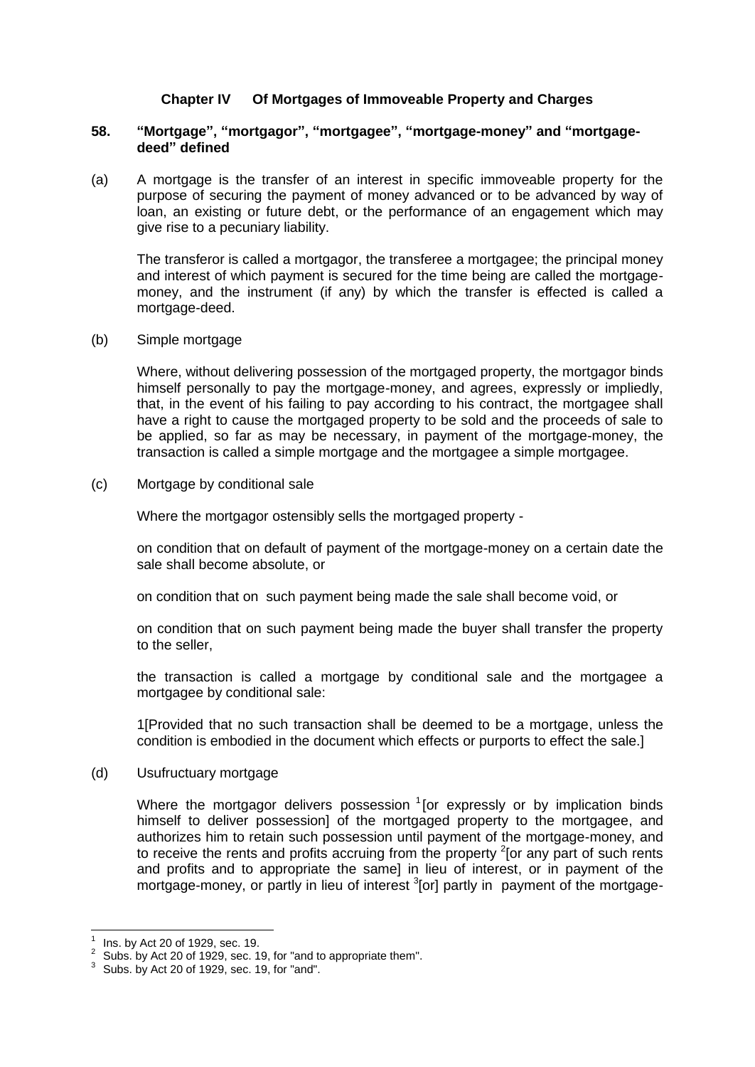## Chapter IV Of Mortgages of Immoveable Property and Charges

### 58. "Mortgage", "mortgagor", "mortgagee", "mortgage-money" and "mortgage-deed" defined

(a) A mortgage is the transfer of an interest in specific immoveable property for the purpose of securing the payment of money advanced or to be advanced by way of loan, an existing or future debt, or the performance of an engagement which may give rise to a pecuniary liability.

The transferor is called a mortgagor, the transferee a mortgagee; the principal money and interest of which payment is secured for the time being are called the mortgage-money, and the instrument (if any) by which the transfer is effected is called a mortgage-deed.

(b) Simple mortgage

Where, without delivering possession of the mortgaged property, the mortgagor binds himself personally to pay the mortgage-money, and agrees, expressly or impliedly, that, in the event of his failing to pay according to his contract, the mortgagee shall have a right to cause the mortgaged property to be sold and the proceeds of sale to be applied, so far as may be necessary, in payment of the mortgage-money, the transaction is called a simple mortgage and the mortgagee a simple mortgagee.

(c) Mortgage by conditional sale

Where the mortgagor ostensibly sells the mortgaged property -

on condition that on default of payment of the mortgage-money on a certain date the sale shall become absolute, or

on condition that on such payment being made the sale shall become void, or

on condition that on such payment being made the buyer shall transfer the property to the seller,

the transaction is called a mortgage by conditional sale and the mortgagee a mortgagee by conditional sale:

1[Provided that no such transaction shall be deemed to be a mortgage, unless the condition is embodied in the document which effects or purports to effect the sale.]

(d) Usufructuary mortgage

Where the mortgagor delivers possession [1][or expressly or by implication binds himself to deliver possession] of the mortgaged property to the mortgagee, and authorizes him to retain such possession until payment of the mortgage-money, and to receive the rents and profits accruing from the property [2][or any part of such rents and profits and to appropriate the same] in lieu of interest, or in payment of the mortgage-money, or partly in lieu of interest [3][or] partly in payment of the mortgage-

---

1 Ins. by Act 20 of 1929, sec. 19.

2 Subs. by Act 20 of 1929, sec. 19, for "and to appropriate them".

3 Subs. by Act 20 of 1929, sec. 19, for "and".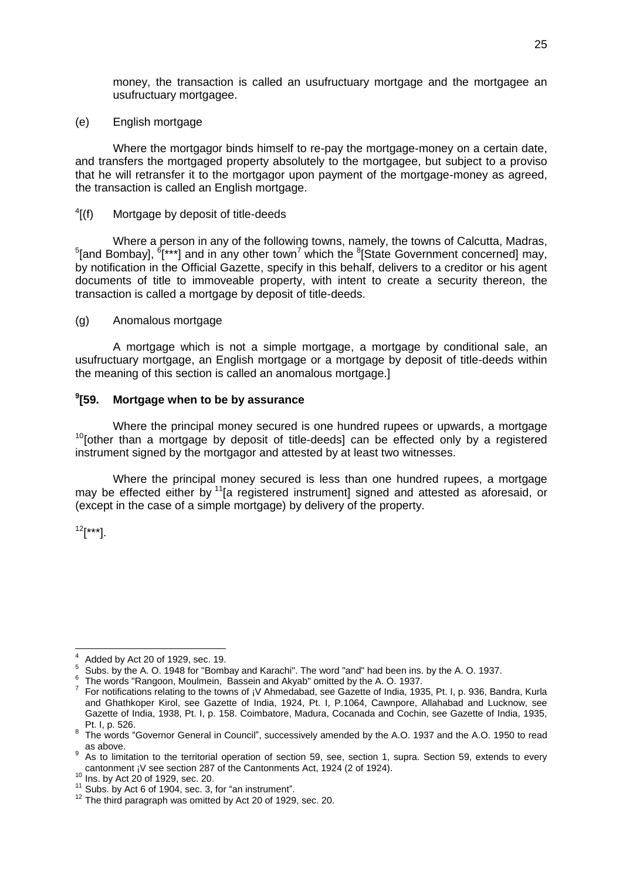money, the transaction is called an usufructuary mortgage and the mortgagee an usufructuary mortgagee.

(e) English mortgage

Where the mortgagor binds himself to re-pay the mortgage-money on a certain date, and transfers the mortgaged property absolutely to the mortgagee, but subject to a proviso that he will retransfer it to the mortgagor upon payment of the mortgage-money as agreed, the transaction is called an English mortgage.

[4][(f) Mortgage by deposit of title-deeds

Where a person in any of the following towns, namely, the towns of Calcutta, Madras, [5][and Bombay], [6][***] and in any other town[7] which the [8][State Government concerned] may, by notification in the Official Gazette, specify in this behalf, delivers to a creditor or his agent documents of title to immoveable property, with intent to create a security thereon, the transaction is called a mortgage by deposit of title-deeds.

(g) Anomalous mortgage

A mortgage which is not a simple mortgage, a mortgage by conditional sale, an usufructuary mortgage, an English mortgage or a mortgage by deposit of title-deeds within the meaning of this section is called an anomalous mortgage.]

### [9][59. Mortgage when to be by assurance

Where the principal money secured is one hundred rupees or upwards, a mortgage [10][other than a mortgage by deposit of title-deeds] can be effected only by a registered instrument signed by the mortgagor and attested by at least two witnesses.

Where the principal money secured is less than one hundred rupees, a mortgage may be effected either by [11][a registered instrument] signed and attested as aforesaid, or (except in the case of a simple mortgage) by delivery of the property.

[12][***].

---

[4] Added by Act 20 of 1929, sec. 19.

[5] Subs. by the A. O. 1948 for "Bombay and Karachi". The word "and" had been ins. by the A. O. 1937.

[6] The words "Rangoon, Moulmein, Bassein and Akyab" omitted by the A. O. 1937.

[7] For notifications relating to the towns of ¡V Ahmedabad, see Gazette of India, 1935, Pt. I, p. 936, Bandra, Kurla and Ghathkoper Kirol, see Gazette of India, 1924, Pt. I, P.1064, Cawnpore, Allahabad and Lucknow, see Gazette of India, 1938, Pt. I, p. 158. Coimbatore, Madura, Cocanada and Cochin, see Gazette of India, 1935, Pt. I, p. 526.

[8] The words "Governor General in Council", successively amended by the A.O. 1937 and the A.O. 1950 to read as above.

[9] As to limitation to the territorial operation of section 59, see, section 1, supra. Section 59, extends to every cantonment ¡V see section 287 of the Cantonments Act, 1924 (2 of 1924).

[10] Ins. by Act 20 of 1929, sec. 20.

[11] Subs. by Act 6 of 1904, sec. 3, for "an instrument".

[12] The third paragraph was omitted by Act 20 of 1929, sec. 20.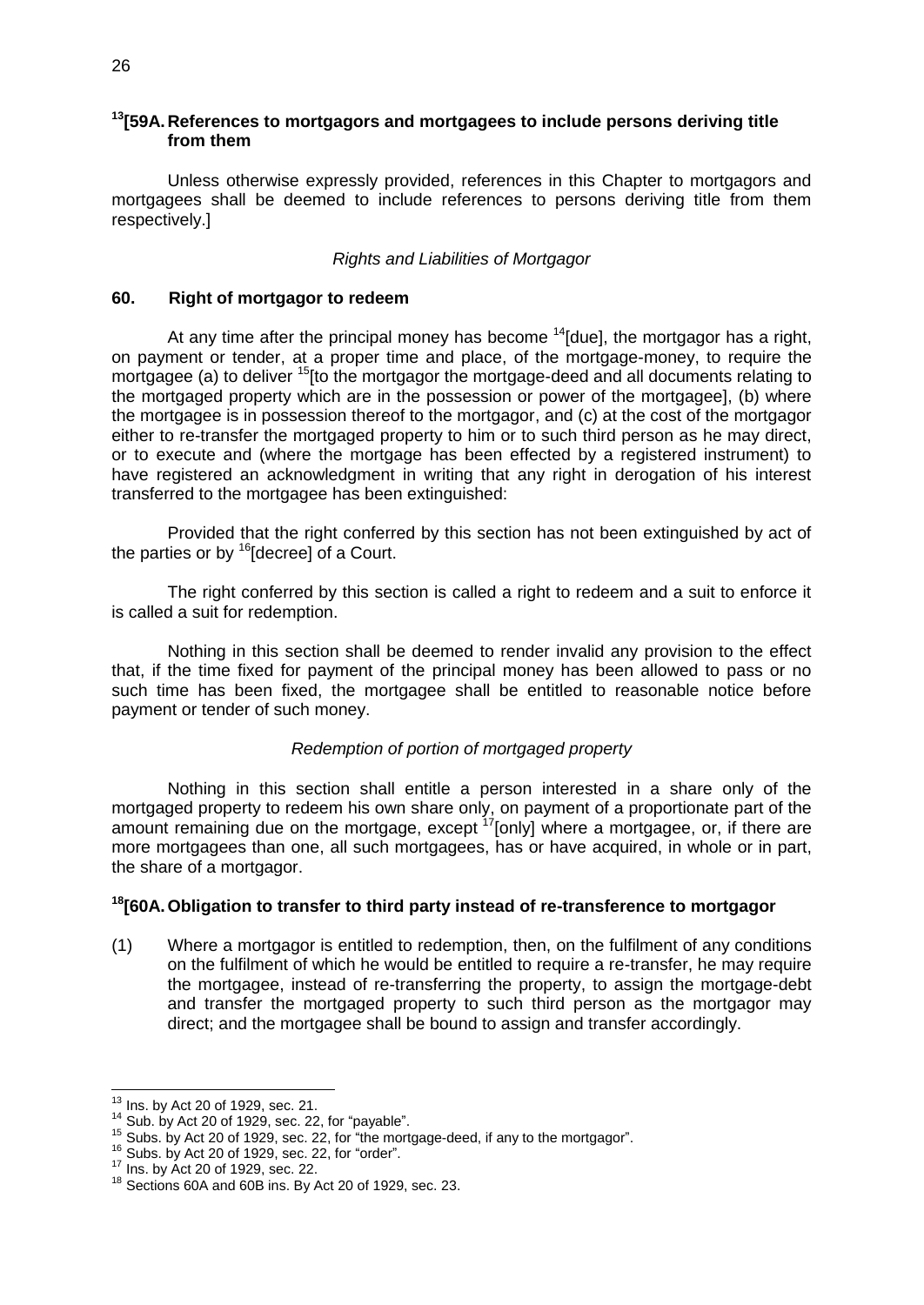### [13][59A. References to mortgagors and mortgagees to include persons deriving title from them

Unless otherwise expressly provided, references in this Chapter to mortgagors and mortgagees shall be deemed to include references to persons deriving title from them respectively.]

*Rights and Liabilities of Mortgagor*

### 60. Right of mortgagor to redeem

At any time after the principal money has become [14][due], the mortgagor has a right, on payment or tender, at a proper time and place, of the mortgage-money, to require the mortgagee (a) to deliver [15][to the mortgagor the mortgage-deed and all documents relating to the mortgaged property which are in the possession or power of the mortgagee], (b) where the mortgagee is in possession thereof to the mortgagor, and (c) at the cost of the mortgagor either to re-transfer the mortgaged property to him or to such third person as he may direct, or to execute and (where the mortgage has been effected by a registered instrument) to have registered an acknowledgment in writing that any right in derogation of his interest transferred to the mortgagee has been extinguished:

Provided that the right conferred by this section has not been extinguished by act of the parties or by [16][decree] of a Court.

The right conferred by this section is called a right to redeem and a suit to enforce it is called a suit for redemption.

Nothing in this section shall be deemed to render invalid any provision to the effect that, if the time fixed for payment of the principal money has been allowed to pass or no such time has been fixed, the mortgagee shall be entitled to reasonable notice before payment or tender of such money.

*Redemption of portion of mortgaged property*

Nothing in this section shall entitle a person interested in a share only of the mortgaged property to redeem his own share only, on payment of a proportionate part of the amount remaining due on the mortgage, except [17][only] where a mortgagee, or, if there are more mortgagees than one, all such mortgagees, has or have acquired, in whole or in part, the share of a mortgagor.

### [18][60A. Obligation to transfer to third party instead of re-transference to mortgagor

(1) Where a mortgagor is entitled to redemption, then, on the fulfilment of any conditions on the fulfilment of which he would be entitled to require a re-transfer, he may require the mortgagee, instead of re-transferring the property, to assign the mortgage-debt and transfer the mortgaged property to such third person as the mortgagor may direct; and the mortgagee shall be bound to assign and transfer accordingly.

---

[13] Ins. by Act 20 of 1929, sec. 21.

[14] Sub. by Act 20 of 1929, sec. 22, for "payable".

[15] Subs. by Act 20 of 1929, sec. 22, for "the mortgage-deed, if any to the mortgagor".

[16] Subs. by Act 20 of 1929, sec. 22, for "order".

[17] Ins. by Act 20 of 1929, sec. 22.

[18] Sections 60A and 60B ins. By Act 20 of 1929, sec. 23.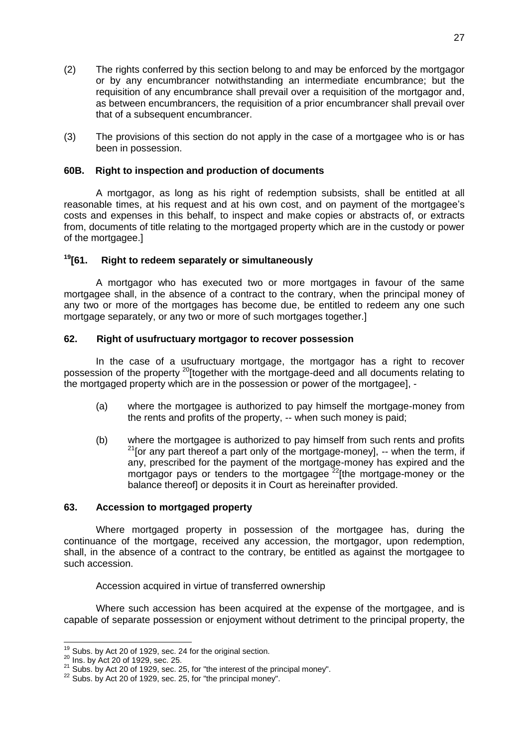(2) The rights conferred by this section belong to and may be enforced by the mortgagor or by any encumbrancer notwithstanding an intermediate encumbrance; but the requisition of any encumbrance shall prevail over a requisition of the mortgagor and, as between encumbrancers, the requisition of a prior encumbrancer shall prevail over that of a subsequent encumbrancer.

(3) The provisions of this section do not apply in the case of a mortgagee who is or has been in possession.

### 60B. Right to inspection and production of documents

A mortgagor, as long as his right of redemption subsists, shall be entitled at all reasonable times, at his request and at his own cost, and on payment of the mortgagee's costs and expenses in this behalf, to inspect and make copies or abstracts of, or extracts from, documents of title relating to the mortgaged property which are in the custody or power of the mortgagee.]

### [19][61. Right to redeem separately or simultaneously

A mortgagor who has executed two or more mortgages in favour of the same mortgagee shall, in the absence of a contract to the contrary, when the principal money of any two or more of the mortgages has become due, be entitled to redeem any one such mortgage separately, or any two or more of such mortgages together.]

### 62. Right of usufructuary mortgagor to recover possession

In the case of a usufructuary mortgage, the mortgagor has a right to recover possession of the property [20][together with the mortgage-deed and all documents relating to the mortgaged property which are in the possession or power of the mortgagee], -

(a) where the mortgagee is authorized to pay himself the mortgage-money from the rents and profits of the property, -- when such money is paid;

(b) where the mortgagee is authorized to pay himself from such rents and profits [21][or any part thereof a part only of the mortgage-money], -- when the term, if any, prescribed for the payment of the mortgage-money has expired and the mortgagor pays or tenders to the mortgagee [22][the mortgage-money or the balance thereof] or deposits it in Court as hereinafter provided.

### 63. Accession to mortgaged property

Where mortgaged property in possession of the mortgagee has, during the continuance of the mortgage, received any accession, the mortgagor, upon redemption, shall, in the absence of a contract to the contrary, be entitled as against the mortgagee to such accession.

Accession acquired in virtue of transferred ownership

Where such accession has been acquired at the expense of the mortgagee, and is capable of separate possession or enjoyment without detriment to the principal property, the

---

[19] Subs. by Act 20 of 1929, sec. 24 for the original section.
[20] Ins. by Act 20 of 1929, sec. 25.
[21] Subs. by Act 20 of 1929, sec. 25, for "the interest of the principal money".
[22] Subs. by Act 20 of 1929, sec. 25, for "the principal money".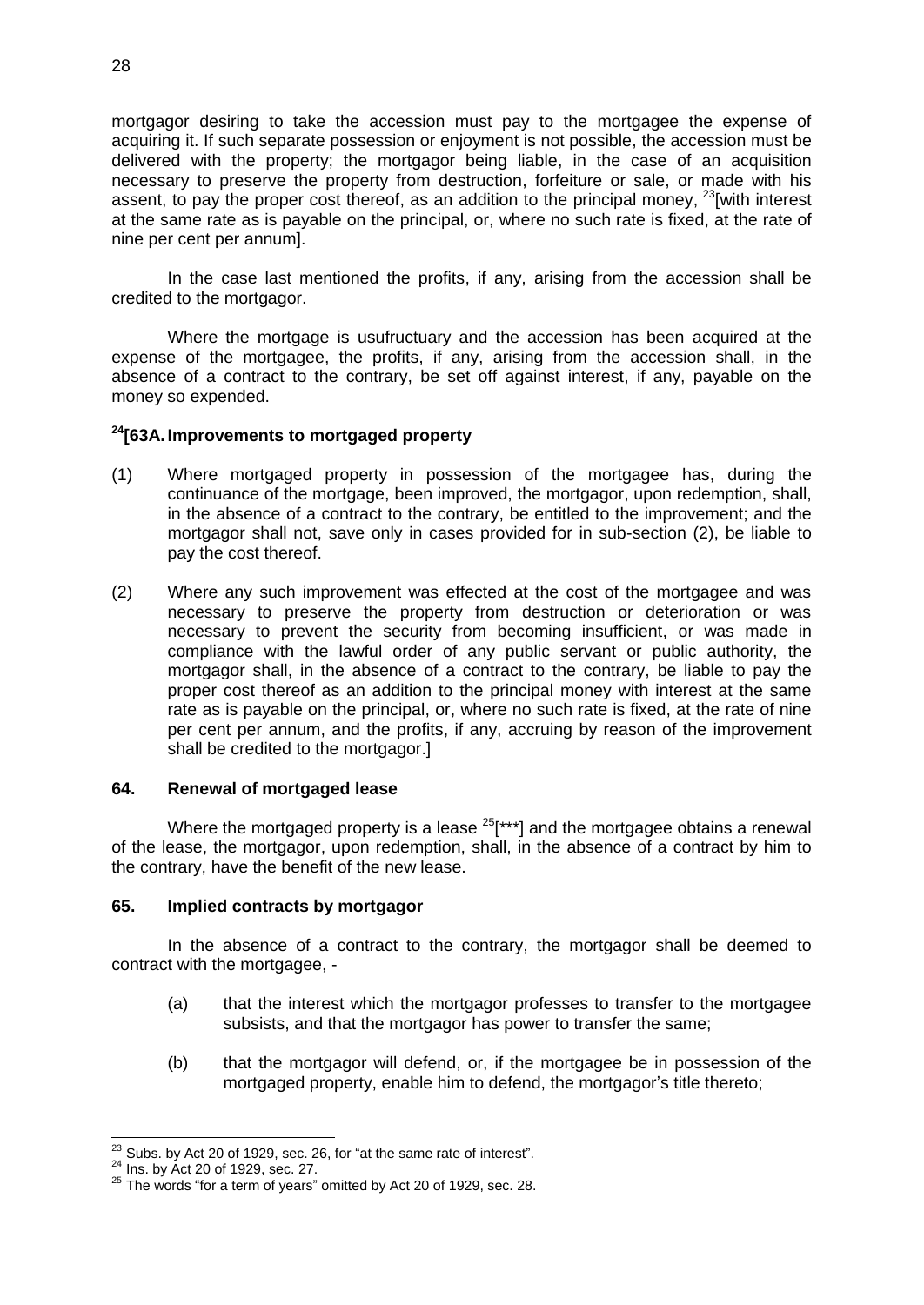mortgagor desiring to take the accession must pay to the mortgagee the expense of acquiring it. If such separate possession or enjoyment is not possible, the accession must be delivered with the property; the mortgagor being liable, in the case of an acquisition necessary to preserve the property from destruction, forfeiture or sale, or made with his assent, to pay the proper cost thereof, as an addition to the principal money, [23][with interest at the same rate as is payable on the principal, or, where no such rate is fixed, at the rate of nine per cent per annum].

In the case last mentioned the profits, if any, arising from the accession shall be credited to the mortgagor.

Where the mortgage is usufructuary and the accession has been acquired at the expense of the mortgagee, the profits, if any, arising from the accession shall, in the absence of a contract to the contrary, be set off against interest, if any, payable on the money so expended.

### [24][63A. Improvements to mortgaged property

(1) Where mortgaged property in possession of the mortgagee has, during the continuance of the mortgage, been improved, the mortgagor, upon redemption, shall, in the absence of a contract to the contrary, be entitled to the improvement; and the mortgagor shall not, save only in cases provided for in sub-section (2), be liable to pay the cost thereof.

(2) Where any such improvement was effected at the cost of the mortgagee and was necessary to preserve the property from destruction or deterioration or was necessary to prevent the security from becoming insufficient, or was made in compliance with the lawful order of any public servant or public authority, the mortgagor shall, in the absence of a contract to the contrary, be liable to pay the proper cost thereof as an addition to the principal money with interest at the same rate as is payable on the principal, or, where no such rate is fixed, at the rate of nine per cent per annum, and the profits, if any, accruing by reason of the improvement shall be credited to the mortgagor.]

### 64. Renewal of mortgaged lease

Where the mortgaged property is a lease [25][***] and the mortgagee obtains a renewal of the lease, the mortgagor, upon redemption, shall, in the absence of a contract by him to the contrary, have the benefit of the new lease.

### 65. Implied contracts by mortgagor

In the absence of a contract to the contrary, the mortgagor shall be deemed to contract with the mortgagee, -

(a) that the interest which the mortgagor professes to transfer to the mortgagee subsists, and that the mortgagor has power to transfer the same;

(b) that the mortgagor will defend, or, if the mortgagee be in possession of the mortgaged property, enable him to defend, the mortgagor's title thereto;

---

[23] Subs. by Act 20 of 1929, sec. 26, for "at the same rate of interest".
[24] Ins. by Act 20 of 1929, sec. 27.
[25] The words "for a term of years" omitted by Act 20 of 1929, sec. 28.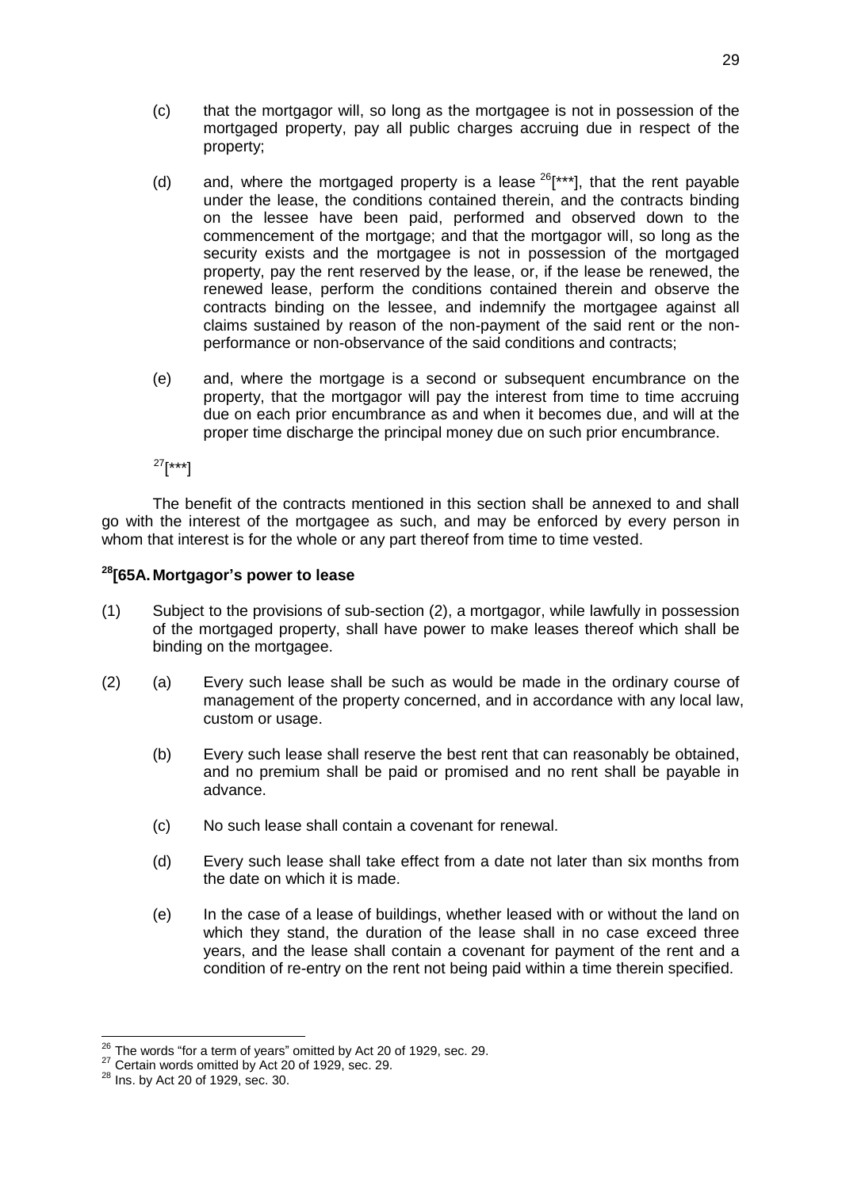(c) that the mortgagor will, so long as the mortgagee is not in possession of the mortgaged property, pay all public charges accruing due in respect of the property;

(d) and, where the mortgaged property is a lease [26][***], that the rent payable under the lease, the conditions contained therein, and the contracts binding on the lessee have been paid, performed and observed down to the commencement of the mortgage; and that the mortgagor will, so long as the security exists and the mortgagee is not in possession of the mortgaged property, pay the rent reserved by the lease, or, if the lease be renewed, the renewed lease, perform the conditions contained therein and observe the contracts binding on the lessee, and indemnify the mortgagee against all claims sustained by reason of the non-payment of the said rent or the non-performance or non-observance of the said conditions and contracts;

(e) and, where the mortgage is a second or subsequent encumbrance on the property, that the mortgagor will pay the interest from time to time accruing due on each prior encumbrance as and when it becomes due, and will at the proper time discharge the principal money due on such prior encumbrance.

[27][***]

The benefit of the contracts mentioned in this section shall be annexed to and shall go with the interest of the mortgagee as such, and may be enforced by every person in whom that interest is for the whole or any part thereof from time to time vested.

### [28][65A. Mortgagor's power to lease

(1) Subject to the provisions of sub-section (2), a mortgagor, while lawfully in possession of the mortgaged property, shall have power to make leases thereof which shall be binding on the mortgagee.

(2) (a) Every such lease shall be such as would be made in the ordinary course of management of the property concerned, and in accordance with any local law, custom or usage.

(b) Every such lease shall reserve the best rent that can reasonably be obtained, and no premium shall be paid or promised and no rent shall be payable in advance.

(c) No such lease shall contain a covenant for renewal.

(d) Every such lease shall take effect from a date not later than six months from the date on which it is made.

(e) In the case of a lease of buildings, whether leased with or without the land on which they stand, the duration of the lease shall in no case exceed three years, and the lease shall contain a covenant for payment of the rent and a condition of re-entry on the rent not being paid within a time therein specified.

---

[26] The words "for a term of years" omitted by Act 20 of 1929, sec. 29.

[27] Certain words omitted by Act 20 of 1929, sec. 29.

[28] Ins. by Act 20 of 1929, sec. 30.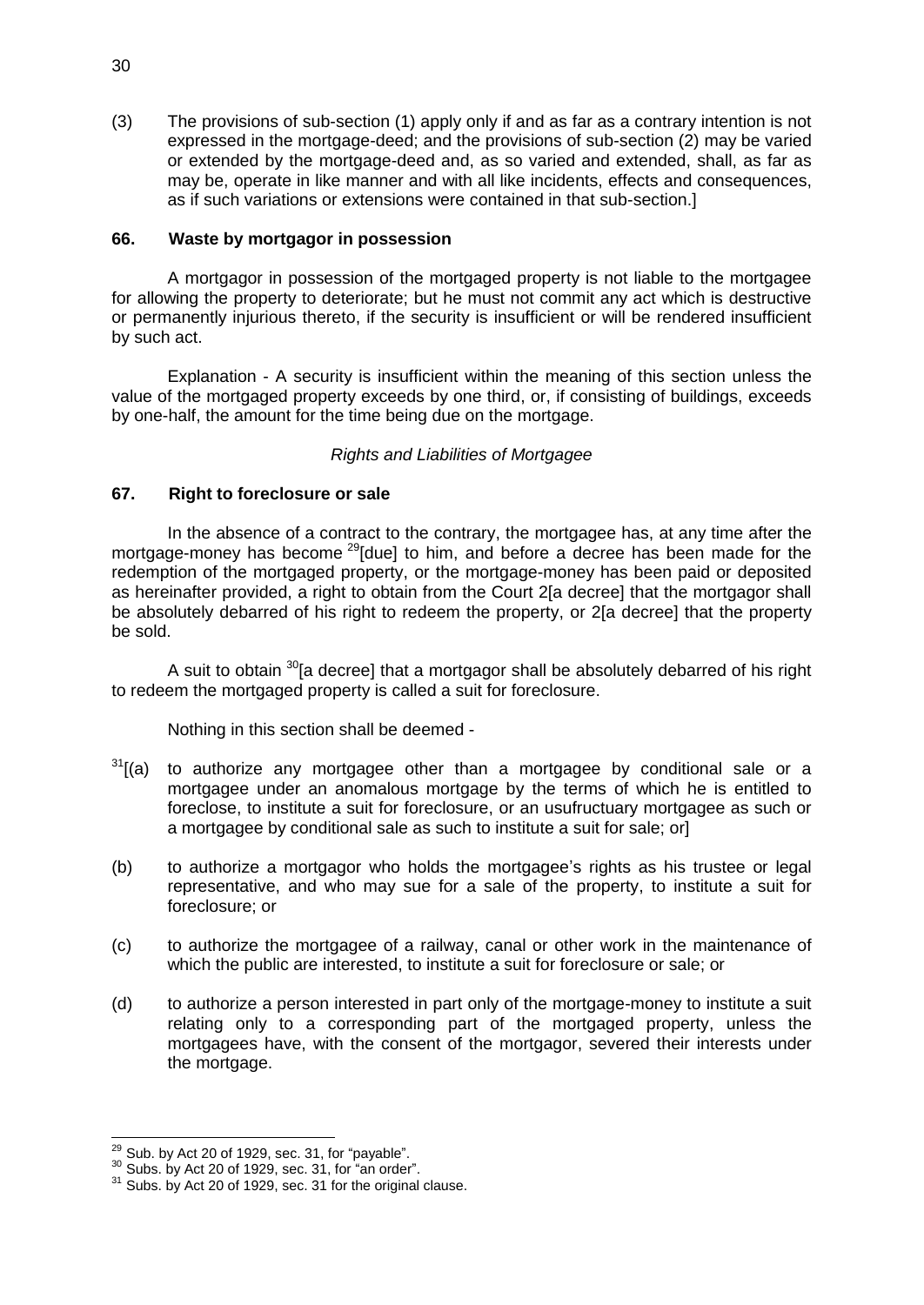(3) The provisions of sub-section (1) apply only if and as far as a contrary intention is not expressed in the mortgage-deed; and the provisions of sub-section (2) may be varied or extended by the mortgage-deed and, as so varied and extended, shall, as far as may be, operate in like manner and with all like incidents, effects and consequences, as if such variations or extensions were contained in that sub-section.]

### 66. Waste by mortgagor in possession

A mortgagor in possession of the mortgaged property is not liable to the mortgagee for allowing the property to deteriorate; but he must not commit any act which is destructive or permanently injurious thereto, if the security is insufficient or will be rendered insufficient by such act.

Explanation - A security is insufficient within the meaning of this section unless the value of the mortgaged property exceeds by one third, or, if consisting of buildings, exceeds by one-half, the amount for the time being due on the mortgage.

*Rights and Liabilities of Mortgagee*

### 67. Right to foreclosure or sale

In the absence of a contract to the contrary, the mortgagee has, at any time after the mortgage-money has become [29][due] to him, and before a decree has been made for the redemption of the mortgaged property, or the mortgage-money has been paid or deposited as hereinafter provided, a right to obtain from the Court 2[a decree] that the mortgagor shall be absolutely debarred of his right to redeem the property, or 2[a decree] that the property be sold.

A suit to obtain [30][a decree] that a mortgagor shall be absolutely debarred of his right to redeem the mortgaged property is called a suit for foreclosure.

Nothing in this section shall be deemed -

[31][(a) to authorize any mortgagee other than a mortgagee by conditional sale or a mortgagee under an anomalous mortgage by the terms of which he is entitled to foreclose, to institute a suit for foreclosure, or an usufructuary mortgagee as such or a mortgagee by conditional sale as such to institute a suit for sale; or]

(b) to authorize a mortgagor who holds the mortgagee's rights as his trustee or legal representative, and who may sue for a sale of the property, to institute a suit for foreclosure; or

(c) to authorize the mortgagee of a railway, canal or other work in the maintenance of which the public are interested, to institute a suit for foreclosure or sale; or

(d) to authorize a person interested in part only of the mortgage-money to institute a suit relating only to a corresponding part of the mortgaged property, unless the mortgagees have, with the consent of the mortgagor, severed their interests under the mortgage.

---

[29] Sub. by Act 20 of 1929, sec. 31, for "payable".
[30] Subs. by Act 20 of 1929, sec. 31, for "an order".
[31] Subs. by Act 20 of 1929, sec. 31 for the original clause.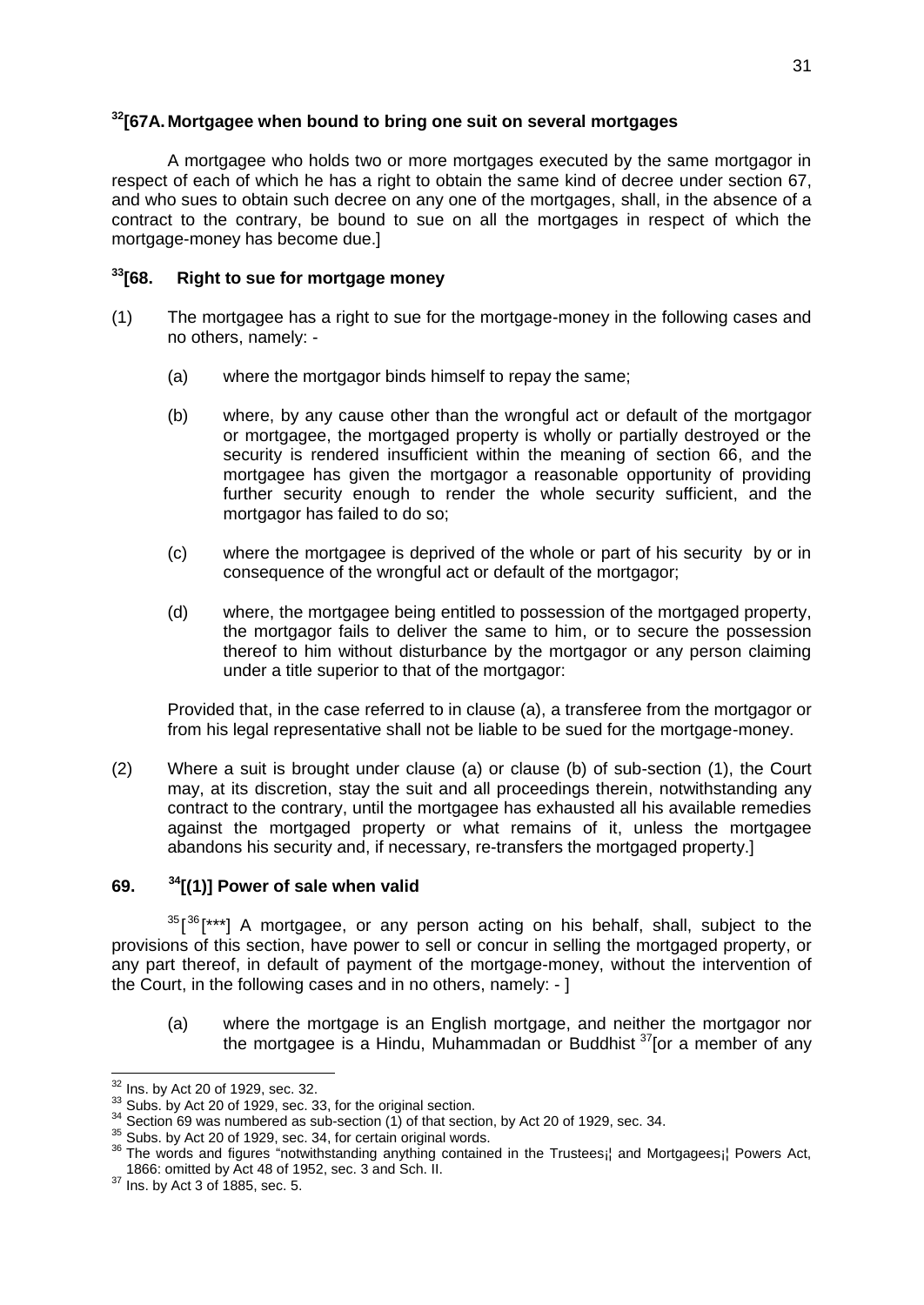### [32][67A. Mortgagee when bound to bring one suit on several mortgages

A mortgagee who holds two or more mortgages executed by the same mortgagor in respect of each of which he has a right to obtain the same kind of decree under section 67, and who sues to obtain such decree on any one of the mortgages, shall, in the absence of a contract to the contrary, be bound to sue on all the mortgages in respect of which the mortgage-money has become due.]

### [33][68. Right to sue for mortgage money

(1) The mortgagee has a right to sue for the mortgage-money in the following cases and no others, namely: -

(a) where the mortgagor binds himself to repay the same;

(b) where, by any cause other than the wrongful act or default of the mortgagor or mortgagee, the mortgaged property is wholly or partially destroyed or the security is rendered insufficient within the meaning of section 66, and the mortgagee has given the mortgagor a reasonable opportunity of providing further security enough to render the whole security sufficient, and the mortgagor has failed to do so;

(c) where the mortgagee is deprived of the whole or part of his security by or in consequence of the wrongful act or default of the mortgagor;

(d) where, the mortgagee being entitled to possession of the mortgaged property, the mortgagor fails to deliver the same to him, or to secure the possession thereof to him without disturbance by the mortgagor or any person claiming under a title superior to that of the mortgagor:

Provided that, in the case referred to in clause (a), a transferee from the mortgagor or from his legal representative shall not be liable to be sued for the mortgage-money.

(2) Where a suit is brought under clause (a) or clause (b) of sub-section (1), the Court may, at its discretion, stay the suit and all proceedings therein, notwithstanding any contract to the contrary, until the mortgagee has exhausted all his available remedies against the mortgaged property or what remains of it, unless the mortgagee abandons his security and, if necessary, re-transfers the mortgaged property.]

### 69. [34][(1)] Power of sale when valid

[35][[36][***] A mortgagee, or any person acting on his behalf, shall, subject to the provisions of this section, have power to sell or concur in selling the mortgaged property, or any part thereof, in default of payment of the mortgage-money, without the intervention of the Court, in the following cases and in no others, namely: - ]

(a) where the mortgage is an English mortgage, and neither the mortgagor nor the mortgagee is a Hindu, Muhammadan or Buddhist [37][or a member of any

---

[32] Ins. by Act 20 of 1929, sec. 32.

[33] Subs. by Act 20 of 1929, sec. 33, for the original section.

[34] Section 69 was numbered as sub-section (1) of that section, by Act 20 of 1929, sec. 34.

[35] Subs. by Act 20 of 1929, sec. 34, for certain original words.

[36] The words and figures "notwithstanding anything contained in the Trustees¡¦ and Mortgagees¡¦ Powers Act, 1866: omitted by Act 48 of 1952, sec. 3 and Sch. II.

[37] Ins. by Act 3 of 1885, sec. 5.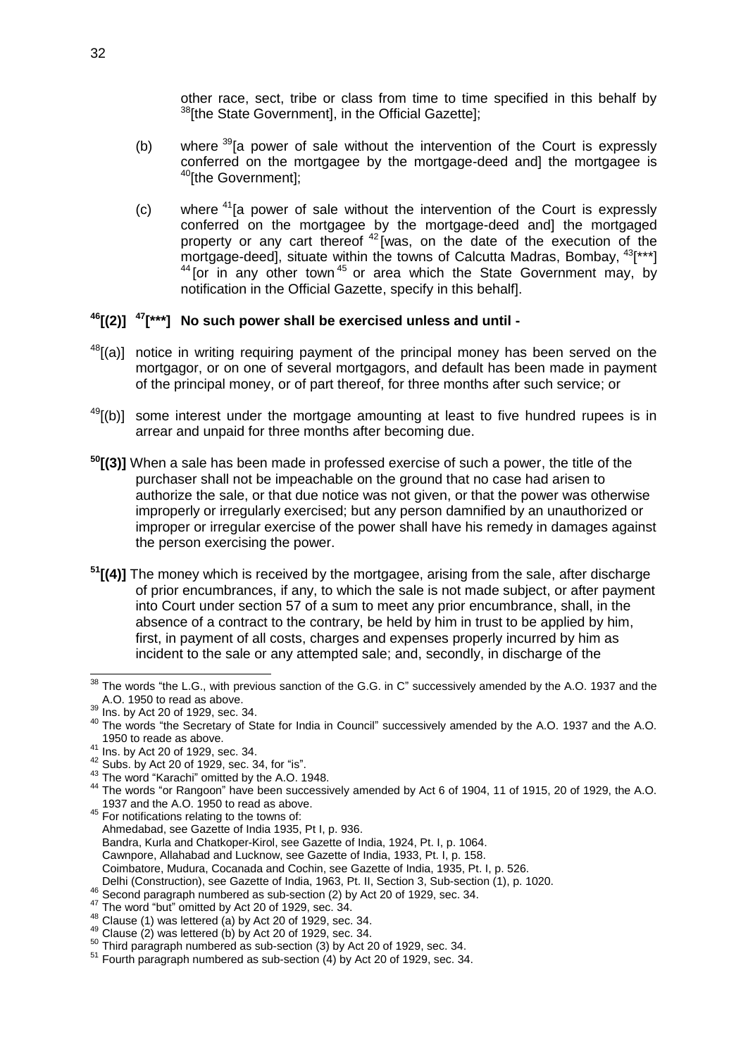other race, sect, tribe or class from time to time specified in this behalf by [38][the State Government], in the Official Gazette];

(b) where [39][a power of sale without the intervention of the Court is expressly conferred on the mortgagee by the mortgage-deed and] the mortgagee is [40][the Government];

(c) where [41][a power of sale without the intervention of the Court is expressly conferred on the mortgagee by the mortgage-deed and] the mortgaged property or any cart thereof [42][was, on the date of the execution of the mortgage-deed], situate within the towns of Calcutta Madras, Bombay, [43][***] [44][or in any other town [45] or area which the State Government may, by notification in the Official Gazette, specify in this behalf].

**[46][(2)] [47][***] No such power shall be exercised unless and until -**

[48][(a)] notice in writing requiring payment of the principal money has been served on the mortgagor, or on one of several mortgagors, and default has been made in payment of the principal money, or of part thereof, for three months after such service; or

[49][(b)] some interest under the mortgage amounting at least to five hundred rupees is in arrear and unpaid for three months after becoming due.

**[50][(3)]** When a sale has been made in professed exercise of such a power, the title of the purchaser shall not be impeachable on the ground that no case had arisen to authorize the sale, or that due notice was not given, or that the power was otherwise improperly or irregularly exercised; but any person damnified by an unauthorized or improper or irregular exercise of the power shall have his remedy in damages against the person exercising the power.

**[51][(4)]** The money which is received by the mortgagee, arising from the sale, after discharge of prior encumbrances, if any, to which the sale is not made subject, or after payment into Court under section 57 of a sum to meet any prior encumbrance, shall, in the absence of a contract to the contrary, be held by him in trust to be applied by him, first, in payment of all costs, charges and expenses properly incurred by him as incident to the sale or any attempted sale; and, secondly, in discharge of the

---

[38] The words "the L.G., with previous sanction of the G.G. in C" successively amended by the A.O. 1937 and the A.O. 1950 to read as above.

[39] Ins. by Act 20 of 1929, sec. 34.

[40] The words "the Secretary of State for India in Council" successively amended by the A.O. 1937 and the A.O. 1950 to reade as above.

[41] Ins. by Act 20 of 1929, sec. 34.

[42] Subs. by Act 20 of 1929, sec. 34, for "is".

[43] The word "Karachi" omitted by the A.O. 1948.

[44] The words "or Rangoon" have been successively amended by Act 6 of 1904, 11 of 1915, 20 of 1929, the A.O. 1937 and the A.O. 1950 to read as above.

[45] For notifications relating to the towns of:
Ahmedabad, see Gazette of India 1935, Pt I, p. 936.
Bandra, Kurla and Chatkoper-Kirol, see Gazette of India, 1924, Pt. I, p. 1064.
Cawnpore, Allahabad and Lucknow, see Gazette of India, 1933, Pt. I, p. 158.
Coimbatore, Mudura, Cocanada and Cochin, see Gazette of India, 1935, Pt. I, p. 526.
Delhi (Construction), see Gazette of India, 1963, Pt. II, Section 3, Sub-section (1), p. 1020.

[46] Second paragraph numbered as sub-section (2) by Act 20 of 1929, sec. 34.

[47] The word "but" omitted by Act 20 of 1929, sec. 34.

[48] Clause (1) was lettered (a) by Act 20 of 1929, sec. 34.

[49] Clause (2) was lettered (b) by Act 20 of 1929, sec. 34.

[50] Third paragraph numbered as sub-section (3) by Act 20 of 1929, sec. 34.

[51] Fourth paragraph numbered as sub-section (4) by Act 20 of 1929, sec. 34.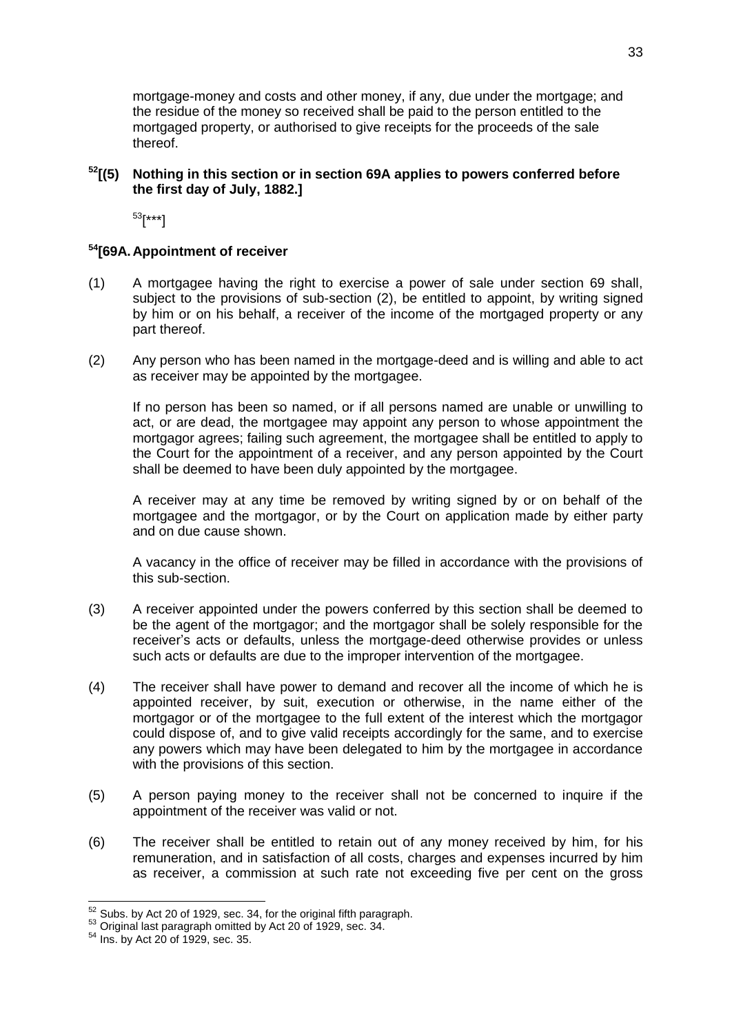mortgage-money and costs and other money, if any, due under the mortgage; and the residue of the money so received shall be paid to the person entitled to the mortgaged property, or authorised to give receipts for the proceeds of the sale thereof.

[52][(5) **Nothing in this section or in section 69A applies to powers conferred before the first day of July, 1882.]**

[53][***]

### [54][69A. Appointment of receiver

(1) A mortgagee having the right to exercise a power of sale under section 69 shall, subject to the provisions of sub-section (2), be entitled to appoint, by writing signed by him or on his behalf, a receiver of the income of the mortgaged property or any part thereof.

(2) Any person who has been named in the mortgage-deed and is willing and able to act as receiver may be appointed by the mortgagee.

If no person has been so named, or if all persons named are unable or unwilling to act, or are dead, the mortgagee may appoint any person to whose appointment the mortgagor agrees; failing such agreement, the mortgagee shall be entitled to apply to the Court for the appointment of a receiver, and any person appointed by the Court shall be deemed to have been duly appointed by the mortgagee.

A receiver may at any time be removed by writing signed by or on behalf of the mortgagee and the mortgagor, or by the Court on application made by either party and on due cause shown.

A vacancy in the office of receiver may be filled in accordance with the provisions of this sub-section.

(3) A receiver appointed under the powers conferred by this section shall be deemed to be the agent of the mortgagor; and the mortgagor shall be solely responsible for the receiver's acts or defaults, unless the mortgage-deed otherwise provides or unless such acts or defaults are due to the improper intervention of the mortgagee.

(4) The receiver shall have power to demand and recover all the income of which he is appointed receiver, by suit, execution or otherwise, in the name either of the mortgagor or of the mortgagee to the full extent of the interest which the mortgagor could dispose of, and to give valid receipts accordingly for the same, and to exercise any powers which may have been delegated to him by the mortgagee in accordance with the provisions of this section.

(5) A person paying money to the receiver shall not be concerned to inquire if the appointment of the receiver was valid or not.

(6) The receiver shall be entitled to retain out of any money received by him, for his remuneration, and in satisfaction of all costs, charges and expenses incurred by him as receiver, a commission at such rate not exceeding five per cent on the gross

---

[52] Subs. by Act 20 of 1929, sec. 34, for the original fifth paragraph.

[53] Original last paragraph omitted by Act 20 of 1929, sec. 34.

[54] Ins. by Act 20 of 1929, sec. 35.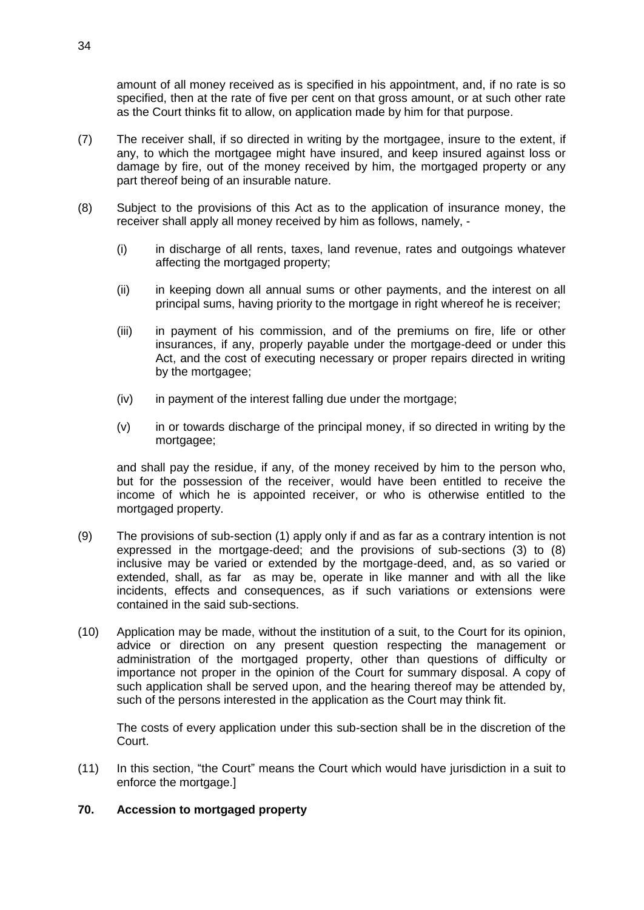amount of all money received as is specified in his appointment, and, if no rate is so specified, then at the rate of five per cent on that gross amount, or at such other rate as the Court thinks fit to allow, on application made by him for that purpose.

(7) The receiver shall, if so directed in writing by the mortgagee, insure to the extent, if any, to which the mortgagee might have insured, and keep insured against loss or damage by fire, out of the money received by him, the mortgaged property or any part thereof being of an insurable nature.

(8) Subject to the provisions of this Act as to the application of insurance money, the receiver shall apply all money received by him as follows, namely, -

(i) in discharge of all rents, taxes, land revenue, rates and outgoings whatever affecting the mortgaged property;

(ii) in keeping down all annual sums or other payments, and the interest on all principal sums, having priority to the mortgage in right whereof he is receiver;

(iii) in payment of his commission, and of the premiums on fire, life or other insurances, if any, properly payable under the mortgage-deed or under this Act, and the cost of executing necessary or proper repairs directed in writing by the mortgagee;

(iv) in payment of the interest falling due under the mortgage;

(v) in or towards discharge of the principal money, if so directed in writing by the mortgagee;

and shall pay the residue, if any, of the money received by him to the person who, but for the possession of the receiver, would have been entitled to receive the income of which he is appointed receiver, or who is otherwise entitled to the mortgaged property.

(9) The provisions of sub-section (1) apply only if and as far as a contrary intention is not expressed in the mortgage-deed; and the provisions of sub-sections (3) to (8) inclusive may be varied or extended by the mortgage-deed, and, as so varied or extended, shall, as far as may be, operate in like manner and with all the like incidents, effects and consequences, as if such variations or extensions were contained in the said sub-sections.

(10) Application may be made, without the institution of a suit, to the Court for its opinion, advice or direction on any present question respecting the management or administration of the mortgaged property, other than questions of difficulty or importance not proper in the opinion of the Court for summary disposal. A copy of such application shall be served upon, and the hearing thereof may be attended by, such of the persons interested in the application as the Court may think fit.

The costs of every application under this sub-section shall be in the discretion of the Court.

(11) In this section, "the Court" means the Court which would have jurisdiction in a suit to enforce the mortgage.]

**70. Accession to mortgaged property**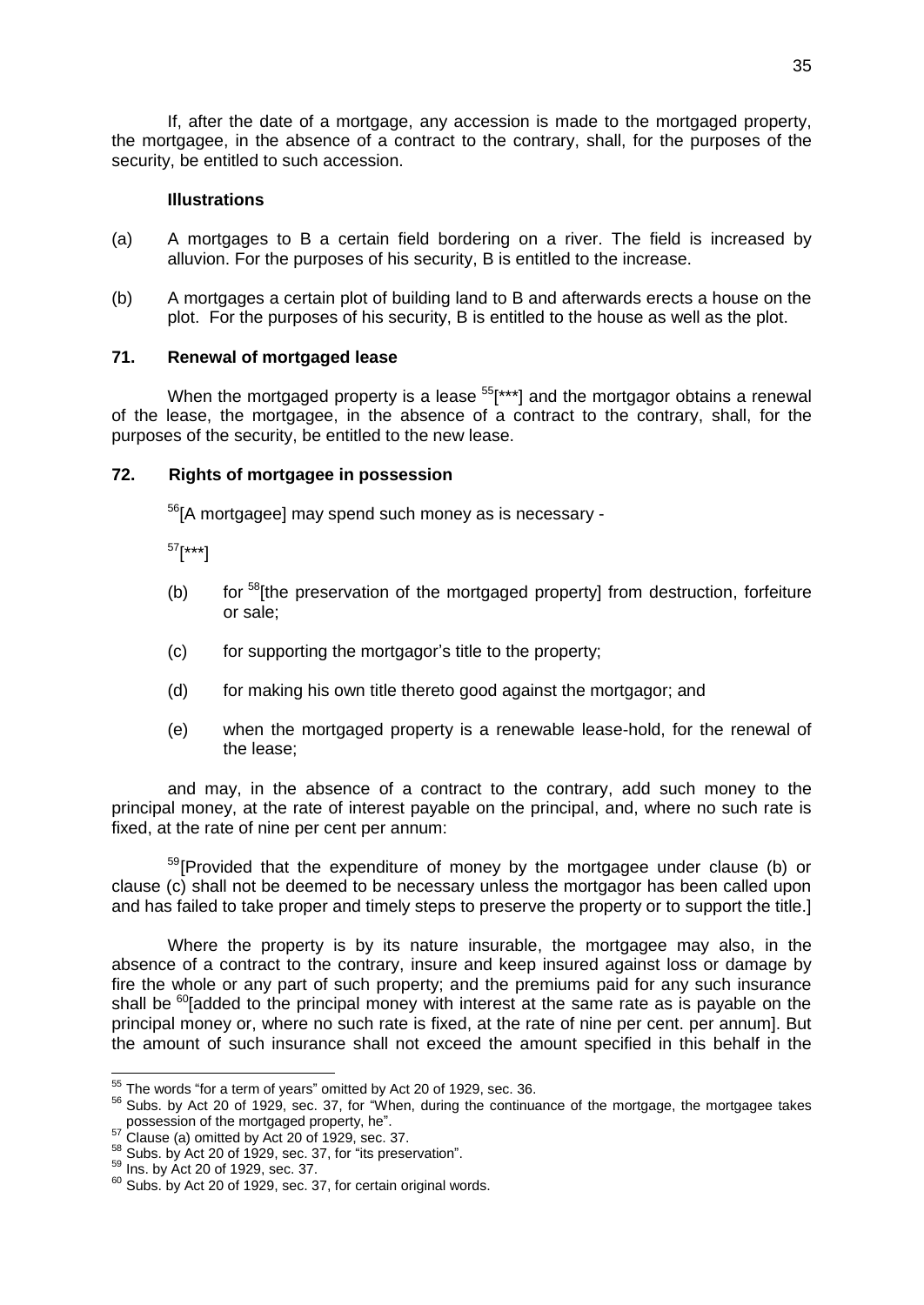If, after the date of a mortgage, any accession is made to the mortgaged property, the mortgagee, in the absence of a contract to the contrary, shall, for the purposes of the security, be entitled to such accession.

**Illustrations**

(a) A mortgages to B a certain field bordering on a river. The field is increased by alluvion. For the purposes of his security, B is entitled to the increase.

(b) A mortgages a certain plot of building land to B and afterwards erects a house on the plot. For the purposes of his security, B is entitled to the house as well as the plot.

### 71. Renewal of mortgaged lease

When the mortgaged property is a lease [55][***] and the mortgagor obtains a renewal of the lease, the mortgagee, in the absence of a contract to the contrary, shall, for the purposes of the security, be entitled to the new lease.

### 72. Rights of mortgagee in possession

[56][A mortgagee] may spend such money as is necessary -

[57][***]

(b) for [58][the preservation of the mortgaged property] from destruction, forfeiture or sale;

(c) for supporting the mortgagor's title to the property;

(d) for making his own title thereto good against the mortgagor; and

(e) when the mortgaged property is a renewable lease-hold, for the renewal of the lease;

and may, in the absence of a contract to the contrary, add such money to the principal money, at the rate of interest payable on the principal, and, where no such rate is fixed, at the rate of nine per cent per annum:

[59][Provided that the expenditure of money by the mortgagee under clause (b) or clause (c) shall not be deemed to be necessary unless the mortgagor has been called upon and has failed to take proper and timely steps to preserve the property or to support the title.]

Where the property is by its nature insurable, the mortgagee may also, in the absence of a contract to the contrary, insure and keep insured against loss or damage by fire the whole or any part of such property; and the premiums paid for any such insurance shall be [60][added to the principal money with interest at the same rate as is payable on the principal money or, where no such rate is fixed, at the rate of nine per cent. per annum]. But the amount of such insurance shall not exceed the amount specified in this behalf in the

---

[55] The words "for a term of years" omitted by Act 20 of 1929, sec. 36.

[56] Subs. by Act 20 of 1929, sec. 37, for "When, during the continuance of the mortgage, the mortgagee takes possession of the mortgaged property, he".

[57] Clause (a) omitted by Act 20 of 1929, sec. 37.

[58] Subs. by Act 20 of 1929, sec. 37, for "its preservation".

[59] Ins. by Act 20 of 1929, sec. 37.

[60] Subs. by Act 20 of 1929, sec. 37, for certain original words.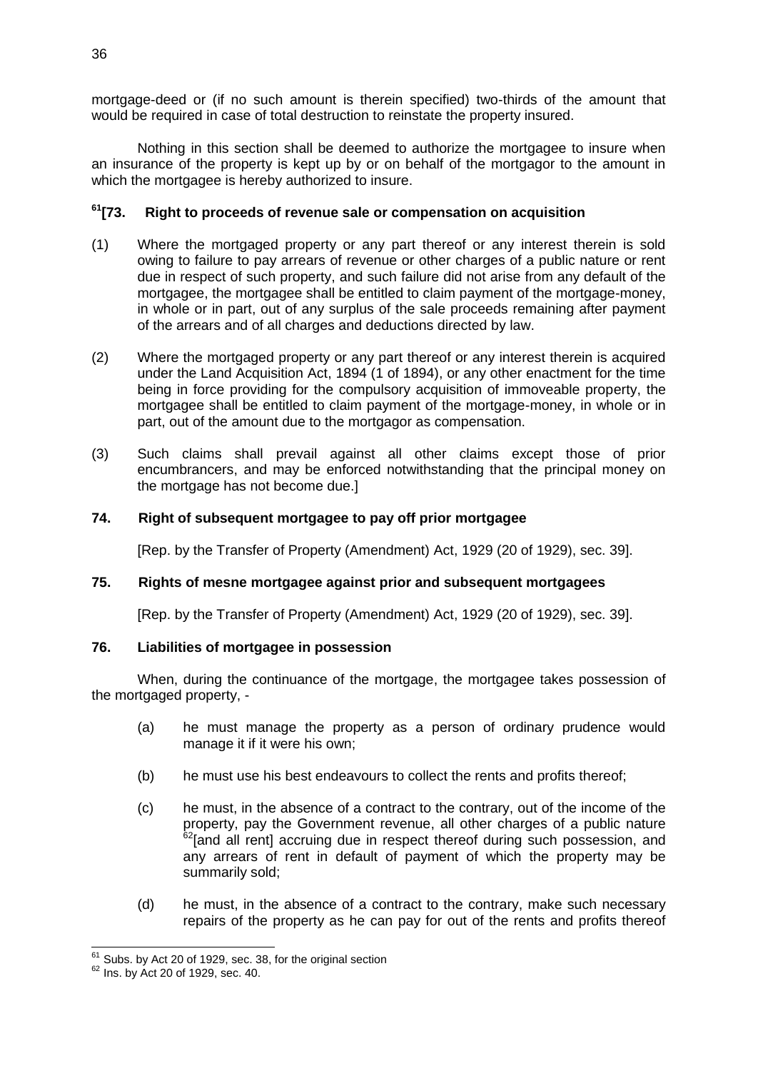mortgage-deed or (if no such amount is therein specified) two-thirds of the amount that would be required in case of total destruction to reinstate the property insured.

Nothing in this section shall be deemed to authorize the mortgagee to insure when an insurance of the property is kept up by or on behalf of the mortgagor to the amount in which the mortgagee is hereby authorized to insure.

### [61][73. Right to proceeds of revenue sale or compensation on acquisition

(1) Where the mortgaged property or any part thereof or any interest therein is sold owing to failure to pay arrears of revenue or other charges of a public nature or rent due in respect of such property, and such failure did not arise from any default of the mortgagee, the mortgagee shall be entitled to claim payment of the mortgage-money, in whole or in part, out of any surplus of the sale proceeds remaining after payment of the arrears and of all charges and deductions directed by law.

(2) Where the mortgaged property or any part thereof or any interest therein is acquired under the Land Acquisition Act, 1894 (1 of 1894), or any other enactment for the time being in force providing for the compulsory acquisition of immoveable property, the mortgagee shall be entitled to claim payment of the mortgage-money, in whole or in part, out of the amount due to the mortgagor as compensation.

(3) Such claims shall prevail against all other claims except those of prior encumbrancers, and may be enforced notwithstanding that the principal money on the mortgage has not become due.]

### 74. Right of subsequent mortgagee to pay off prior mortgagee

[Rep. by the Transfer of Property (Amendment) Act, 1929 (20 of 1929), sec. 39].

### 75. Rights of mesne mortgagee against prior and subsequent mortgagees

[Rep. by the Transfer of Property (Amendment) Act, 1929 (20 of 1929), sec. 39].

### 76. Liabilities of mortgagee in possession

When, during the continuance of the mortgage, the mortgagee takes possession of the mortgaged property, -

(a) he must manage the property as a person of ordinary prudence would manage it if it were his own;

(b) he must use his best endeavours to collect the rents and profits thereof;

(c) he must, in the absence of a contract to the contrary, out of the income of the property, pay the Government revenue, all other charges of a public nature [62][and all rent] accruing due in respect thereof during such possession, and any arrears of rent in default of payment of which the property may be summarily sold;

(d) he must, in the absence of a contract to the contrary, make such necessary repairs of the property as he can pay for out of the rents and profits thereof

---

[61] Subs. by Act 20 of 1929, sec. 38, for the original section

[62] Ins. by Act 20 of 1929, sec. 40.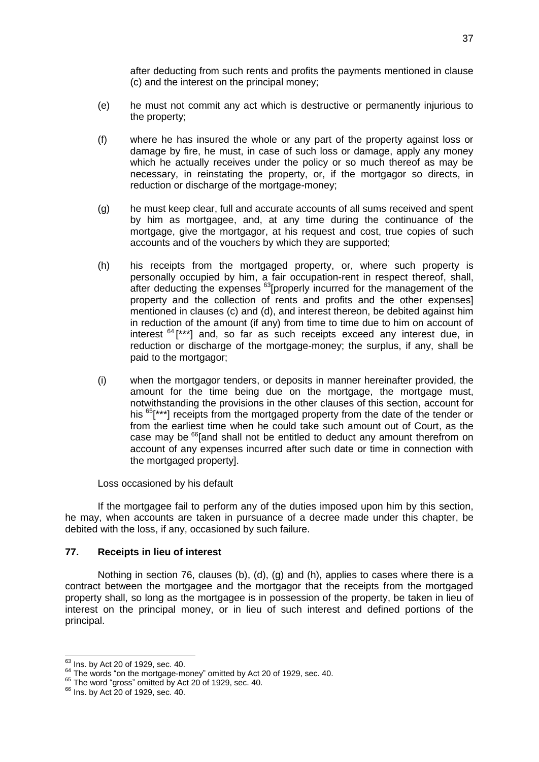after deducting from such rents and profits the payments mentioned in clause (c) and the interest on the principal money;

(e) he must not commit any act which is destructive or permanently injurious to the property;

(f) where he has insured the whole or any part of the property against loss or damage by fire, he must, in case of such loss or damage, apply any money which he actually receives under the policy or so much thereof as may be necessary, in reinstating the property, or, if the mortgagor so directs, in reduction or discharge of the mortgage-money;

(g) he must keep clear, full and accurate accounts of all sums received and spent by him as mortgagee, and, at any time during the continuance of the mortgage, give the mortgagor, at his request and cost, true copies of such accounts and of the vouchers by which they are supported;

(h) his receipts from the mortgaged property, or, where such property is personally occupied by him, a fair occupation-rent in respect thereof, shall, after deducting the expenses [63][properly incurred for the management of the property and the collection of rents and profits and the other expenses] mentioned in clauses (c) and (d), and interest thereon, be debited against him in reduction of the amount (if any) from time to time due to him on account of interest [64][***] and, so far as such receipts exceed any interest due, in reduction or discharge of the mortgage-money; the surplus, if any, shall be paid to the mortgagor;

(i) when the mortgagor tenders, or deposits in manner hereinafter provided, the amount for the time being due on the mortgage, the mortgage must, notwithstanding the provisions in the other clauses of this section, account for his [65][***] receipts from the mortgaged property from the date of the tender or from the earliest time when he could take such amount out of Court, as the case may be [66][and shall not be entitled to deduct any amount therefrom on account of any expenses incurred after such date or time in connection with the mortgaged property].

Loss occasioned by his default

If the mortgagee fail to perform any of the duties imposed upon him by this section, he may, when accounts are taken in pursuance of a decree made under this chapter, be debited with the loss, if any, occasioned by such failure.

### 77. Receipts in lieu of interest

Nothing in section 76, clauses (b), (d), (g) and (h), applies to cases where there is a contract between the mortgagee and the mortgagor that the receipts from the mortgaged property shall, so long as the mortgagee is in possession of the property, be taken in lieu of interest on the principal money, or in lieu of such interest and defined portions of the principal.

---

[63] Ins. by Act 20 of 1929, sec. 40.
[64] The words "on the mortgage-money" omitted by Act 20 of 1929, sec. 40.
[65] The word "gross" omitted by Act 20 of 1929, sec. 40.
[66] Ins. by Act 20 of 1929, sec. 40.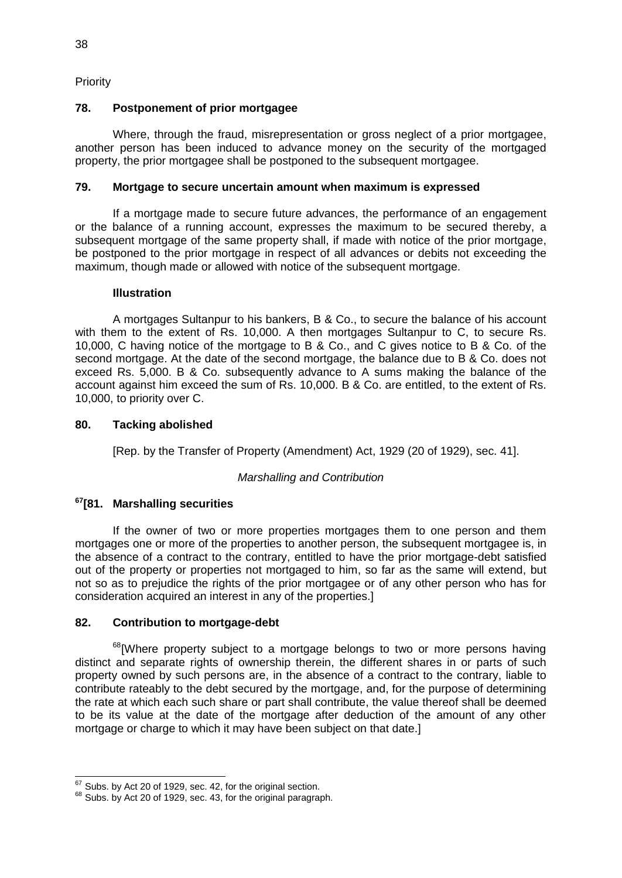Priority

### 78. Postponement of prior mortgagee

Where, through the fraud, misrepresentation or gross neglect of a prior mortgagee, another person has been induced to advance money on the security of the mortgaged property, the prior mortgagee shall be postponed to the subsequent mortgagee.

### 79. Mortgage to secure uncertain amount when maximum is expressed

If a mortgage made to secure future advances, the performance of an engagement or the balance of a running account, expresses the maximum to be secured thereby, a subsequent mortgage of the same property shall, if made with notice of the prior mortgage, be postponed to the prior mortgage in respect of all advances or debits not exceeding the maximum, though made or allowed with notice of the subsequent mortgage.

**Illustration**

A mortgages Sultanpur to his bankers, B & Co., to secure the balance of his account with them to the extent of Rs. 10,000. A then mortgages Sultanpur to C, to secure Rs. 10,000, C having notice of the mortgage to B & Co., and C gives notice to B & Co. of the second mortgage. At the date of the second mortgage, the balance due to B & Co. does not exceed Rs. 5,000. B & Co. subsequently advance to A sums making the balance of the account against him exceed the sum of Rs. 10,000. B & Co. are entitled, to the extent of Rs. 10,000, to priority over C.

### 80. Tacking abolished

[Rep. by the Transfer of Property (Amendment) Act, 1929 (20 of 1929), sec. 41].

*Marshalling and Contribution*

### [67][81. Marshalling securities

If the owner of two or more properties mortgages them to one person and them mortgages one or more of the properties to another person, the subsequent mortgagee is, in the absence of a contract to the contrary, entitled to have the prior mortgage-debt satisfied out of the property or properties not mortgaged to him, so far as the same will extend, but not so as to prejudice the rights of the prior mortgagee or of any other person who has for consideration acquired an interest in any of the properties.]

### 82. Contribution to mortgage-debt

[68][Where property subject to a mortgage belongs to two or more persons having distinct and separate rights of ownership therein, the different shares in or parts of such property owned by such persons are, in the absence of a contract to the contrary, liable to contribute rateably to the debt secured by the mortgage, and, for the purpose of determining the rate at which each such share or part shall contribute, the value thereof shall be deemed to be its value at the date of the mortgage after deduction of the amount of any other mortgage or charge to which it may have been subject on that date.]

---

[67] Subs. by Act 20 of 1929, sec. 42, for the original section.
[68] Subs. by Act 20 of 1929, sec. 43, for the original paragraph.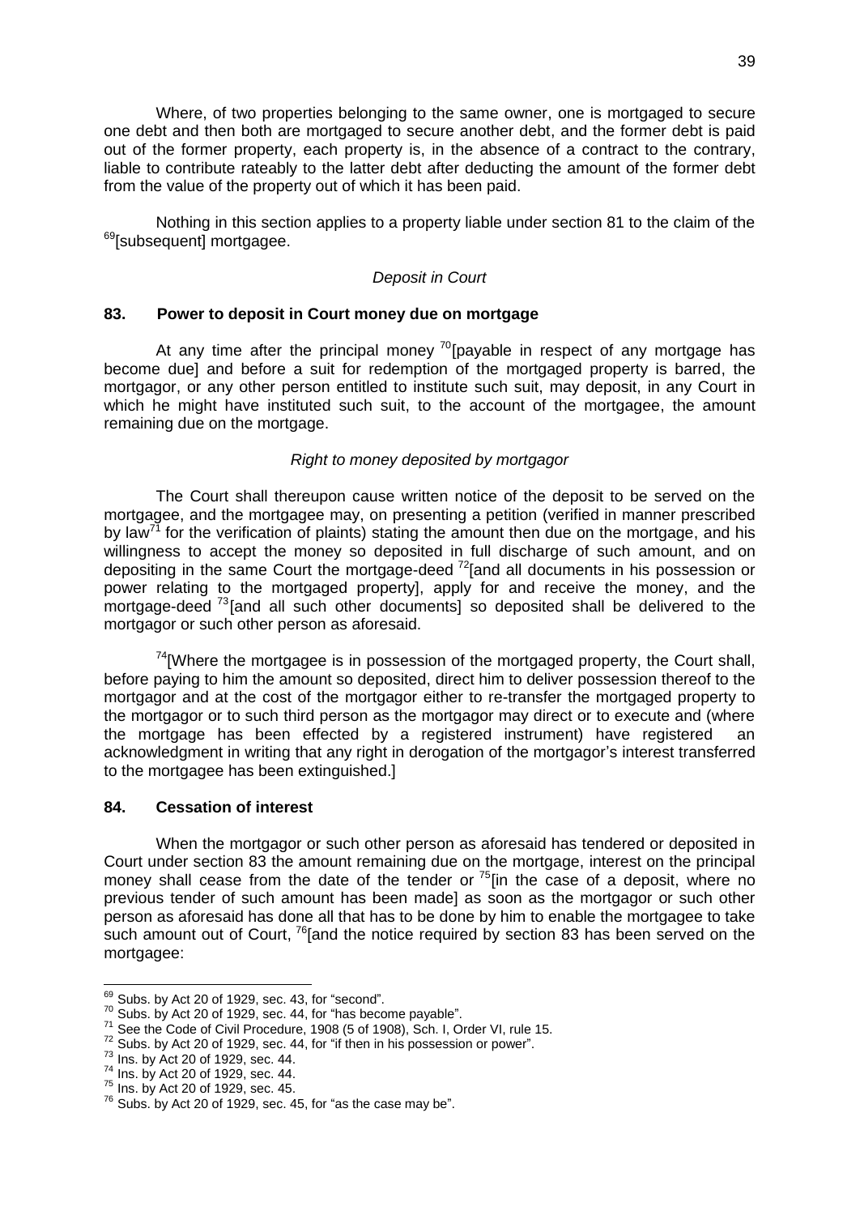Where, of two properties belonging to the same owner, one is mortgaged to secure one debt and then both are mortgaged to secure another debt, and the former debt is paid out of the former property, each property is, in the absence of a contract to the contrary, liable to contribute rateably to the latter debt after deducting the amount of the former debt from the value of the property out of which it has been paid.

Nothing in this section applies to a property liable under section 81 to the claim of the [69][subsequent] mortgagee.

*Deposit in Court*

**83. Power to deposit in Court money due on mortgage**

At any time after the principal money [70][payable in respect of any mortgage has become due] and before a suit for redemption of the mortgaged property is barred, the mortgagor, or any other person entitled to institute such suit, may deposit, in any Court in which he might have instituted such suit, to the account of the mortgagee, the amount remaining due on the mortgage.

*Right to money deposited by mortgagor*

The Court shall thereupon cause written notice of the deposit to be served on the mortgagee, and the mortgagee may, on presenting a petition (verified in manner prescribed by law[71] for the verification of plaints) stating the amount then due on the mortgage, and his willingness to accept the money so deposited in full discharge of such amount, and on depositing in the same Court the mortgage-deed [72][and all documents in his possession or power relating to the mortgaged property], apply for and receive the money, and the mortgage-deed [73][and all such other documents] so deposited shall be delivered to the mortgagor or such other person as aforesaid.

[74][Where the mortgagee is in possession of the mortgaged property, the Court shall, before paying to him the amount so deposited, direct him to deliver possession thereof to the mortgagor and at the cost of the mortgagor either to re-transfer the mortgaged property to the mortgagor or to such third person as the mortgagor may direct or to execute and (where the mortgage has been effected by a registered instrument) have registered an acknowledgment in writing that any right in derogation of the mortgagor's interest transferred to the mortgagee has been extinguished.]

**84. Cessation of interest**

When the mortgagor or such other person as aforesaid has tendered or deposited in Court under section 83 the amount remaining due on the mortgage, interest on the principal money shall cease from the date of the tender or [75][in the case of a deposit, where no previous tender of such amount has been made] as soon as the mortgagor or such other person as aforesaid has done all that has to be done by him to enable the mortgagee to take such amount out of Court, [76][and the notice required by section 83 has been served on the mortgagee:

---

[69] Subs. by Act 20 of 1929, sec. 43, for "second".
[70] Subs. by Act 20 of 1929, sec. 44, for "has become payable".
[71] See the Code of Civil Procedure, 1908 (5 of 1908), Sch. I, Order VI, rule 15.
[72] Subs. by Act 20 of 1929, sec. 44, for "if then in his possession or power".
[73] Ins. by Act 20 of 1929, sec. 44.
[74] Ins. by Act 20 of 1929, sec. 44.
[75] Ins. by Act 20 of 1929, sec. 45.
[76] Subs. by Act 20 of 1929, sec. 45, for "as the case may be".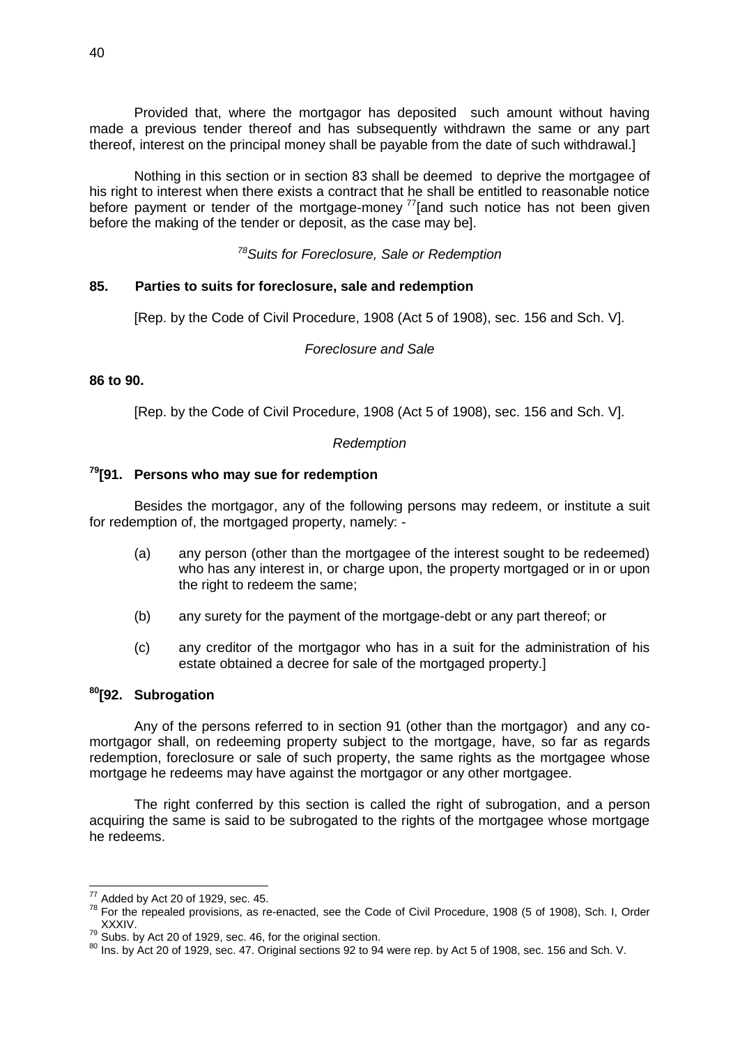Provided that, where the mortgagor has deposited such amount without having made a previous tender thereof and has subsequently withdrawn the same or any part thereof, interest on the principal money shall be payable from the date of such withdrawal.]

Nothing in this section or in section 83 shall be deemed to deprive the mortgagee of his right to interest when there exists a contract that he shall be entitled to reasonable notice before payment or tender of the mortgage-money [77][and such notice has not been given before the making of the tender or deposit, as the case may be].

*[78]Suits for Foreclosure, Sale or Redemption*

**85. Parties to suits for foreclosure, sale and redemption**

[Rep. by the Code of Civil Procedure, 1908 (Act 5 of 1908), sec. 156 and Sch. V].

*Foreclosure and Sale*

**86 to 90.**

[Rep. by the Code of Civil Procedure, 1908 (Act 5 of 1908), sec. 156 and Sch. V].

*Redemption*

**[79][91. Persons who may sue for redemption**

Besides the mortgagor, any of the following persons may redeem, or institute a suit for redemption of, the mortgaged property, namely: -

(a) any person (other than the mortgagee of the interest sought to be redeemed) who has any interest in, or charge upon, the property mortgaged or in or upon the right to redeem the same;

(b) any surety for the payment of the mortgage-debt or any part thereof; or

(c) any creditor of the mortgagor who has in a suit for the administration of his estate obtained a decree for sale of the mortgaged property.]

**[80][92. Subrogation**

Any of the persons referred to in section 91 (other than the mortgagor) and any co-mortgagor shall, on redeeming property subject to the mortgage, have, so far as regards redemption, foreclosure or sale of such property, the same rights as the mortgagee whose mortgage he redeems may have against the mortgagor or any other mortgagee.

The right conferred by this section is called the right of subrogation, and a person acquiring the same is said to be subrogated to the rights of the mortgagee whose mortgage he redeems.

---

[77] Added by Act 20 of 1929, sec. 45.

[78] For the repealed provisions, as re-enacted, see the Code of Civil Procedure, 1908 (5 of 1908), Sch. I, Order XXXIV.

[79] Subs. by Act 20 of 1929, sec. 46, for the original section.

[80] Ins. by Act 20 of 1929, sec. 47. Original sections 92 to 94 were rep. by Act 5 of 1908, sec. 156 and Sch. V.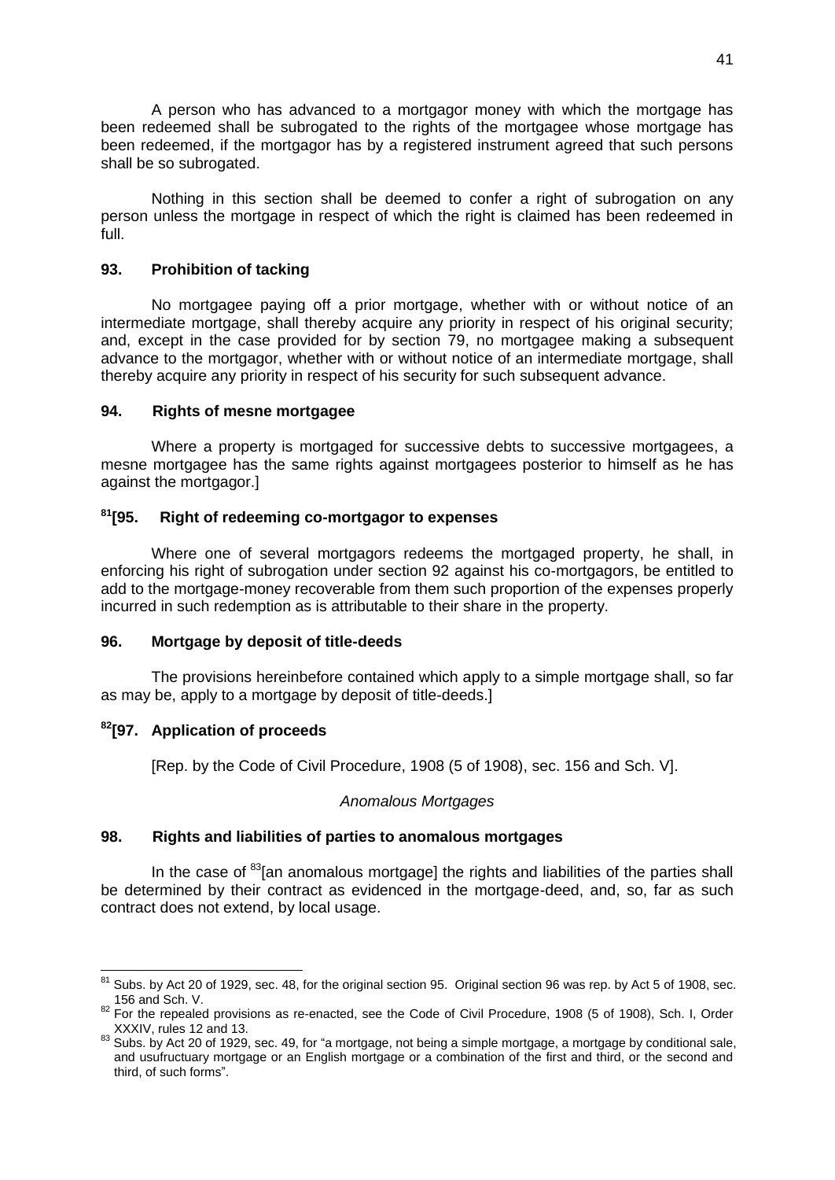A person who has advanced to a mortgagor money with which the mortgage has been redeemed shall be subrogated to the rights of the mortgagee whose mortgage has been redeemed, if the mortgagor has by a registered instrument agreed that such persons shall be so subrogated.

Nothing in this section shall be deemed to confer a right of subrogation on any person unless the mortgage in respect of which the right is claimed has been redeemed in full.

### 93. Prohibition of tacking

No mortgagee paying off a prior mortgage, whether with or without notice of an intermediate mortgage, shall thereby acquire any priority in respect of his original security; and, except in the case provided for by section 79, no mortgagee making a subsequent advance to the mortgagor, whether with or without notice of an intermediate mortgage, shall thereby acquire any priority in respect of his security for such subsequent advance.

### 94. Rights of mesne mortgagee

Where a property is mortgaged for successive debts to successive mortgagees, a mesne mortgagee has the same rights against mortgagees posterior to himself as he has against the mortgagor.]

### [81][95. Right of redeeming co-mortgagor to expenses

Where one of several mortgagors redeems the mortgaged property, he shall, in enforcing his right of subrogation under section 92 against his co-mortgagors, be entitled to add to the mortgage-money recoverable from them such proportion of the expenses properly incurred in such redemption as is attributable to their share in the property.

### 96. Mortgage by deposit of title-deeds

The provisions hereinbefore contained which apply to a simple mortgage shall, so far as may be, apply to a mortgage by deposit of title-deeds.]

### [82][97. Application of proceeds

[Rep. by the Code of Civil Procedure, 1908 (5 of 1908), sec. 156 and Sch. V].

*Anomalous Mortgages*

### 98. Rights and liabilities of parties to anomalous mortgages

In the case of [83][an anomalous mortgage] the rights and liabilities of the parties shall be determined by their contract as evidenced in the mortgage-deed, and, so, far as such contract does not extend, by local usage.

---

[81] Subs. by Act 20 of 1929, sec. 48, for the original section 95. Original section 96 was rep. by Act 5 of 1908, sec. 156 and Sch. V.

[82] For the repealed provisions as re-enacted, see the Code of Civil Procedure, 1908 (5 of 1908), Sch. I, Order XXXIV, rules 12 and 13.

[83] Subs. by Act 20 of 1929, sec. 49, for "a mortgage, not being a simple mortgage, a mortgage by conditional sale, and usufructuary mortgage or an English mortgage or a combination of the first and third, or the second and third, of such forms".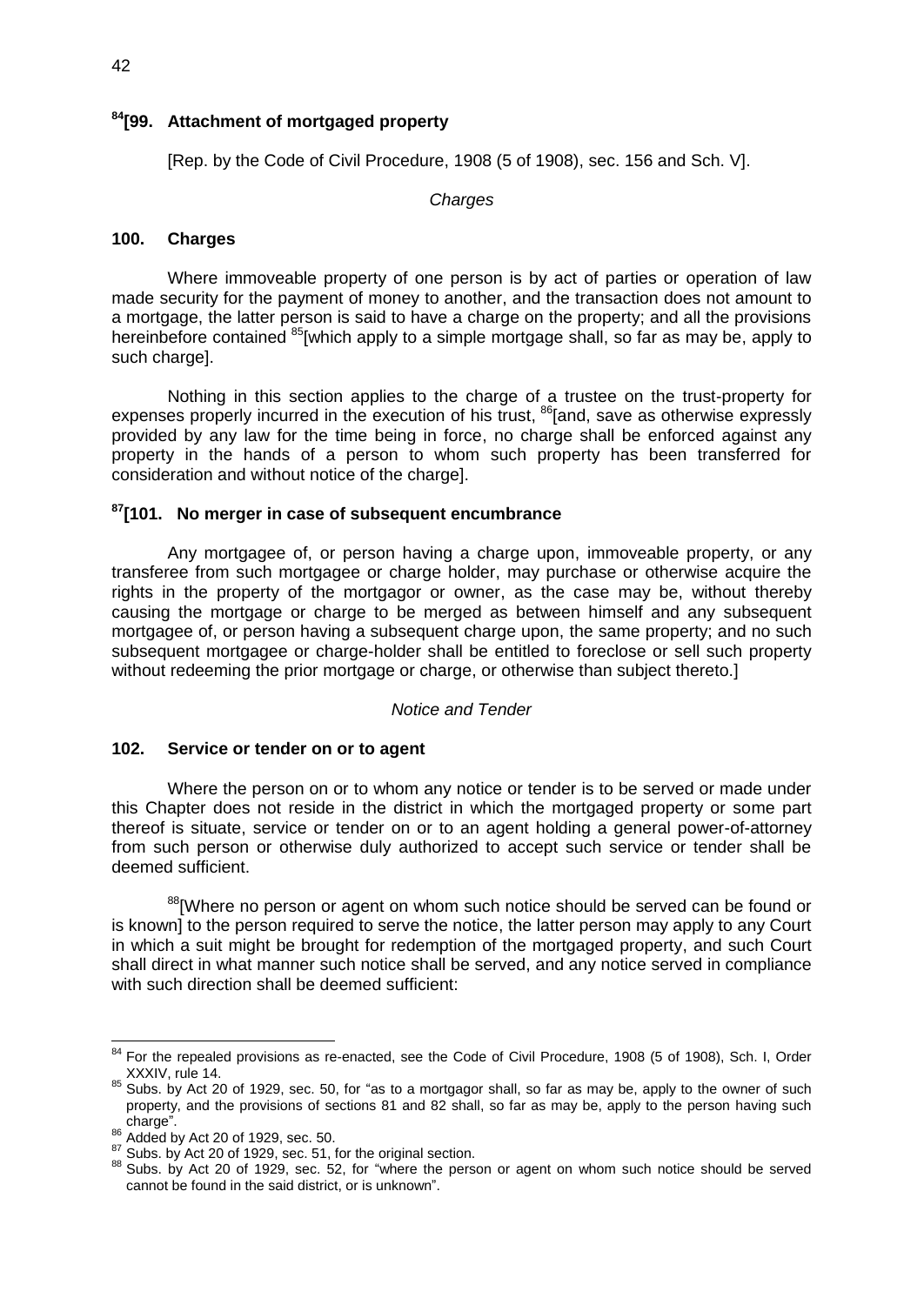### [84][99. Attachment of mortgaged property

[Rep. by the Code of Civil Procedure, 1908 (5 of 1908), sec. 156 and Sch. V].

*Charges*

### 100. Charges

Where immoveable property of one person is by act of parties or operation of law made security for the payment of money to another, and the transaction does not amount to a mortgage, the latter person is said to have a charge on the property; and all the provisions hereinbefore contained [85][which apply to a simple mortgage shall, so far as may be, apply to such charge].

Nothing in this section applies to the charge of a trustee on the trust-property for expenses properly incurred in the execution of his trust, [86][and, save as otherwise expressly provided by any law for the time being in force, no charge shall be enforced against any property in the hands of a person to whom such property has been transferred for consideration and without notice of the charge].

### [87][101. No merger in case of subsequent encumbrance

Any mortgagee of, or person having a charge upon, immoveable property, or any transferee from such mortgagee or charge holder, may purchase or otherwise acquire the rights in the property of the mortgagor or owner, as the case may be, without thereby causing the mortgage or charge to be merged as between himself and any subsequent mortgagee of, or person having a subsequent charge upon, the same property; and no such subsequent mortgagee or charge-holder shall be entitled to foreclose or sell such property without redeeming the prior mortgage or charge, or otherwise than subject thereto.]

*Notice and Tender*

### 102. Service or tender on or to agent

Where the person on or to whom any notice or tender is to be served or made under this Chapter does not reside in the district in which the mortgaged property or some part thereof is situate, service or tender on or to an agent holding a general power-of-attorney from such person or otherwise duly authorized to accept such service or tender shall be deemed sufficient.

[88][Where no person or agent on whom such notice should be served can be found or is known] to the person required to serve the notice, the latter person may apply to any Court in which a suit might be brought for redemption of the mortgaged property, and such Court shall direct in what manner such notice shall be served, and any notice served in compliance with such direction shall be deemed sufficient:

---

[84] For the repealed provisions as re-enacted, see the Code of Civil Procedure, 1908 (5 of 1908), Sch. I, Order XXXIV, rule 14.

[85] Subs. by Act 20 of 1929, sec. 50, for "as to a mortgagor shall, so far as may be, apply to the owner of such property, and the provisions of sections 81 and 82 shall, so far as may be, apply to the person having such charge".

[86] Added by Act 20 of 1929, sec. 50.

[87] Subs. by Act 20 of 1929, sec. 51, for the original section.

[88] Subs. by Act 20 of 1929, sec. 52, for "where the person or agent on whom such notice should be served cannot be found in the said district, or is unknown".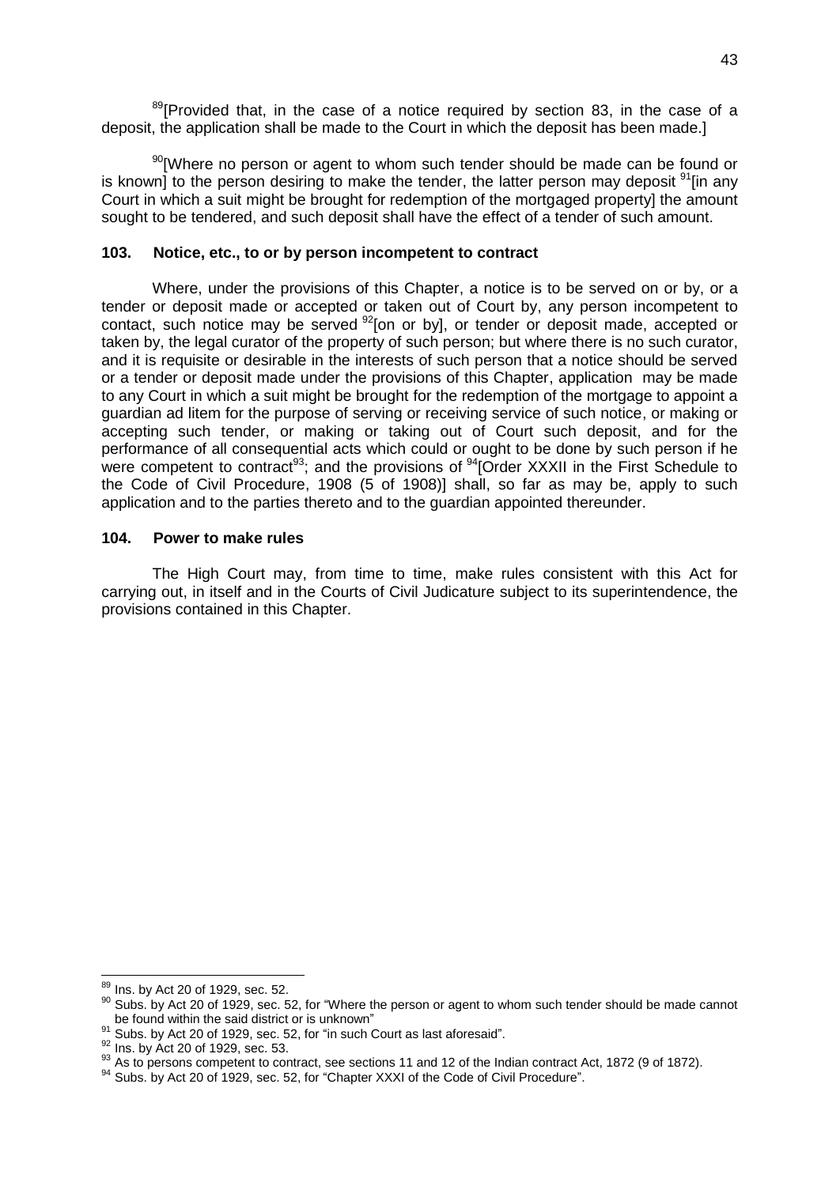[89][Provided that, in the case of a notice required by section 83, in the case of a deposit, the application shall be made to the Court in which the deposit has been made.]

[90][Where no person or agent to whom such tender should be made can be found or is known] to the person desiring to make the tender, the latter person may deposit [91][in any Court in which a suit might be brought for redemption of the mortgaged property] the amount sought to be tendered, and such deposit shall have the effect of a tender of such amount.

### 103. Notice, etc., to or by person incompetent to contract

Where, under the provisions of this Chapter, a notice is to be served on or by, or a tender or deposit made or accepted or taken out of Court by, any person incompetent to contact, such notice may be served [92][on or by], or tender or deposit made, accepted or taken by, the legal curator of the property of such person; but where there is no such curator, and it is requisite or desirable in the interests of such person that a notice should be served or a tender or deposit made under the provisions of this Chapter, application may be made to any Court in which a suit might be brought for the redemption of the mortgage to appoint a guardian ad litem for the purpose of serving or receiving service of such notice, or making or accepting such tender, or making or taking out of Court such deposit, and for the performance of all consequential acts which could or ought to be done by such person if he were competent to contract[93]; and the provisions of [94][Order XXXII in the First Schedule to the Code of Civil Procedure, 1908 (5 of 1908)] shall, so far as may be, apply to such application and to the parties thereto and to the guardian appointed thereunder.

### 104. Power to make rules

The High Court may, from time to time, make rules consistent with this Act for carrying out, in itself and in the Courts of Civil Judicature subject to its superintendence, the provisions contained in this Chapter.

---

[89] Ins. by Act 20 of 1929, sec. 52.

[90] Subs. by Act 20 of 1929, sec. 52, for "Where the person or agent to whom such tender should be made cannot be found within the said district or is unknown"

[91] Subs. by Act 20 of 1929, sec. 52, for "in such Court as last aforesaid".

[92] Ins. by Act 20 of 1929, sec. 53.

[93] As to persons competent to contract, see sections 11 and 12 of the Indian contract Act, 1872 (9 of 1872).

[94] Subs. by Act 20 of 1929, sec. 52, for "Chapter XXXI of the Code of Civil Procedure".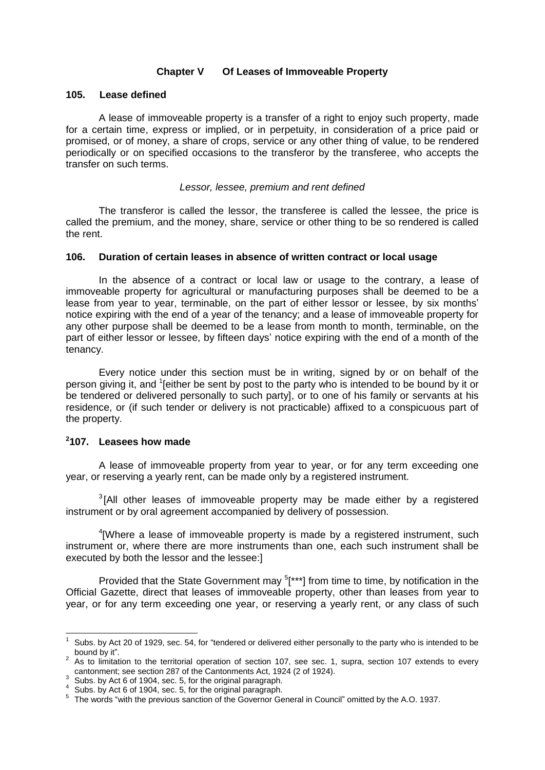## Chapter V Of Leases of Immoveable Property

### 105. Lease defined

A lease of immoveable property is a transfer of a right to enjoy such property, made for a certain time, express or implied, or in perpetuity, in consideration of a price paid or promised, or of money, a share of crops, service or any other thing of value, to be rendered periodically or on specified occasions to the transferor by the transferee, who accepts the transfer on such terms.

*Lessor, lessee, premium and rent defined*

The transferor is called the lessor, the transferee is called the lessee, the price is called the premium, and the money, share, service or other thing to be so rendered is called the rent.

### 106. Duration of certain leases in absence of written contract or local usage

In the absence of a contract or local law or usage to the contrary, a lease of immoveable property for agricultural or manufacturing purposes shall be deemed to be a lease from year to year, terminable, on the part of either lessor or lessee, by six months' notice expiring with the end of a year of the tenancy; and a lease of immoveable property for any other purpose shall be deemed to be a lease from month to month, terminable, on the part of either lessor or lessee, by fifteen days' notice expiring with the end of a month of the tenancy.

Every notice under this section must be in writing, signed by or on behalf of the person giving it, and [1][either be sent by post to the party who is intended to be bound by it or be tendered or delivered personally to such party], or to one of his family or servants at his residence, or (if such tender or delivery is not practicable) affixed to a conspicuous part of the property.

### [2]107. Leasees how made

A lease of immoveable property from year to year, or for any term exceeding one year, or reserving a yearly rent, can be made only by a registered instrument.

[3][All other leases of immoveable property may be made either by a registered instrument or by oral agreement accompanied by delivery of possession.

[4][Where a lease of immoveable property is made by a registered instrument, such instrument or, where there are more instruments than one, each such instrument shall be executed by both the lessor and the lessee:]

Provided that the State Government may [5][***] from time to time, by notification in the Official Gazette, direct that leases of immoveable property, other than leases from year to year, or for any term exceeding one year, or reserving a yearly rent, or any class of such

---

1 Subs. by Act 20 of 1929, sec. 54, for "tendered or delivered either personally to the party who is intended to be bound by it".

2 As to limitation to the territorial operation of section 107, see sec. 1, supra, section 107 extends to every cantonment; see section 287 of the Cantonments Act, 1924 (2 of 1924).

3 Subs. by Act 6 of 1904, sec. 5, for the original paragraph.

4 Subs. by Act 6 of 1904, sec. 5, for the original paragraph.

5 The words "with the previous sanction of the Governor General in Council" omitted by the A.O. 1937.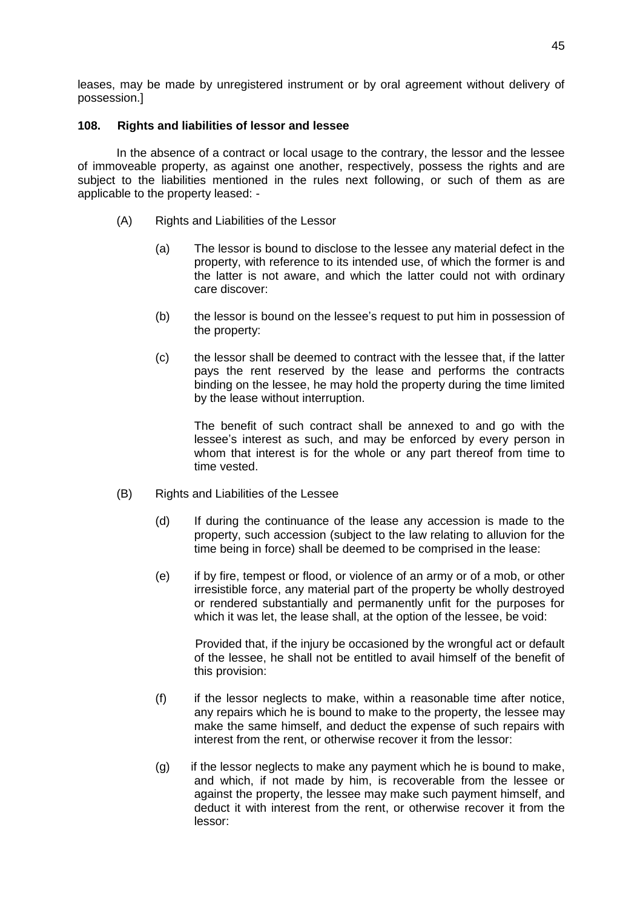leases, may be made by unregistered instrument or by oral agreement without delivery of possession.]

### 108. Rights and liabilities of lessor and lessee

In the absence of a contract or local usage to the contrary, the lessor and the lessee of immoveable property, as against one another, respectively, possess the rights and are subject to the liabilities mentioned in the rules next following, or such of them as are applicable to the property leased: -

(A) Rights and Liabilities of the Lessor

(a) The lessor is bound to disclose to the lessee any material defect in the property, with reference to its intended use, of which the former is and the latter is not aware, and which the latter could not with ordinary care discover:

(b) the lessor is bound on the lessee's request to put him in possession of the property:

(c) the lessor shall be deemed to contract with the lessee that, if the latter pays the rent reserved by the lease and performs the contracts binding on the lessee, he may hold the property during the time limited by the lease without interruption.

The benefit of such contract shall be annexed to and go with the lessee's interest as such, and may be enforced by every person in whom that interest is for the whole or any part thereof from time to time vested.

(B) Rights and Liabilities of the Lessee

(d) If during the continuance of the lease any accession is made to the property, such accession (subject to the law relating to alluvion for the time being in force) shall be deemed to be comprised in the lease:

(e) if by fire, tempest or flood, or violence of an army or of a mob, or other irresistible force, any material part of the property be wholly destroyed or rendered substantially and permanently unfit for the purposes for which it was let, the lease shall, at the option of the lessee, be void:

Provided that, if the injury be occasioned by the wrongful act or default of the lessee, he shall not be entitled to avail himself of the benefit of this provision:

(f) if the lessor neglects to make, within a reasonable time after notice, any repairs which he is bound to make to the property, the lessee may make the same himself, and deduct the expense of such repairs with interest from the rent, or otherwise recover it from the lessor:

(g) if the lessor neglects to make any payment which he is bound to make, and which, if not made by him, is recoverable from the lessee or against the property, the lessee may make such payment himself, and deduct it with interest from the rent, or otherwise recover it from the lessor: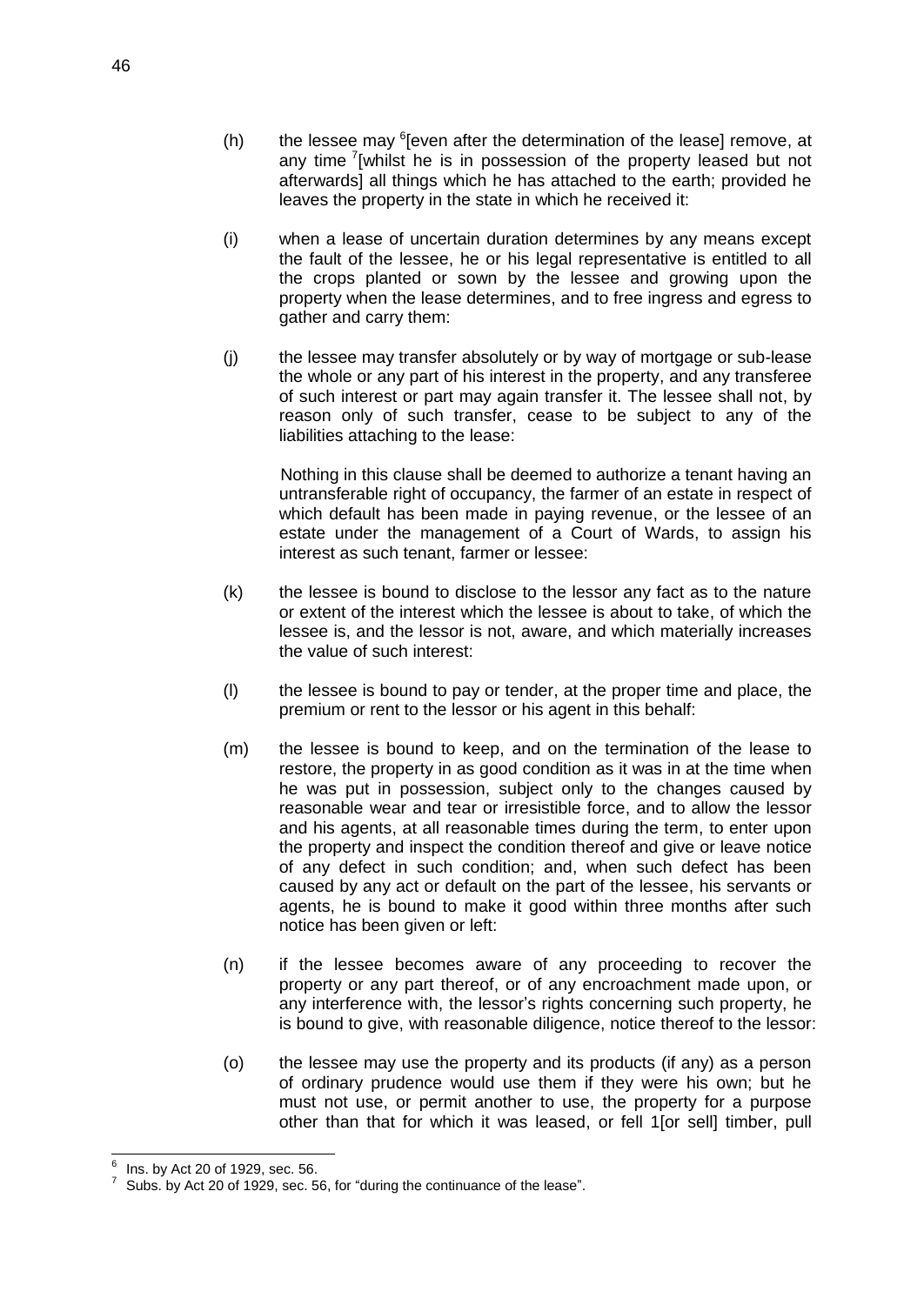(h) the lessee may [6][even after the determination of the lease] remove, at any time [7][whilst he is in possession of the property leased but not afterwards] all things which he has attached to the earth; provided he leaves the property in the state in which he received it:

(i) when a lease of uncertain duration determines by any means except the fault of the lessee, he or his legal representative is entitled to all the crops planted or sown by the lessee and growing upon the property when the lease determines, and to free ingress and egress to gather and carry them:

(j) the lessee may transfer absolutely or by way of mortgage or sub-lease the whole or any part of his interest in the property, and any transferee of such interest or part may again transfer it. The lessee shall not, by reason only of such transfer, cease to be subject to any of the liabilities attaching to the lease:

Nothing in this clause shall be deemed to authorize a tenant having an untransferable right of occupancy, the farmer of an estate in respect of which default has been made in paying revenue, or the lessee of an estate under the management of a Court of Wards, to assign his interest as such tenant, farmer or lessee:

(k) the lessee is bound to disclose to the lessor any fact as to the nature or extent of the interest which the lessee is about to take, of which the lessee is, and the lessor is not, aware, and which materially increases the value of such interest:

(l) the lessee is bound to pay or tender, at the proper time and place, the premium or rent to the lessor or his agent in this behalf:

(m) the lessee is bound to keep, and on the termination of the lease to restore, the property in as good condition as it was in at the time when he was put in possession, subject only to the changes caused by reasonable wear and tear or irresistible force, and to allow the lessor and his agents, at all reasonable times during the term, to enter upon the property and inspect the condition thereof and give or leave notice of any defect in such condition; and, when such defect has been caused by any act or default on the part of the lessee, his servants or agents, he is bound to make it good within three months after such notice has been given or left:

(n) if the lessee becomes aware of any proceeding to recover the property or any part thereof, or of any encroachment made upon, or any interference with, the lessor's rights concerning such property, he is bound to give, with reasonable diligence, notice thereof to the lessor:

(o) the lessee may use the property and its products (if any) as a person of ordinary prudence would use them if they were his own; but he must not use, or permit another to use, the property for a purpose other than that for which it was leased, or fell 1[or sell] timber, pull

---

[6] Ins. by Act 20 of 1929, sec. 56.

[7] Subs. by Act 20 of 1929, sec. 56, for "during the continuance of the lease".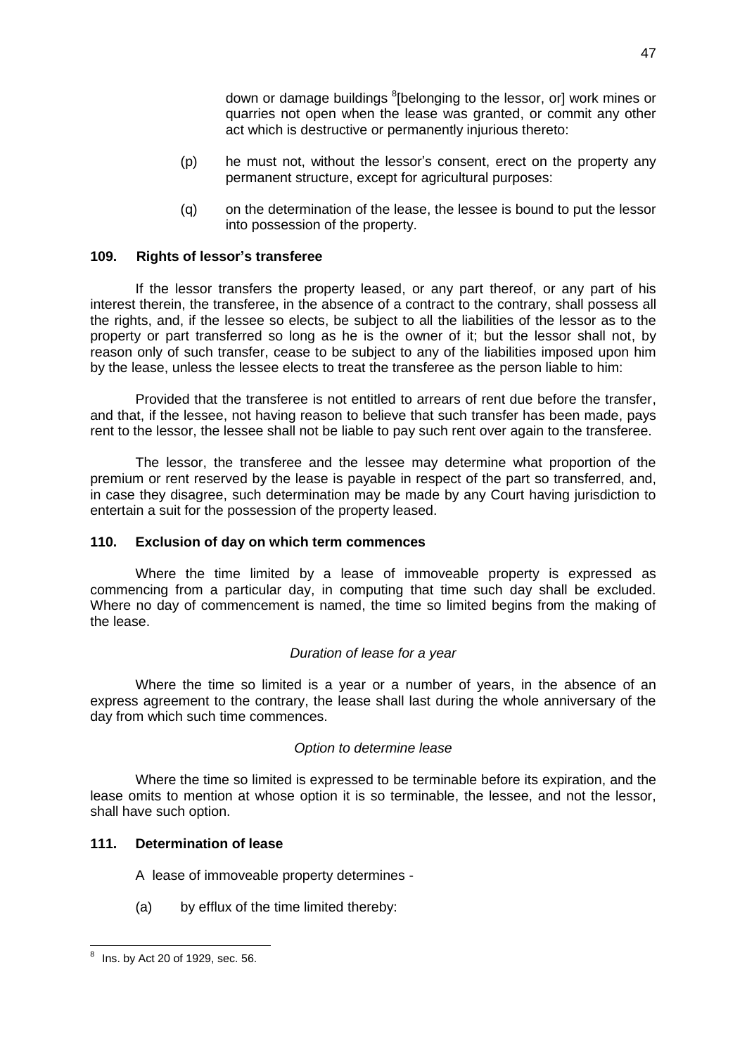down or damage buildings [8][belonging to the lessor, or] work mines or quarries not open when the lease was granted, or commit any other act which is destructive or permanently injurious thereto:

(p) he must not, without the lessor's consent, erect on the property any permanent structure, except for agricultural purposes:

(q) on the determination of the lease, the lessee is bound to put the lessor into possession of the property.

**109. Rights of lessor's transferee**

If the lessor transfers the property leased, or any part thereof, or any part of his interest therein, the transferee, in the absence of a contract to the contrary, shall possess all the rights, and, if the lessee so elects, be subject to all the liabilities of the lessor as to the property or part transferred so long as he is the owner of it; but the lessor shall not, by reason only of such transfer, cease to be subject to any of the liabilities imposed upon him by the lease, unless the lessee elects to treat the transferee as the person liable to him:

Provided that the transferee is not entitled to arrears of rent due before the transfer, and that, if the lessee, not having reason to believe that such transfer has been made, pays rent to the lessor, the lessee shall not be liable to pay such rent over again to the transferee.

The lessor, the transferee and the lessee may determine what proportion of the premium or rent reserved by the lease is payable in respect of the part so transferred, and, in case they disagree, such determination may be made by any Court having jurisdiction to entertain a suit for the possession of the property leased.

**110. Exclusion of day on which term commences**

Where the time limited by a lease of immoveable property is expressed as commencing from a particular day, in computing that time such day shall be excluded. Where no day of commencement is named, the time so limited begins from the making of the lease.

*Duration of lease for a year*

Where the time so limited is a year or a number of years, in the absence of an express agreement to the contrary, the lease shall last during the whole anniversary of the day from which such time commences.

*Option to determine lease*

Where the time so limited is expressed to be terminable before its expiration, and the lease omits to mention at whose option it is so terminable, the lessee, and not the lessor, shall have such option.

**111. Determination of lease**

A lease of immoveable property determines -

(a) by efflux of the time limited thereby:

---

[8] Ins. by Act 20 of 1929, sec. 56.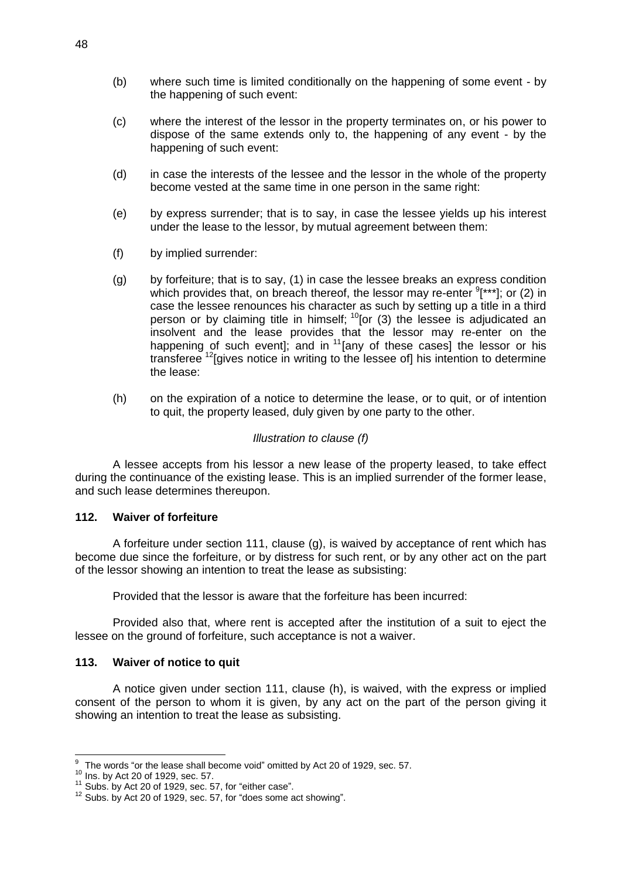(b) where such time is limited conditionally on the happening of some event - by the happening of such event:

(c) where the interest of the lessor in the property terminates on, or his power to dispose of the same extends only to, the happening of any event - by the happening of such event:

(d) in case the interests of the lessee and the lessor in the whole of the property become vested at the same time in one person in the same right:

(e) by express surrender; that is to say, in case the lessee yields up his interest under the lease to the lessor, by mutual agreement between them:

(f) by implied surrender:

(g) by forfeiture; that is to say, (1) in case the lessee breaks an express condition which provides that, on breach thereof, the lessor may re-enter [9][***]; or (2) in case the lessee renounces his character as such by setting up a title in a third person or by claiming title in himself; [10][or (3) the lessee is adjudicated an insolvent and the lease provides that the lessor may re-enter on the happening of such event]; and in [11][any of these cases] the lessor or his transferee [12][gives notice in writing to the lessee of] his intention to determine the lease:

(h) on the expiration of a notice to determine the lease, or to quit, or of intention to quit, the property leased, duly given by one party to the other.

*Illustration to clause (f)*

A lessee accepts from his lessor a new lease of the property leased, to take effect during the continuance of the existing lease. This is an implied surrender of the former lease, and such lease determines thereupon.

### 112. Waiver of forfeiture

A forfeiture under section 111, clause (g), is waived by acceptance of rent which has become due since the forfeiture, or by distress for such rent, or by any other act on the part of the lessor showing an intention to treat the lease as subsisting:

Provided that the lessor is aware that the forfeiture has been incurred:

Provided also that, where rent is accepted after the institution of a suit to eject the lessee on the ground of forfeiture, such acceptance is not a waiver.

### 113. Waiver of notice to quit

A notice given under section 111, clause (h), is waived, with the express or implied consent of the person to whom it is given, by any act on the part of the person giving it showing an intention to treat the lease as subsisting.

---

[9] The words "or the lease shall become void" omitted by Act 20 of 1929, sec. 57.

[10] Ins. by Act 20 of 1929, sec. 57.

[11] Subs. by Act 20 of 1929, sec. 57, for "either case".

[12] Subs. by Act 20 of 1929, sec. 57, for "does some act showing".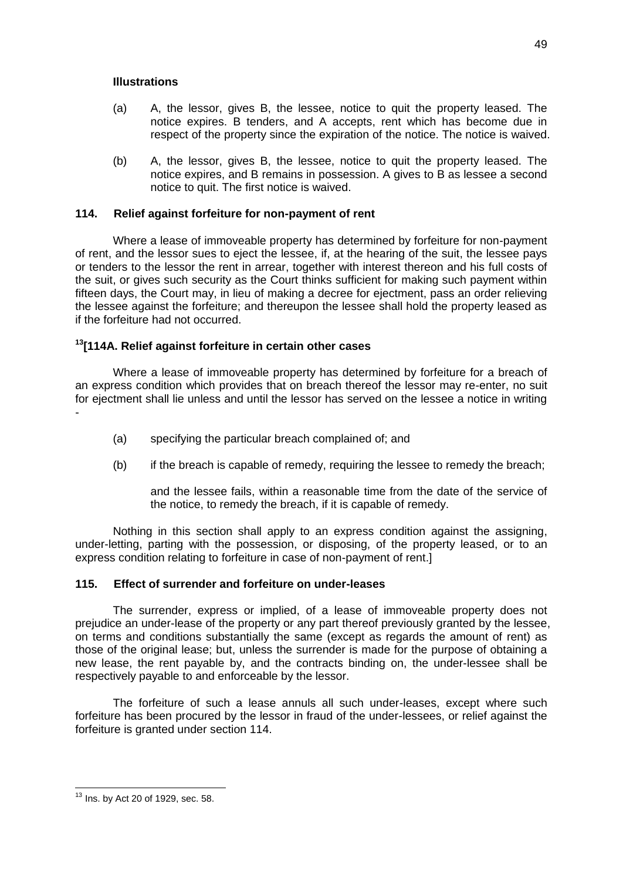**Illustrations**

(a) A, the lessor, gives B, the lessee, notice to quit the property leased. The notice expires. B tenders, and A accepts, rent which has become due in respect of the property since the expiration of the notice. The notice is waived.

(b) A, the lessor, gives B, the lessee, notice to quit the property leased. The notice expires, and B remains in possession. A gives to B as lessee a second notice to quit. The first notice is waived.

### 114. Relief against forfeiture for non-payment of rent

Where a lease of immoveable property has determined by forfeiture for non-payment of rent, and the lessor sues to eject the lessee, if, at the hearing of the suit, the lessee pays or tenders to the lessor the rent in arrear, together with interest thereon and his full costs of the suit, or gives such security as the Court thinks sufficient for making such payment within fifteen days, the Court may, in lieu of making a decree for ejectment, pass an order relieving the lessee against the forfeiture; and thereupon the lessee shall hold the property leased as if the forfeiture had not occurred.

### [13][114A. Relief against forfeiture in certain other cases

Where a lease of immoveable property has determined by forfeiture for a breach of an express condition which provides that on breach thereof the lessor may re-enter, no suit for ejectment shall lie unless and until the lessor has served on the lessee a notice in writing -

(a) specifying the particular breach complained of; and

(b) if the breach is capable of remedy, requiring the lessee to remedy the breach;

and the lessee fails, within a reasonable time from the date of the service of the notice, to remedy the breach, if it is capable of remedy.

Nothing in this section shall apply to an express condition against the assigning, under-letting, parting with the possession, or disposing, of the property leased, or to an express condition relating to forfeiture in case of non-payment of rent.]

### 115. Effect of surrender and forfeiture on under-leases

The surrender, express or implied, of a lease of immoveable property does not prejudice an under-lease of the property or any part thereof previously granted by the lessee, on terms and conditions substantially the same (except as regards the amount of rent) as those of the original lease; but, unless the surrender is made for the purpose of obtaining a new lease, the rent payable by, and the contracts binding on, the under-lessee shall be respectively payable to and enforceable by the lessor.

The forfeiture of such a lease annuls all such under-leases, except where such forfeiture has been procured by the lessor in fraud of the under-lessees, or relief against the forfeiture is granted under section 114.

---

[13] Ins. by Act 20 of 1929, sec. 58.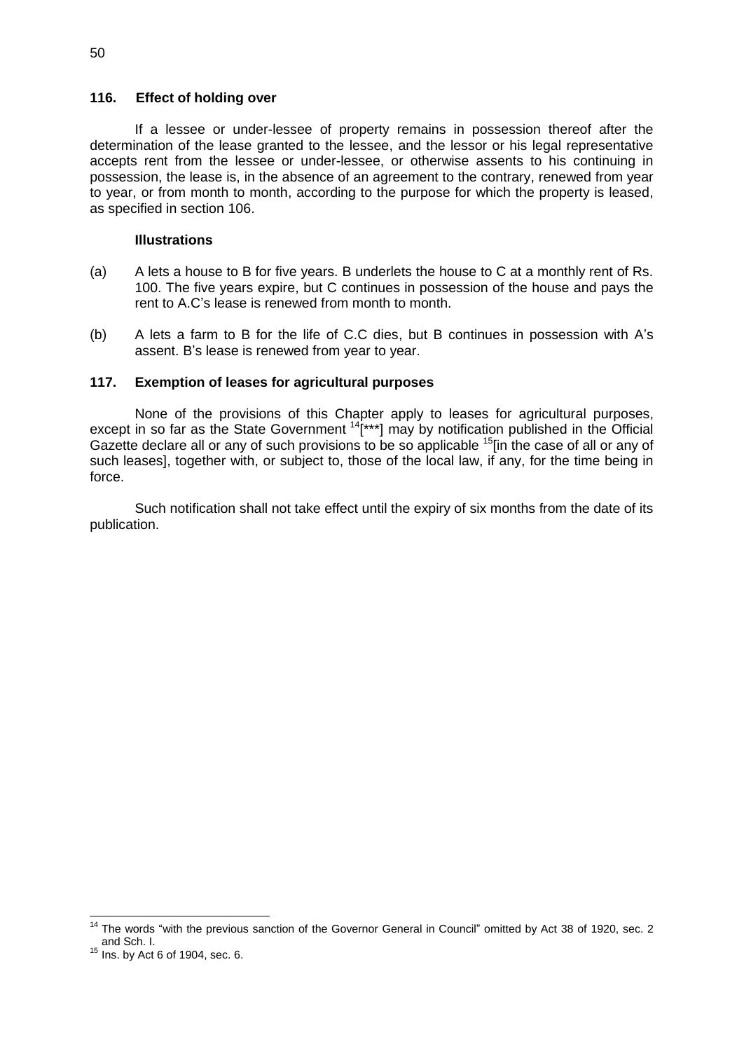### 116. Effect of holding over

If a lessee or under-lessee of property remains in possession thereof after the determination of the lease granted to the lessee, and the lessor or his legal representative accepts rent from the lessee or under-lessee, or otherwise assents to his continuing in possession, the lease is, in the absence of an agreement to the contrary, renewed from year to year, or from month to month, according to the purpose for which the property is leased, as specified in section 106.

**Illustrations**

(a) A lets a house to B for five years. B underlets the house to C at a monthly rent of Rs. 100. The five years expire, but C continues in possession of the house and pays the rent to A.C's lease is renewed from month to month.

(b) A lets a farm to B for the life of C.C dies, but B continues in possession with A's assent. B's lease is renewed from year to year.

### 117. Exemption of leases for agricultural purposes

None of the provisions of this Chapter apply to leases for agricultural purposes, except in so far as the State Government [14][***] may by notification published in the Official Gazette declare all or any of such provisions to be so applicable [15][in the case of all or any of such leases], together with, or subject to, those of the local law, if any, for the time being in force.

Such notification shall not take effect until the expiry of six months from the date of its publication.

---

[14] The words "with the previous sanction of the Governor General in Council" omitted by Act 38 of 1920, sec. 2 and Sch. I.

[15] Ins. by Act 6 of 1904, sec. 6.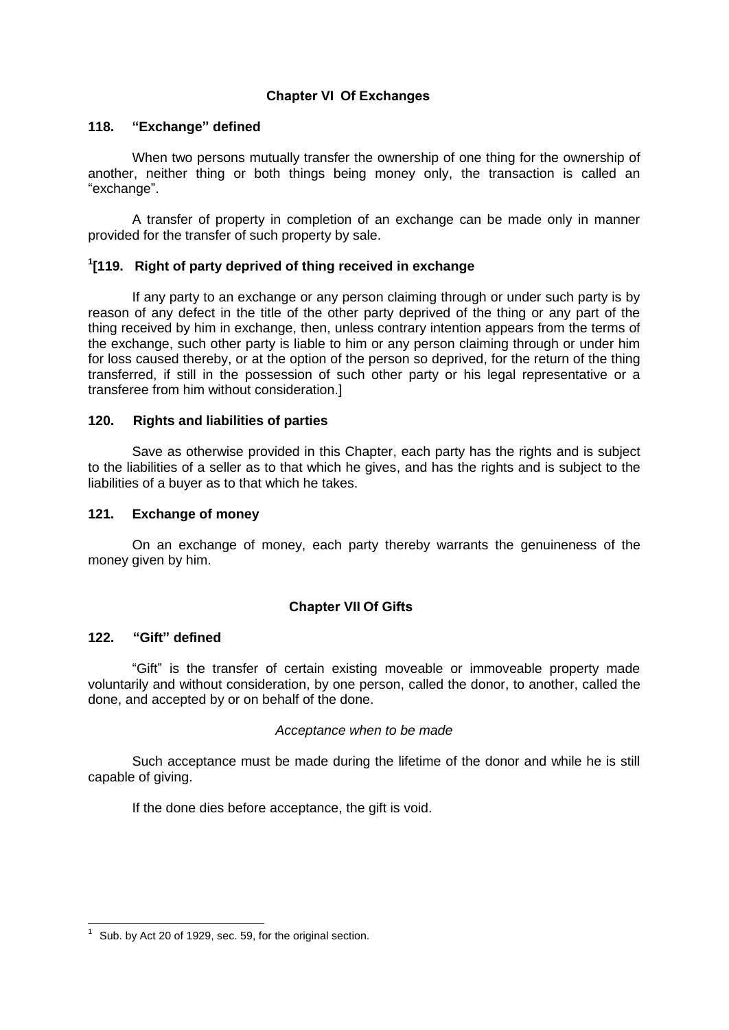## Chapter VI Of Exchanges

### 118. "Exchange" defined

When two persons mutually transfer the ownership of one thing for the ownership of another, neither thing or both things being money only, the transaction is called an "exchange".

A transfer of property in completion of an exchange can be made only in manner provided for the transfer of such property by sale.

### [1][119. Right of party deprived of thing received in exchange

If any party to an exchange or any person claiming through or under such party is by reason of any defect in the title of the other party deprived of the thing or any part of the thing received by him in exchange, then, unless contrary intention appears from the terms of the exchange, such other party is liable to him or any person claiming through or under him for loss caused thereby, or at the option of the person so deprived, for the return of the thing transferred, if still in the possession of such other party or his legal representative or a transferee from him without consideration.]

### 120. Rights and liabilities of parties

Save as otherwise provided in this Chapter, each party has the rights and is subject to the liabilities of a seller as to that which he gives, and has the rights and is subject to the liabilities of a buyer as to that which he takes.

### 121. Exchange of money

On an exchange of money, each party thereby warrants the genuineness of the money given by him.

## Chapter VII Of Gifts

### 122. "Gift" defined

"Gift" is the transfer of certain existing moveable or immoveable property made voluntarily and without consideration, by one person, called the donor, to another, called the done, and accepted by or on behalf of the done.

*Acceptance when to be made*

Such acceptance must be made during the lifetime of the donor and while he is still capable of giving.

If the done dies before acceptance, the gift is void.

---

[1] Sub. by Act 20 of 1929, sec. 59, for the original section.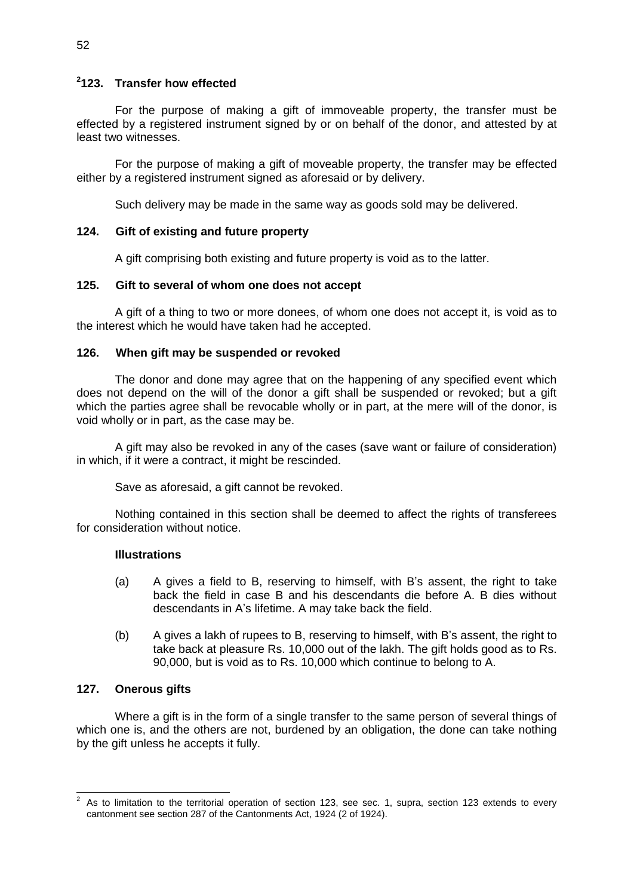### [2]123. Transfer how effected

For the purpose of making a gift of immoveable property, the transfer must be effected by a registered instrument signed by or on behalf of the donor, and attested by at least two witnesses.

For the purpose of making a gift of moveable property, the transfer may be effected either by a registered instrument signed as aforesaid or by delivery.

Such delivery may be made in the same way as goods sold may be delivered.

### 124. Gift of existing and future property

A gift comprising both existing and future property is void as to the latter.

### 125. Gift to several of whom one does not accept

A gift of a thing to two or more donees, of whom one does not accept it, is void as to the interest which he would have taken had he accepted.

### 126. When gift may be suspended or revoked

The donor and done may agree that on the happening of any specified event which does not depend on the will of the donor a gift shall be suspended or revoked; but a gift which the parties agree shall be revocable wholly or in part, at the mere will of the donor, is void wholly or in part, as the case may be.

A gift may also be revoked in any of the cases (save want or failure of consideration) in which, if it were a contract, it might be rescinded.

Save as aforesaid, a gift cannot be revoked.

Nothing contained in this section shall be deemed to affect the rights of transferees for consideration without notice.

**Illustrations**

(a) A gives a field to B, reserving to himself, with B's assent, the right to take back the field in case B and his descendants die before A. B dies without descendants in A's lifetime. A may take back the field.

(b) A gives a lakh of rupees to B, reserving to himself, with B's assent, the right to take back at pleasure Rs. 10,000 out of the lakh. The gift holds good as to Rs. 90,000, but is void as to Rs. 10,000 which continue to belong to A.

### 127. Onerous gifts

Where a gift is in the form of a single transfer to the same person of several things of which one is, and the others are not, burdened by an obligation, the done can take nothing by the gift unless he accepts it fully.

---

[2] As to limitation to the territorial operation of section 123, see sec. 1, supra, section 123 extends to every cantonment see section 287 of the Cantonments Act, 1924 (2 of 1924).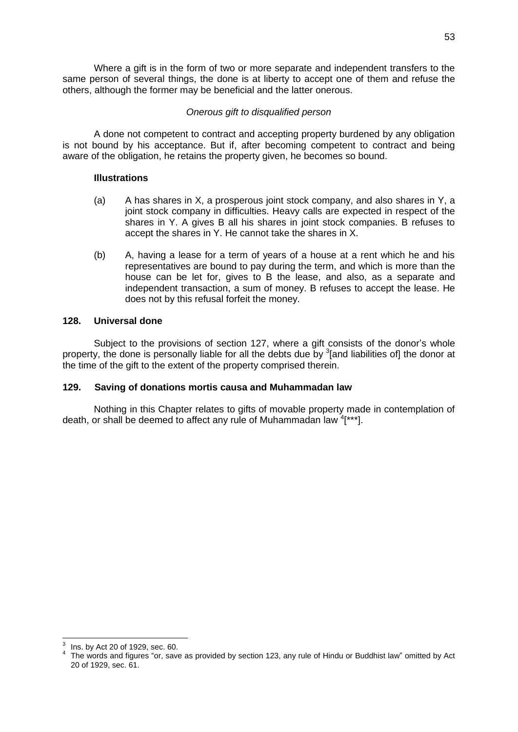Where a gift is in the form of two or more separate and independent transfers to the same person of several things, the done is at liberty to accept one of them and refuse the others, although the former may be beneficial and the latter onerous.

*Onerous gift to disqualified person*

A done not competent to contract and accepting property burdened by any obligation is not bound by his acceptance. But if, after becoming competent to contract and being aware of the obligation, he retains the property given, he becomes so bound.

**Illustrations**

(a) A has shares in X, a prosperous joint stock company, and also shares in Y, a joint stock company in difficulties. Heavy calls are expected in respect of the shares in Y. A gives B all his shares in joint stock companies. B refuses to accept the shares in Y. He cannot take the shares in X.

(b) A, having a lease for a term of years of a house at a rent which he and his representatives are bound to pay during the term, and which is more than the house can be let for, gives to B the lease, and also, as a separate and independent transaction, a sum of money. B refuses to accept the lease. He does not by this refusal forfeit the money.

### 128. Universal done

Subject to the provisions of section 127, where a gift consists of the donor's whole property, the done is personally liable for all the debts due by [3][and liabilities of] the donor at the time of the gift to the extent of the property comprised therein.

### 129. Saving of donations mortis causa and Muhammadan law

Nothing in this Chapter relates to gifts of movable property made in contemplation of death, or shall be deemed to affect any rule of Muhammadan law [4][***].

---

[3] Ins. by Act 20 of 1929, sec. 60.

[4] The words and figures "or, save as provided by section 123, any rule of Hindu or Buddhist law" omitted by Act 20 of 1929, sec. 61.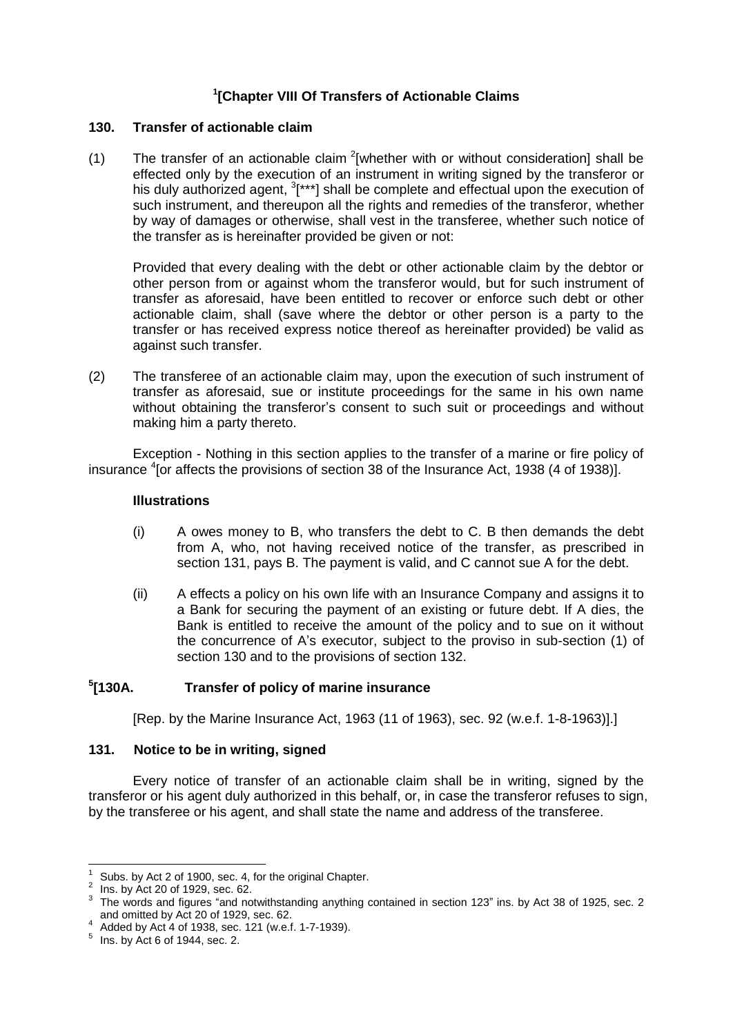## [1][Chapter VIII Of Transfers of Actionable Claims

### 130. Transfer of actionable claim

(1) The transfer of an actionable claim [2][whether with or without consideration] shall be effected only by the execution of an instrument in writing signed by the transferor or his duly authorized agent, [3][***] shall be complete and effectual upon the execution of such instrument, and thereupon all the rights and remedies of the transferor, whether by way of damages or otherwise, shall vest in the transferee, whether such notice of the transfer as is hereinafter provided be given or not:

Provided that every dealing with the debt or other actionable claim by the debtor or other person from or against whom the transferor would, but for such instrument of transfer as aforesaid, have been entitled to recover or enforce such debt or other actionable claim, shall (save where the debtor or other person is a party to the transfer or has received express notice thereof as hereinafter provided) be valid as against such transfer.

(2) The transferee of an actionable claim may, upon the execution of such instrument of transfer as aforesaid, sue or institute proceedings for the same in his own name without obtaining the transferor's consent to such suit or proceedings and without making him a party thereto.

Exception - Nothing in this section applies to the transfer of a marine or fire policy of insurance [4][or affects the provisions of section 38 of the Insurance Act, 1938 (4 of 1938)].

**Illustrations**

(i) A owes money to B, who transfers the debt to C. B then demands the debt from A, who, not having received notice of the transfer, as prescribed in section 131, pays B. The payment is valid, and C cannot sue A for the debt.

(ii) A effects a policy on his own life with an Insurance Company and assigns it to a Bank for securing the payment of an existing or future debt. If A dies, the Bank is entitled to receive the amount of the policy and to sue on it without the concurrence of A's executor, subject to the proviso in sub-section (1) of section 130 and to the provisions of section 132.

### [5][130A. Transfer of policy of marine insurance

[Rep. by the Marine Insurance Act, 1963 (11 of 1963), sec. 92 (w.e.f. 1-8-1963)].]

### 131. Notice to be in writing, signed

Every notice of transfer of an actionable claim shall be in writing, signed by the transferor or his agent duly authorized in this behalf, or, in case the transferor refuses to sign, by the transferee or his agent, and shall state the name and address of the transferee.

---

1 Subs. by Act 2 of 1900, sec. 4, for the original Chapter.

2 Ins. by Act 20 of 1929, sec. 62.

3 The words and figures "and notwithstanding anything contained in section 123" ins. by Act 38 of 1925, sec. 2 and omitted by Act 20 of 1929, sec. 62.

4 Added by Act 4 of 1938, sec. 121 (w.e.f. 1-7-1939).

5 Ins. by Act 6 of 1944, sec. 2.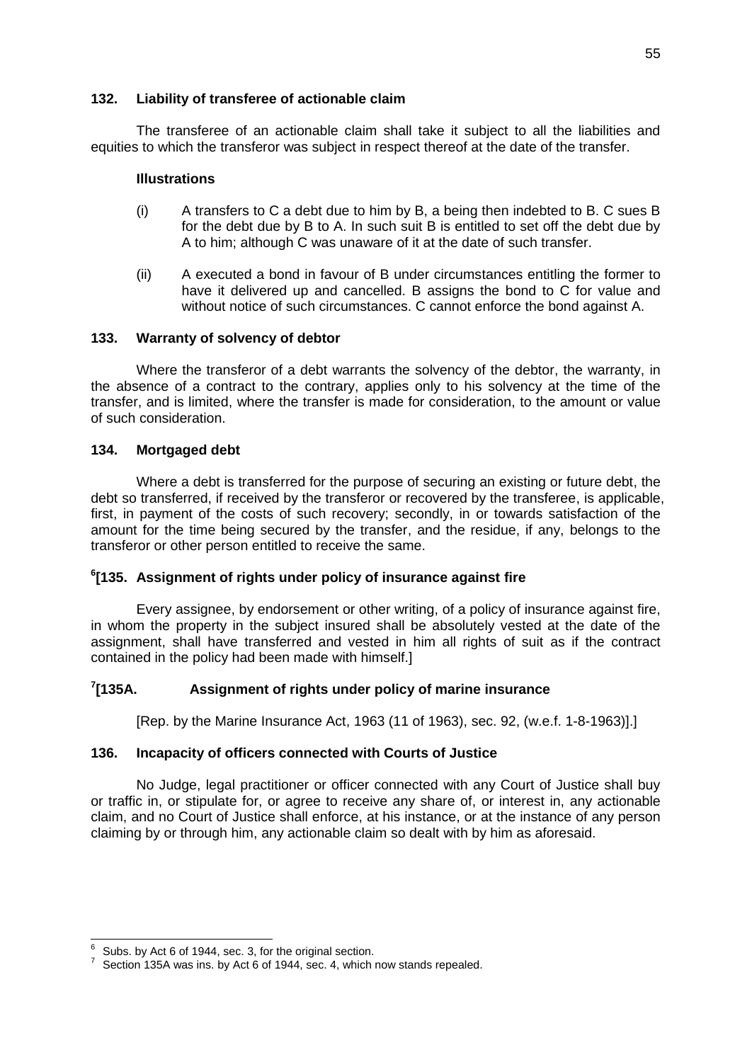**132. Liability of transferee of actionable claim**

The transferee of an actionable claim shall take it subject to all the liabilities and equities to which the transferor was subject in respect thereof at the date of the transfer.

**Illustrations**

(i) A transfers to C a debt due to him by B, a being then indebted to B. C sues B for the debt due by B to A. In such suit B is entitled to set off the debt due by A to him; although C was unaware of it at the date of such transfer.

(ii) A executed a bond in favour of B under circumstances entitling the former to have it delivered up and cancelled. B assigns the bond to C for value and without notice of such circumstances. C cannot enforce the bond against A.

**133. Warranty of solvency of debtor**

Where the transferor of a debt warrants the solvency of the debtor, the warranty, in the absence of a contract to the contrary, applies only to his solvency at the time of the transfer, and is limited, where the transfer is made for consideration, to the amount or value of such consideration.

**134. Mortgaged debt**

Where a debt is transferred for the purpose of securing an existing or future debt, the debt so transferred, if received by the transferor or recovered by the transferee, is applicable, first, in payment of the costs of such recovery; secondly, in or towards satisfaction of the amount for the time being secured by the transfer, and the residue, if any, belongs to the transferor or other person entitled to receive the same.

**[6][135. Assignment of rights under policy of insurance against fire**

Every assignee, by endorsement or other writing, of a policy of insurance against fire, in whom the property in the subject insured shall be absolutely vested at the date of the assignment, shall have transferred and vested in him all rights of suit as if the contract contained in the policy had been made with himself.]

**[7][135A. Assignment of rights under policy of marine insurance**

[Rep. by the Marine Insurance Act, 1963 (11 of 1963), sec. 92, (w.e.f. 1-8-1963)].]

**136. Incapacity of officers connected with Courts of Justice**

No Judge, legal practitioner or officer connected with any Court of Justice shall buy or traffic in, or stipulate for, or agree to receive any share of, or interest in, any actionable claim, and no Court of Justice shall enforce, at his instance, or at the instance of any person claiming by or through him, any actionable claim so dealt with by him as aforesaid.

---

[6] Subs. by Act 6 of 1944, sec. 3, for the original section.

[7] Section 135A was ins. by Act 6 of 1944, sec. 4, which now stands repealed.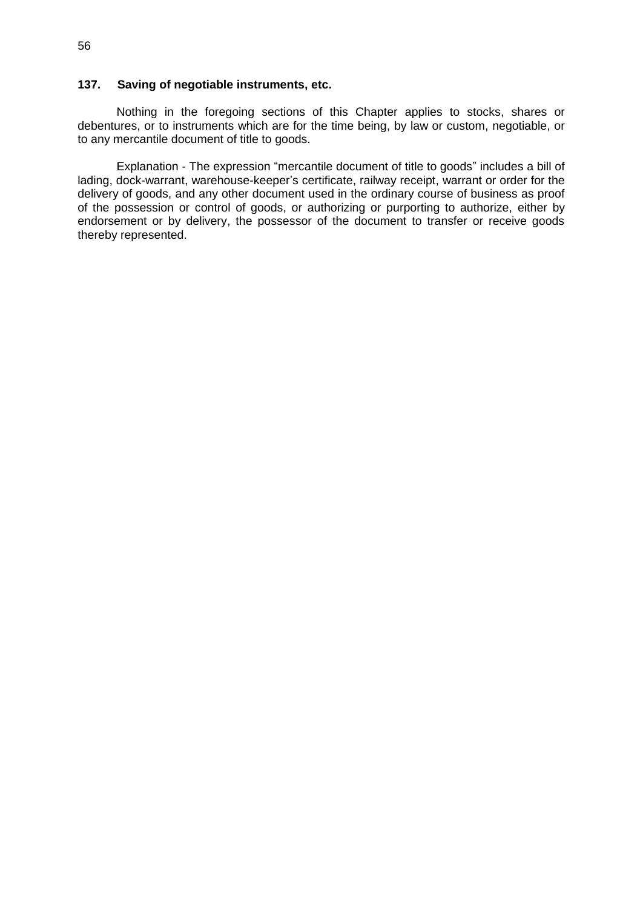### 137. Saving of negotiable instruments, etc.

Nothing in the foregoing sections of this Chapter applies to stocks, shares or debentures, or to instruments which are for the time being, by law or custom, negotiable, or to any mercantile document of title to goods.

Explanation - The expression “mercantile document of title to goods” includes a bill of lading, dock-warrant, warehouse-keeper’s certificate, railway receipt, warrant or order for the delivery of goods, and any other document used in the ordinary course of business as proof of the possession or control of goods, or authorizing or purporting to authorize, either by endorsement or by delivery, the possessor of the document to transfer or receive goods thereby represented.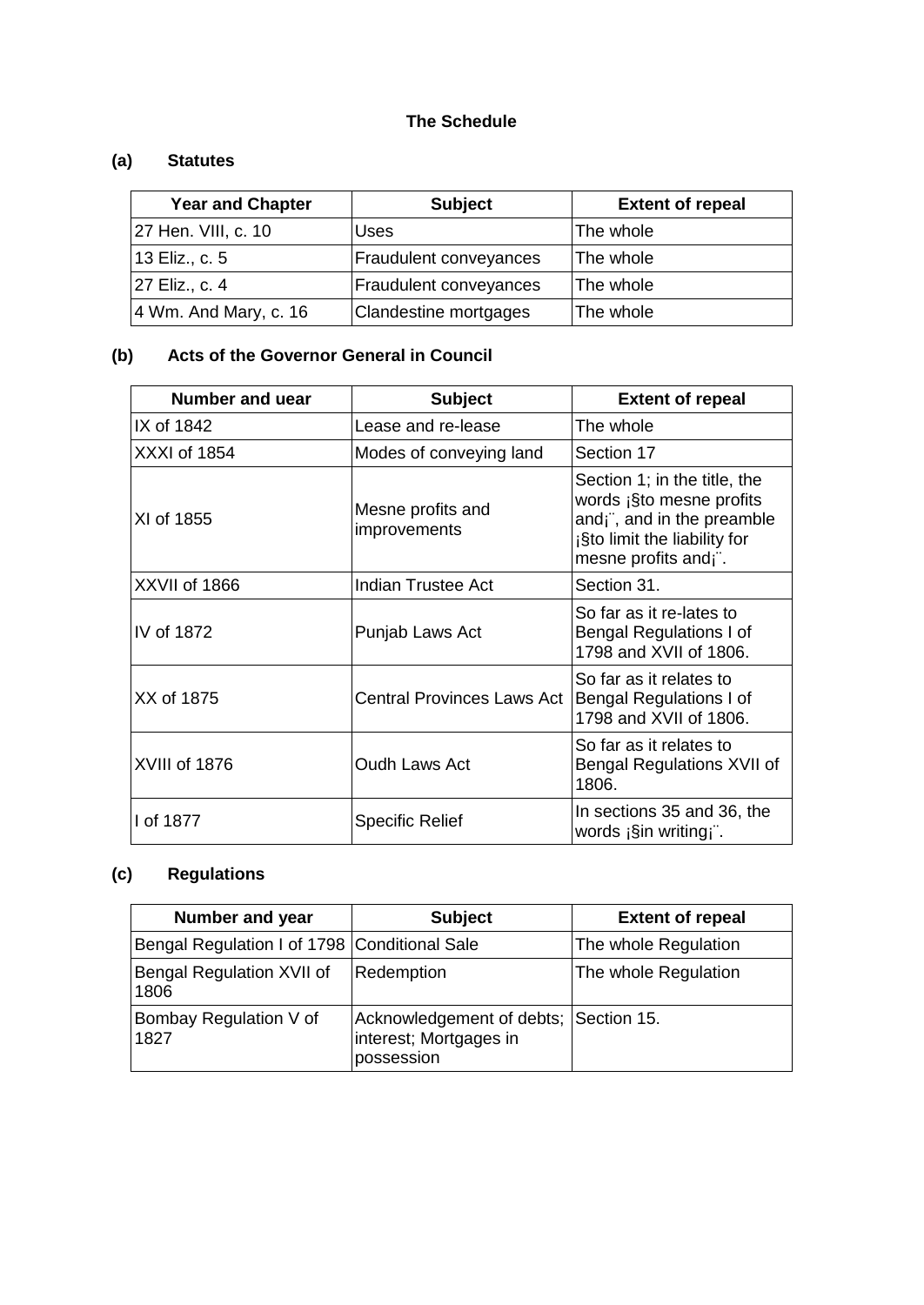**The Schedule**

**(a) Statutes**

| Year and Chapter | Subject | Extent of repeal |
|---|---|---|
| 27 Hen. VIII, c. 10 | Uses | The whole |
| 13 Eliz., c. 5 | Fraudulent conveyances | The whole |
| 27 Eliz., c. 4 | Fraudulent conveyances | The whole |
| 4 Wm. And Mary, c. 16 | Clandestine mortgages | The whole |

**(b) Acts of the Governor General in Council**

| Number and uear | Subject | Extent of repeal |
|---|---|---|
| IX of 1842 | Lease and re-lease | The whole |
| XXXI of 1854 | Modes of conveying land | Section 17 |
| XI of 1855 | Mesne profits and improvements | Section 1; in the title, the words ¡§to mesne profits and¡¨, and in the preamble ¡§to limit the liability for mesne profits and¡¨. |
| XXVII of 1866 | Indian Trustee Act | Section 31. |
| IV of 1872 | Punjab Laws Act | So far as it re-lates to Bengal Regulations I of 1798 and XVII of 1806. |
| XX of 1875 | Central Provinces Laws Act | So far as it relates to Bengal Regulations I of 1798 and XVII of 1806. |
| XVIII of 1876 | Oudh Laws Act | So far as it relates to Bengal Regulations XVII of 1806. |
| I of 1877 | Specific Relief | In sections 35 and 36, the words ¡§in writing¡¨. |

**(c) Regulations**

| Number and year | Subject | Extent of repeal |
|---|---|---|
| Bengal Regulation I of 1798 | Conditional Sale | The whole Regulation |
| Bengal Regulation XVII of 1806 | Redemption | The whole Regulation |
| Bombay Regulation V of 1827 | Acknowledgement of debts; interest; Mortgages in possession | Section 15. |